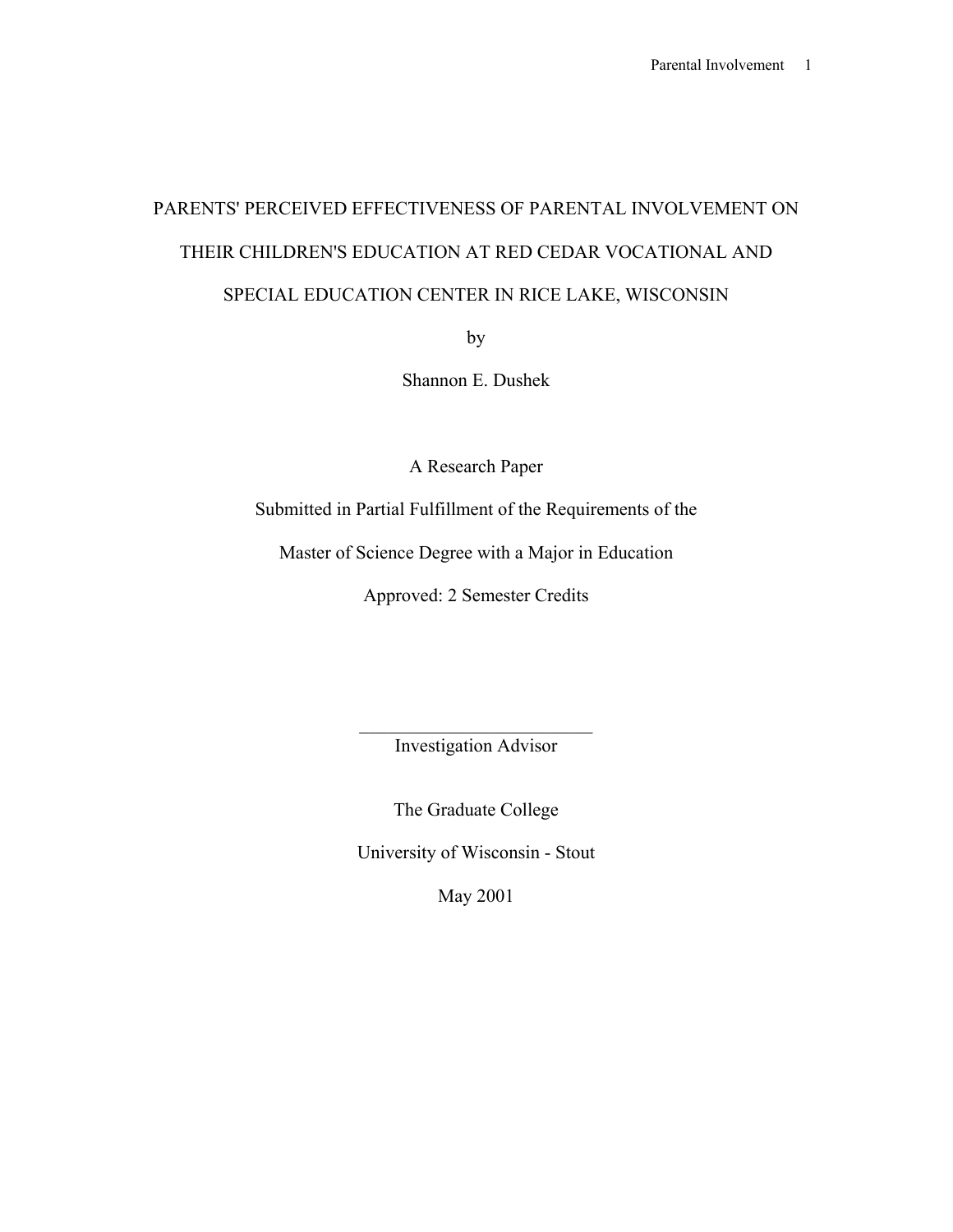# PARENTS' PERCEIVED EFFECTIVENESS OF PARENTAL INVOLVEMENT ON THEIR CHILDREN'S EDUCATION AT RED CEDAR VOCATIONAL AND SPECIAL EDUCATION CENTER IN RICE LAKE, WISCONSIN

by

Shannon E. Dushek

A Research Paper

Submitted in Partial Fulfillment of the Requirements of the

Master of Science Degree with a Major in Education

Approved: 2 Semester Credits

\_\_\_\_\_\_\_\_\_\_\_\_\_\_\_\_\_\_\_\_\_\_\_\_\_

Investigation Advisor

The Graduate College

University of Wisconsin - Stout

May 2001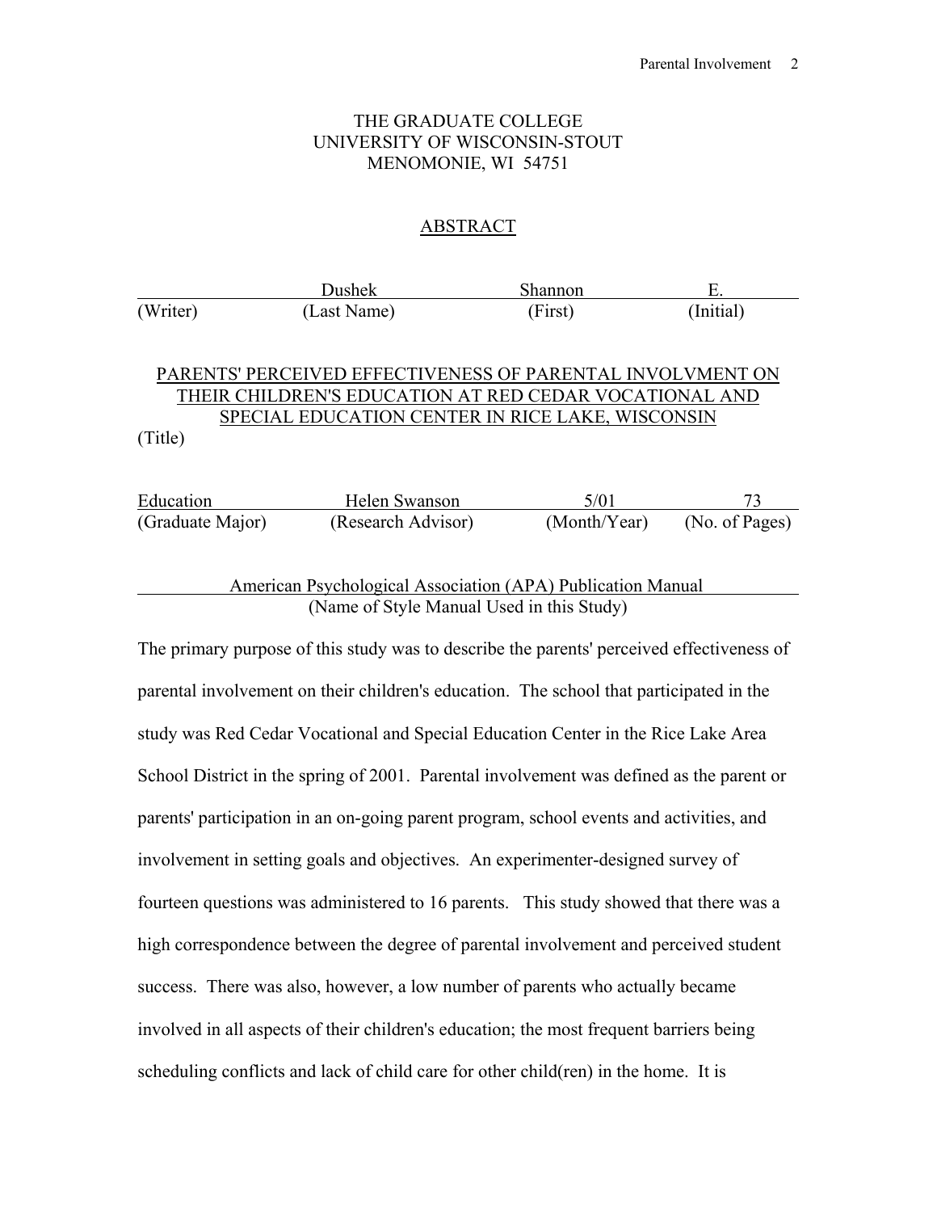THE GRADUATE COLLEGE
UNIVERSITY OF WISCONSIN-STOUT
MENOMONIE, WI 54751

## ABSTRACT

| | Dushek | Shannon | E. |
|---|---|---|---|
| (Writer) | (Last Name) | (First) | (Initial) |

PARENTS' PERCEIVED EFFECTIVENESS OF PARENTAL INVOLVMENT ON THEIR CHILDREN'S EDUCATION AT RED CEDAR VOCATIONAL AND SPECIAL EDUCATION CENTER IN RICE LAKE, WISCONSIN
(Title)

| Education | Helen Swanson | 5/01 | 73 |
|---|---|---|---|
| (Graduate Major) | (Research Advisor) | (Month/Year) | (No. of Pages) |

American Psychological Association (APA) Publication Manual
(Name of Style Manual Used in this Study)

The primary purpose of this study was to describe the parents' perceived effectiveness of parental involvement on their children's education. The school that participated in the study was Red Cedar Vocational and Special Education Center in the Rice Lake Area School District in the spring of 2001. Parental involvement was defined as the parent or parents' participation in an on-going parent program, school events and activities, and involvement in setting goals and objectives. An experimenter-designed survey of fourteen questions was administered to 16 parents. This study showed that there was a high correspondence between the degree of parental involvement and perceived student success. There was also, however, a low number of parents who actually became involved in all aspects of their children's education; the most frequent barriers being scheduling conflicts and lack of child care for other child(ren) in the home. It is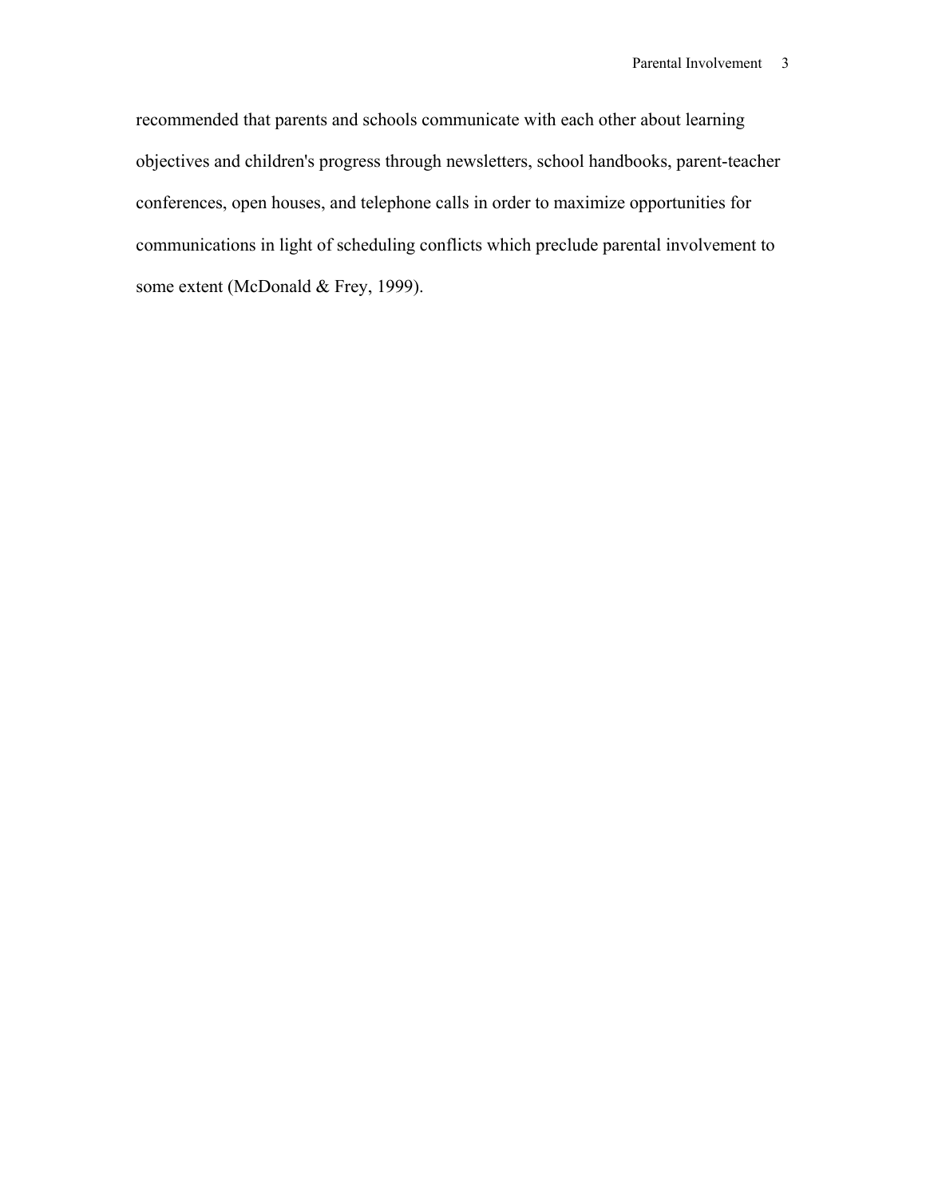recommended that parents and schools communicate with each other about learning objectives and children's progress through newsletters, school handbooks, parent-teacher conferences, open houses, and telephone calls in order to maximize opportunities for communications in light of scheduling conflicts which preclude parental involvement to some extent (McDonald & Frey, 1999).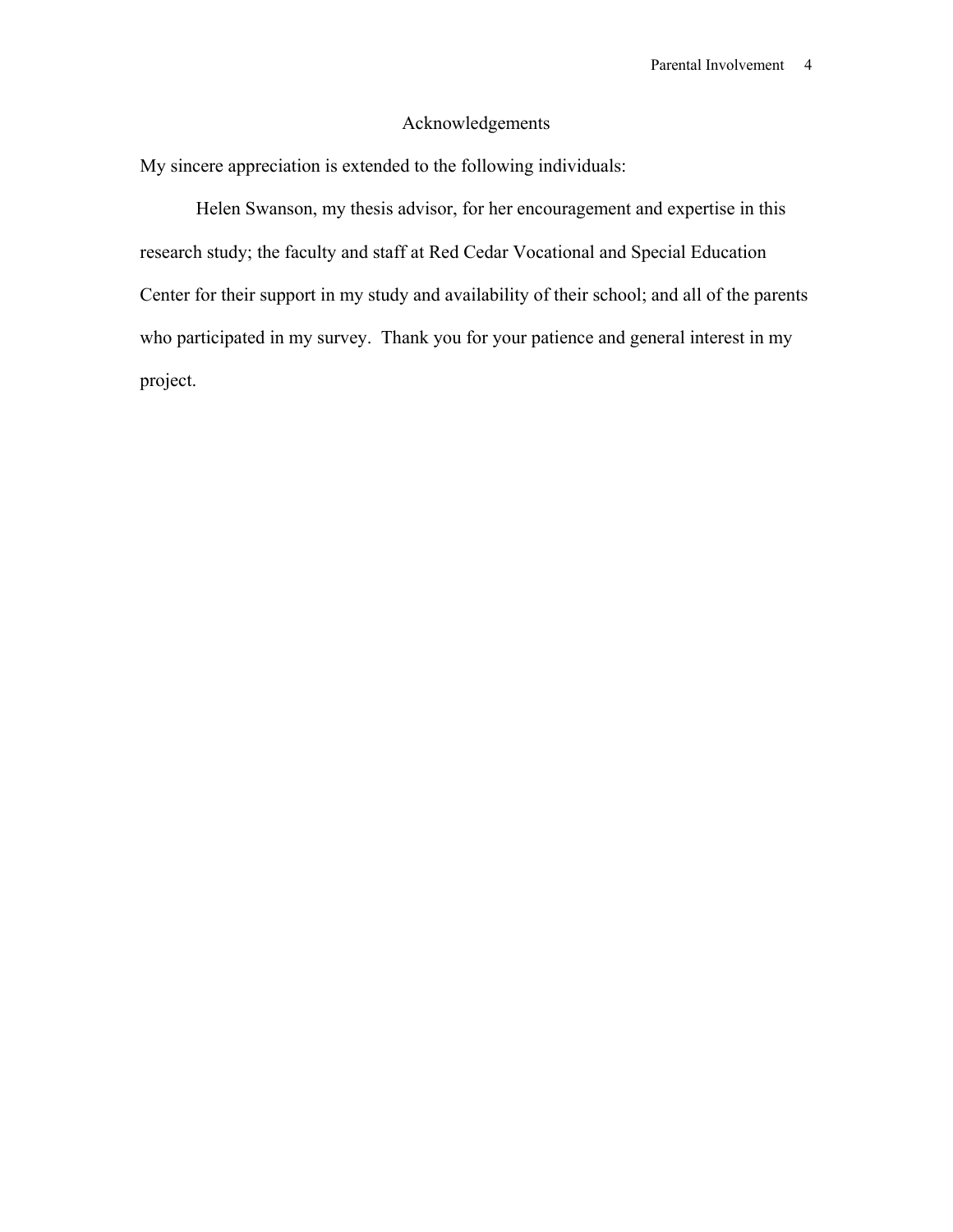# Acknowledgements

My sincere appreciation is extended to the following individuals:

Helen Swanson, my thesis advisor, for her encouragement and expertise in this research study; the faculty and staff at Red Cedar Vocational and Special Education Center for their support in my study and availability of their school; and all of the parents who participated in my survey. Thank you for your patience and general interest in my project.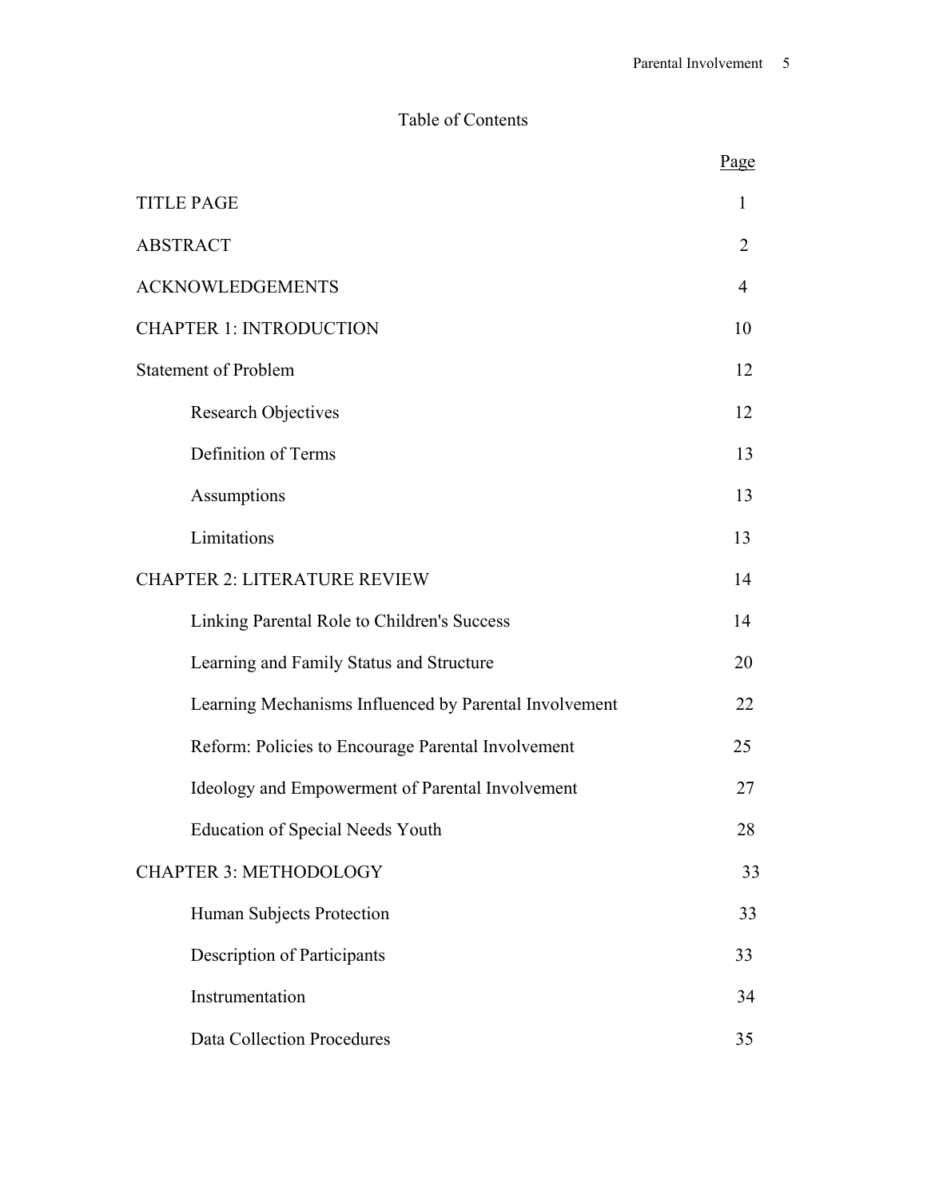# Table of Contents

| | Page |
|---|---|
| TITLE PAGE | 1 |
| ABSTRACT | 2 |
| ACKNOWLEDGEMENTS | 4 |
| CHAPTER 1: INTRODUCTION | 10 |
| Statement of Problem | 12 |
|     Research Objectives | 12 |
|     Definition of Terms | 13 |
|     Assumptions | 13 |
|     Limitations | 13 |
| CHAPTER 2: LITERATURE REVIEW | 14 |
|     Linking Parental Role to Children's Success | 14 |
|     Learning and Family Status and Structure | 20 |
|     Learning Mechanisms Influenced by Parental Involvement | 22 |
|     Reform: Policies to Encourage Parental Involvement | 25 |
|     Ideology and Empowerment of Parental Involvement | 27 |
|     Education of Special Needs Youth | 28 |
| CHAPTER 3: METHODOLOGY | 33 |
|     Human Subjects Protection | 33 |
|     Description of Participants | 33 |
|     Instrumentation | 34 |
|     Data Collection Procedures | 35 |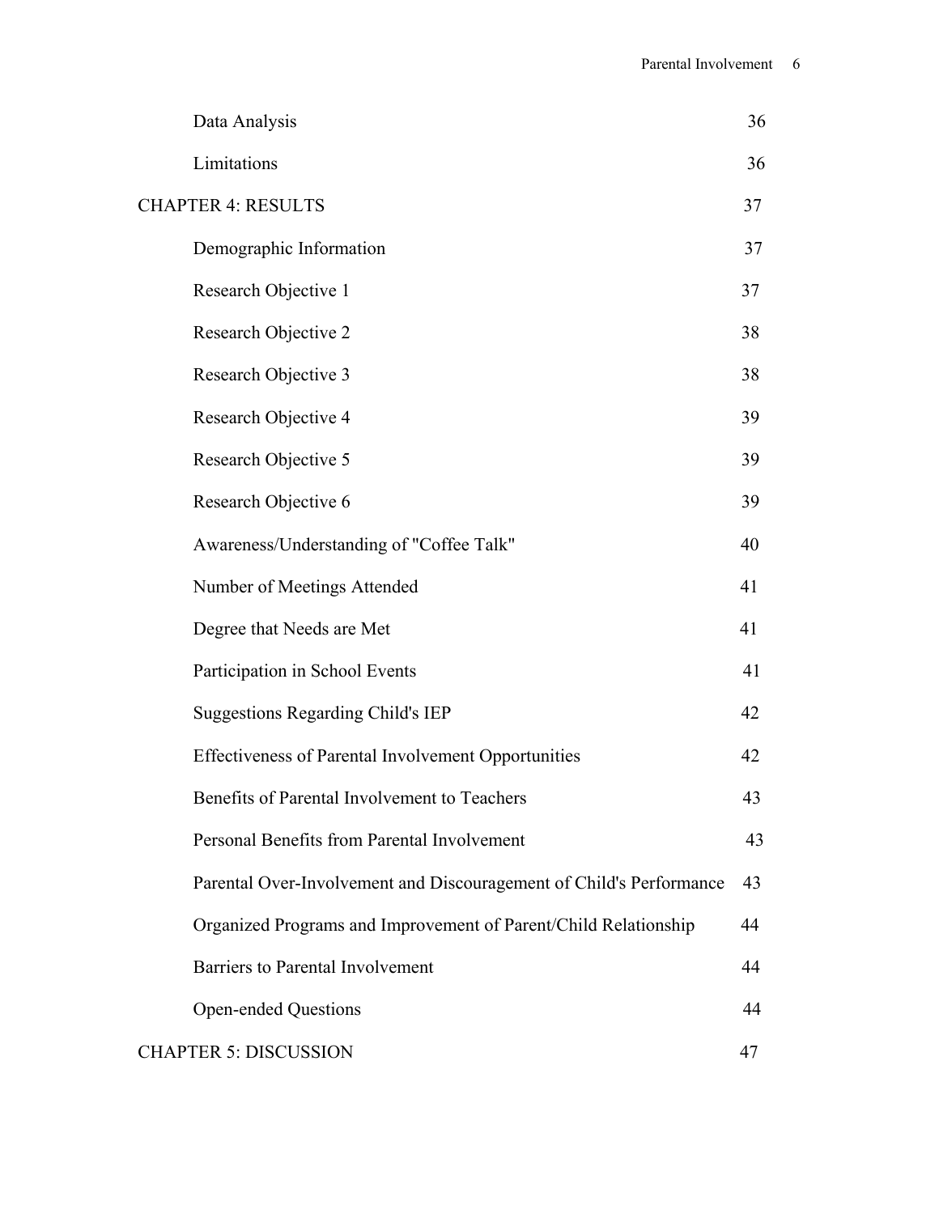Data Analysis 36

Limitations 36

CHAPTER 4: RESULTS 37

Demographic Information 37

Research Objective 1 37

Research Objective 2 38

Research Objective 3 38

Research Objective 4 39

Research Objective 5 39

Research Objective 6 39

Awareness/Understanding of "Coffee Talk" 40

Number of Meetings Attended 41

Degree that Needs are Met 41

Participation in School Events 41

Suggestions Regarding Child's IEP 42

Effectiveness of Parental Involvement Opportunities 42

Benefits of Parental Involvement to Teachers 43

Personal Benefits from Parental Involvement 43

Parental Over-Involvement and Discouragement of Child's Performance 43

Organized Programs and Improvement of Parent/Child Relationship 44

Barriers to Parental Involvement 44

Open-ended Questions 44

CHAPTER 5: DISCUSSION 47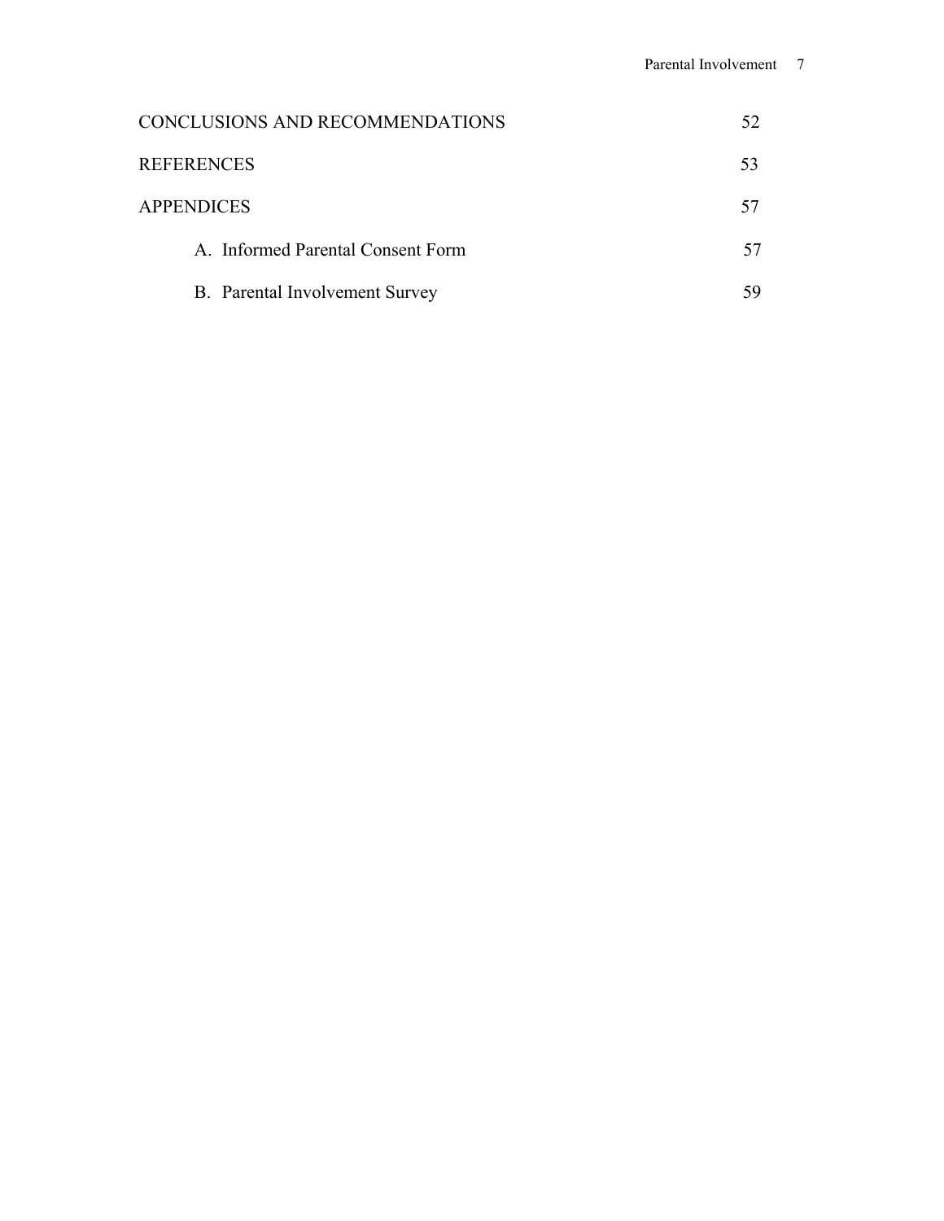CONCLUSIONS AND RECOMMENDATIONS 52

REFERENCES 53

APPENDICES 57

- A. Informed Parental Consent Form 57
- B. Parental Involvement Survey 59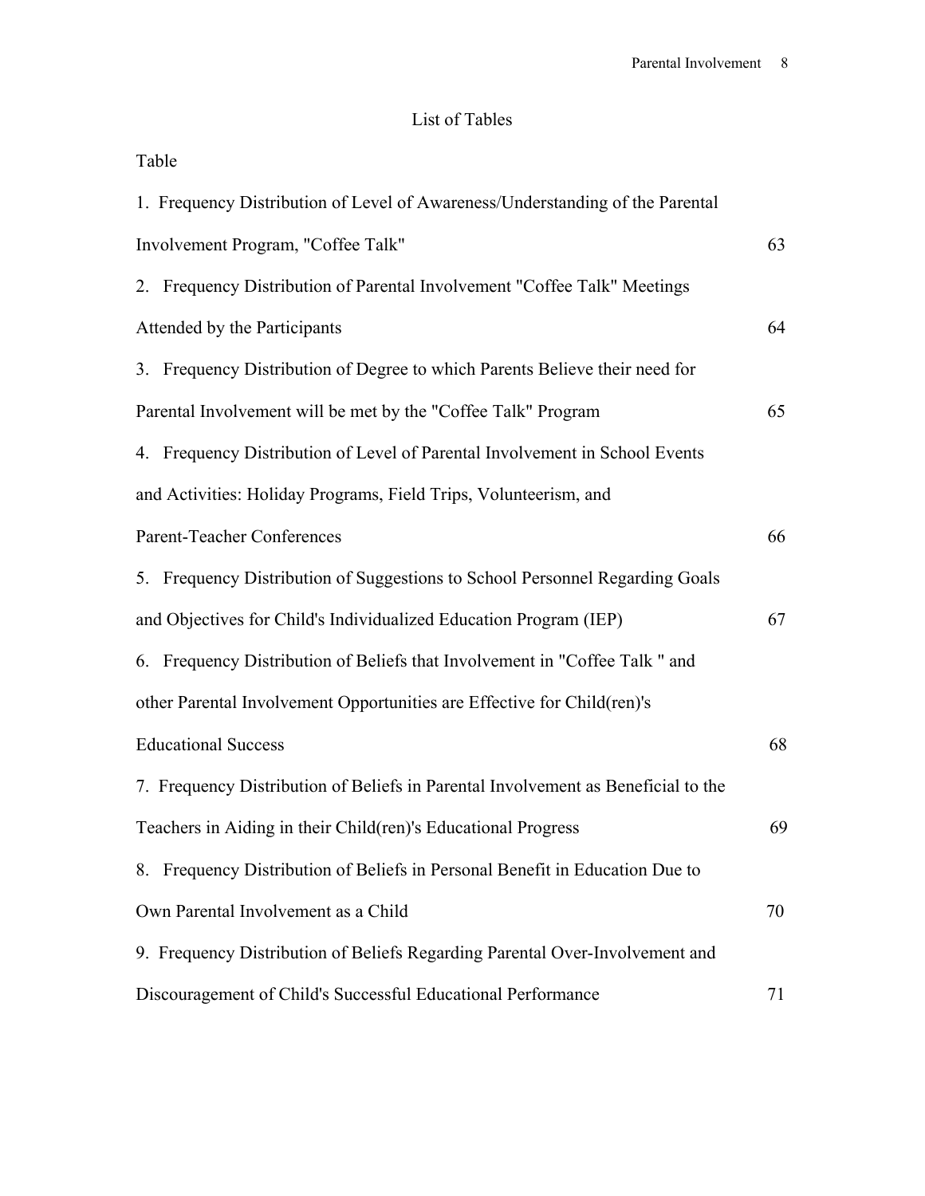## List of Tables

Table

1. Frequency Distribution of Level of Awareness/Understanding of the Parental Involvement Program, "Coffee Talk" 63
2. Frequency Distribution of Parental Involvement "Coffee Talk" Meetings Attended by the Participants 64
3. Frequency Distribution of Degree to which Parents Believe their need for Parental Involvement will be met by the "Coffee Talk" Program 65
4. Frequency Distribution of Level of Parental Involvement in School Events and Activities: Holiday Programs, Field Trips, Volunteerism, and Parent-Teacher Conferences 66
5. Frequency Distribution of Suggestions to School Personnel Regarding Goals and Objectives for Child's Individualized Education Program (IEP) 67
6. Frequency Distribution of Beliefs that Involvement in "Coffee Talk " and other Parental Involvement Opportunities are Effective for Child(ren)'s Educational Success 68
7. Frequency Distribution of Beliefs in Parental Involvement as Beneficial to the Teachers in Aiding in their Child(ren)'s Educational Progress 69
8. Frequency Distribution of Beliefs in Personal Benefit in Education Due to Own Parental Involvement as a Child 70
9. Frequency Distribution of Beliefs Regarding Parental Over-Involvement and Discouragement of Child's Successful Educational Performance 71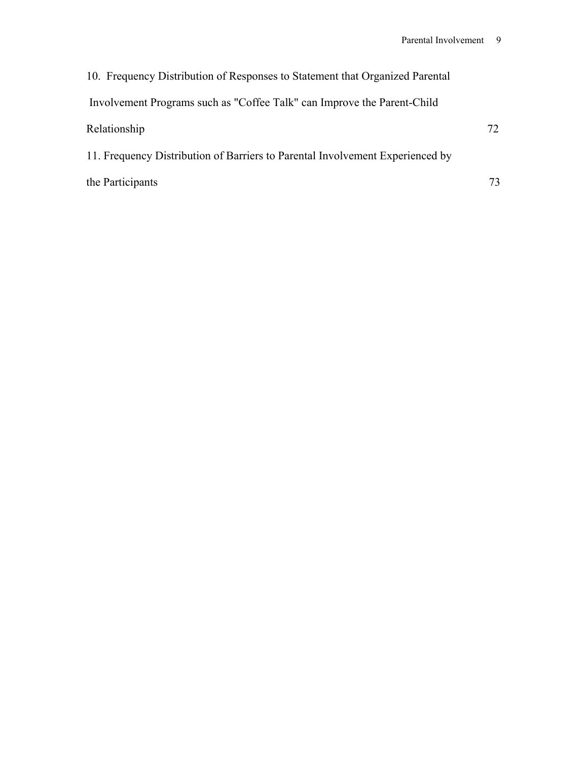10. Frequency Distribution of Responses to Statement that Organized Parental Involvement Programs such as "Coffee Talk" can Improve the Parent-Child Relationship 72

11. Frequency Distribution of Barriers to Parental Involvement Experienced by the Participants 73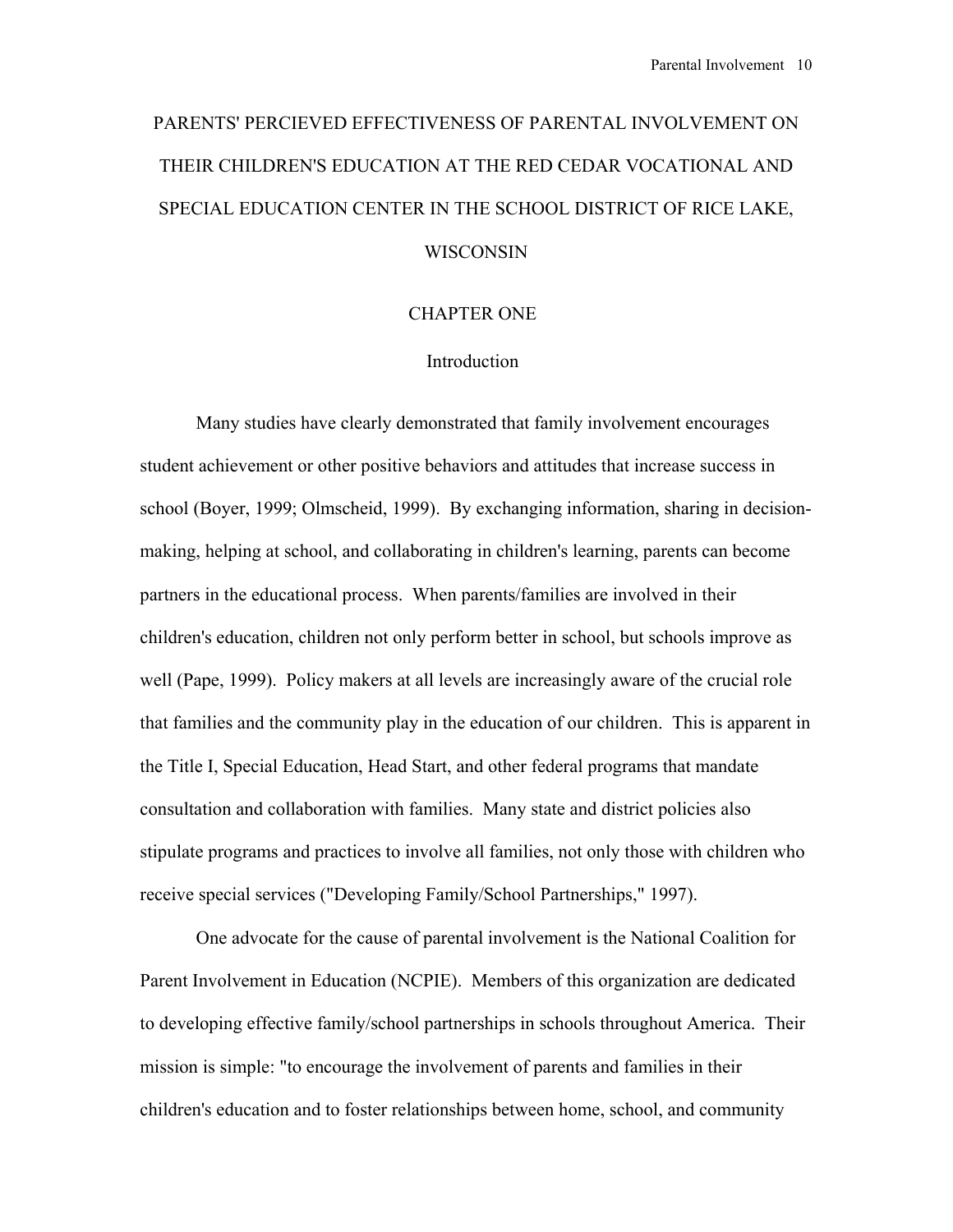# PARENTS' PERCIEVED EFFECTIVENESS OF PARENTAL INVOLVEMENT ON THEIR CHILDREN'S EDUCATION AT THE RED CEDAR VOCATIONAL AND SPECIAL EDUCATION CENTER IN THE SCHOOL DISTRICT OF RICE LAKE, WISCONSIN

## CHAPTER ONE

### Introduction

Many studies have clearly demonstrated that family involvement encourages student achievement or other positive behaviors and attitudes that increase success in school (Boyer, 1999; Olmscheid, 1999). By exchanging information, sharing in decision-making, helping at school, and collaborating in children's learning, parents can become partners in the educational process. When parents/families are involved in their children's education, children not only perform better in school, but schools improve as well (Pape, 1999). Policy makers at all levels are increasingly aware of the crucial role that families and the community play in the education of our children. This is apparent in the Title I, Special Education, Head Start, and other federal programs that mandate consultation and collaboration with families. Many state and district policies also stipulate programs and practices to involve all families, not only those with children who receive special services ("Developing Family/School Partnerships," 1997).

One advocate for the cause of parental involvement is the National Coalition for Parent Involvement in Education (NCPIE). Members of this organization are dedicated to developing effective family/school partnerships in schools throughout America. Their mission is simple: "to encourage the involvement of parents and families in their children's education and to foster relationships between home, school, and community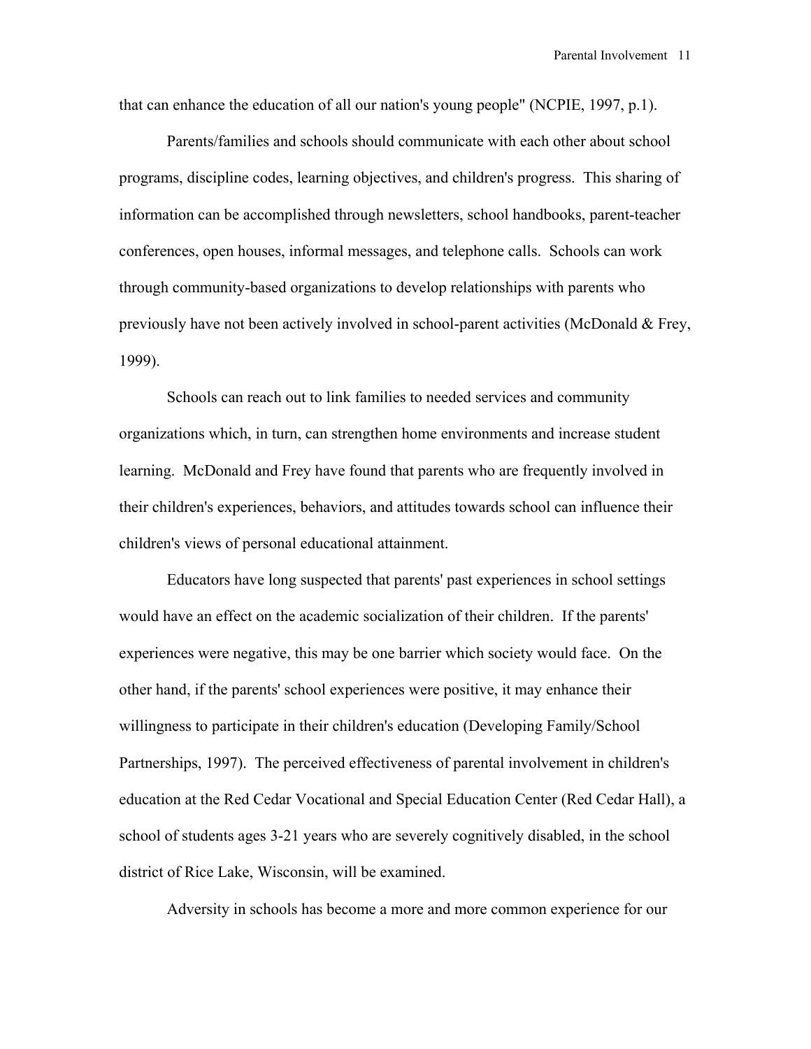that can enhance the education of all our nation's young people" (NCPIE, 1997, p.1).

Parents/families and schools should communicate with each other about school programs, discipline codes, learning objectives, and children's progress. This sharing of information can be accomplished through newsletters, school handbooks, parent-teacher conferences, open houses, informal messages, and telephone calls. Schools can work through community-based organizations to develop relationships with parents who previously have not been actively involved in school-parent activities (McDonald & Frey, 1999).

Schools can reach out to link families to needed services and community organizations which, in turn, can strengthen home environments and increase student learning. McDonald and Frey have found that parents who are frequently involved in their children's experiences, behaviors, and attitudes towards school can influence their children's views of personal educational attainment.

Educators have long suspected that parents' past experiences in school settings would have an effect on the academic socialization of their children. If the parents' experiences were negative, this may be one barrier which society would face. On the other hand, if the parents' school experiences were positive, it may enhance their willingness to participate in their children's education (Developing Family/School Partnerships, 1997). The perceived effectiveness of parental involvement in children's education at the Red Cedar Vocational and Special Education Center (Red Cedar Hall), a school of students ages 3-21 years who are severely cognitively disabled, in the school district of Rice Lake, Wisconsin, will be examined.

Adversity in schools has become a more and more common experience for our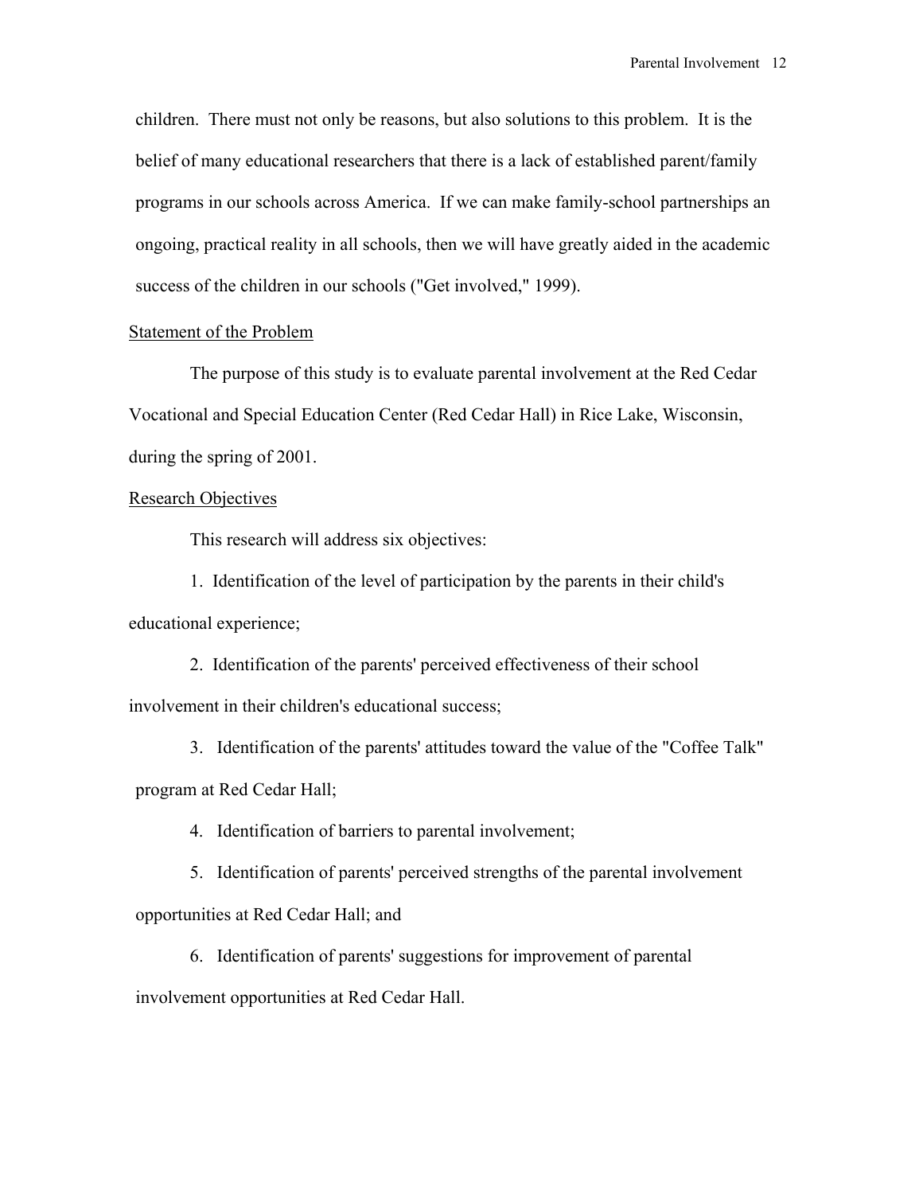children. There must not only be reasons, but also solutions to this problem. It is the belief of many educational researchers that there is a lack of established parent/family programs in our schools across America. If we can make family-school partnerships an ongoing, practical reality in all schools, then we will have greatly aided in the academic success of the children in our schools ("Get involved," 1999).

## Statement of the Problem

The purpose of this study is to evaluate parental involvement at the Red Cedar Vocational and Special Education Center (Red Cedar Hall) in Rice Lake, Wisconsin, during the spring of 2001.

## Research Objectives

This research will address six objectives:

1. Identification of the level of participation by the parents in their child's educational experience;

2. Identification of the parents' perceived effectiveness of their school involvement in their children's educational success;

3. Identification of the parents' attitudes toward the value of the "Coffee Talk" program at Red Cedar Hall;

4. Identification of barriers to parental involvement;

5. Identification of parents' perceived strengths of the parental involvement opportunities at Red Cedar Hall; and

6. Identification of parents' suggestions for improvement of parental involvement opportunities at Red Cedar Hall.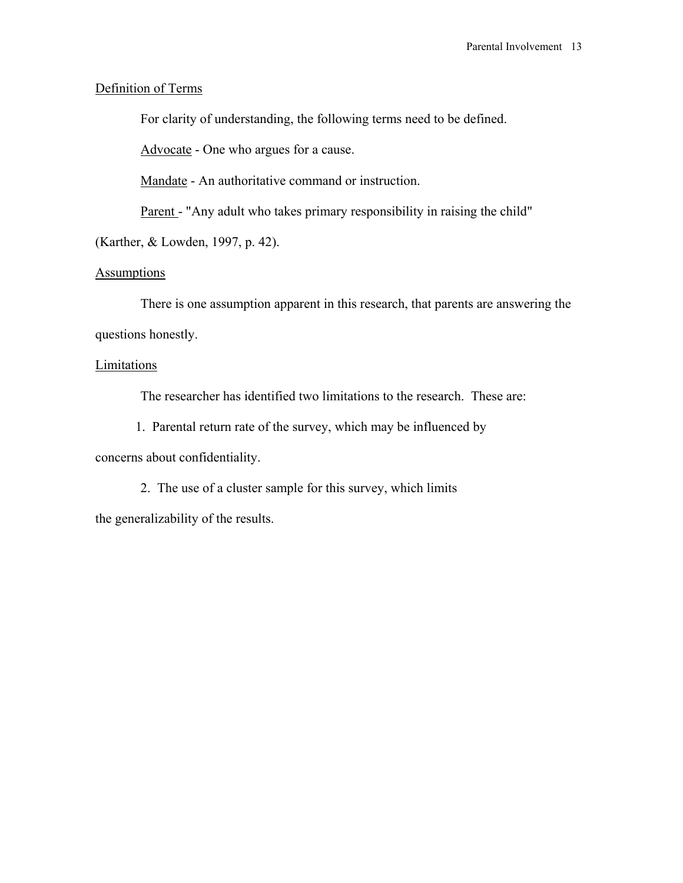## Definition of Terms

For clarity of understanding, the following terms need to be defined.

<u>Advocate</u> - One who argues for a cause.

<u>Mandate</u> - An authoritative command or instruction.

<u>Parent</u> - "Any adult who takes primary responsibility in raising the child" (Karther, & Lowden, 1997, p. 42).

## Assumptions

There is one assumption apparent in this research, that parents are answering the questions honestly.

## Limitations

The researcher has identified two limitations to the research. These are:

1. Parental return rate of the survey, which may be influenced by concerns about confidentiality.
2. The use of a cluster sample for this survey, which limits the generalizability of the results.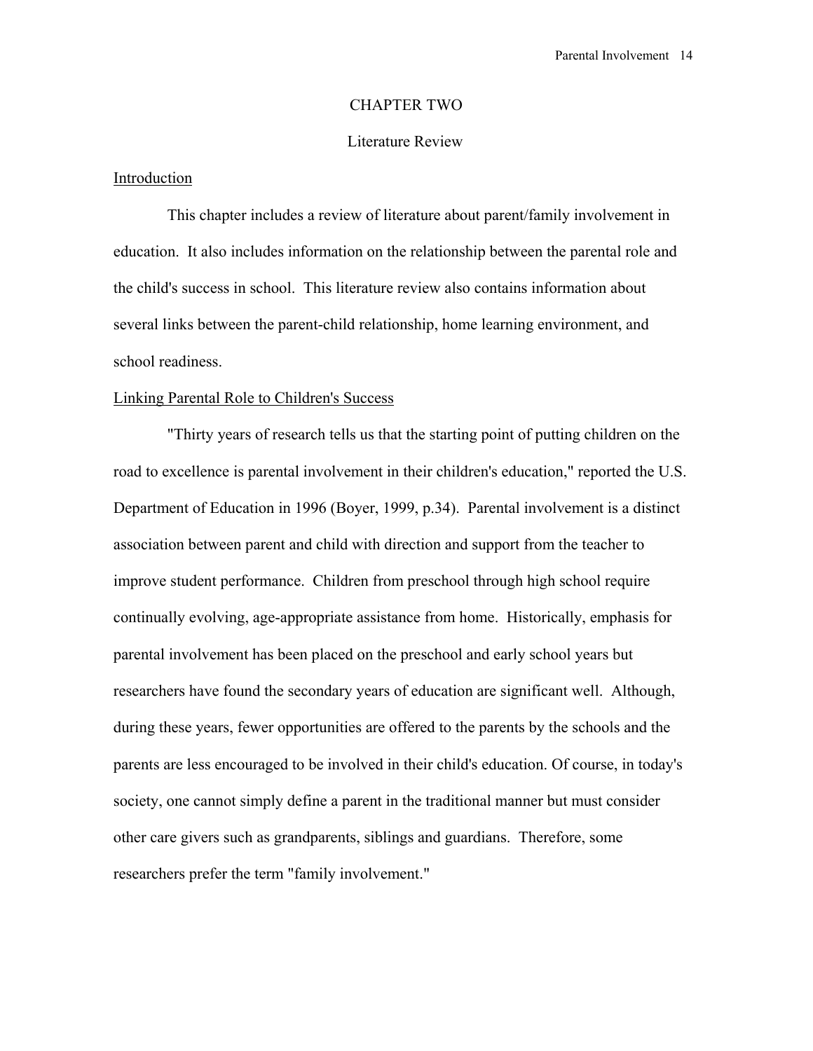# CHAPTER TWO

## Literature Review

### Introduction

This chapter includes a review of literature about parent/family involvement in education. It also includes information on the relationship between the parental role and the child's success in school. This literature review also contains information about several links between the parent-child relationship, home learning environment, and school readiness.

### Linking Parental Role to Children's Success

"Thirty years of research tells us that the starting point of putting children on the road to excellence is parental involvement in their children's education," reported the U.S. Department of Education in 1996 (Boyer, 1999, p.34). Parental involvement is a distinct association between parent and child with direction and support from the teacher to improve student performance. Children from preschool through high school require continually evolving, age-appropriate assistance from home. Historically, emphasis for parental involvement has been placed on the preschool and early school years but researchers have found the secondary years of education are significant well. Although, during these years, fewer opportunities are offered to the parents by the schools and the parents are less encouraged to be involved in their child's education. Of course, in today's society, one cannot simply define a parent in the traditional manner but must consider other care givers such as grandparents, siblings and guardians. Therefore, some researchers prefer the term "family involvement."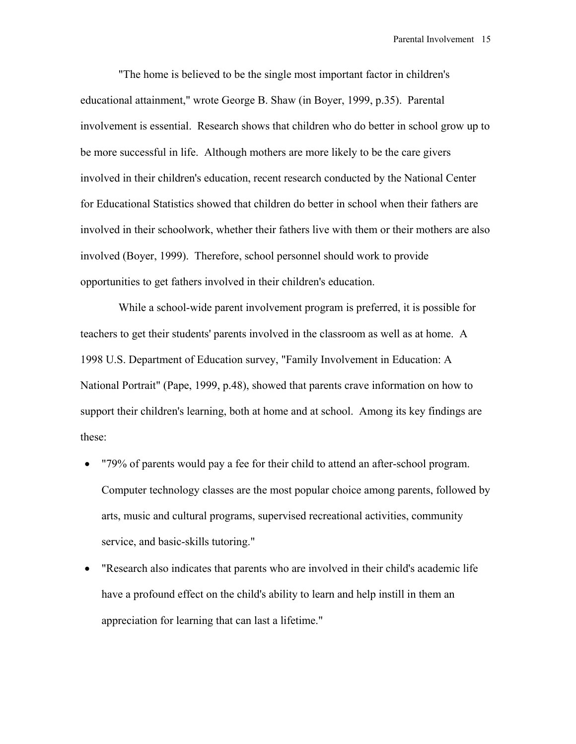"The home is believed to be the single most important factor in children's educational attainment," wrote George B. Shaw (in Boyer, 1999, p.35). Parental involvement is essential. Research shows that children who do better in school grow up to be more successful in life. Although mothers are more likely to be the care givers involved in their children's education, recent research conducted by the National Center for Educational Statistics showed that children do better in school when their fathers are involved in their schoolwork, whether their fathers live with them or their mothers are also involved (Boyer, 1999). Therefore, school personnel should work to provide opportunities to get fathers involved in their children's education.

While a school-wide parent involvement program is preferred, it is possible for teachers to get their students' parents involved in the classroom as well as at home. A 1998 U.S. Department of Education survey, "Family Involvement in Education: A National Portrait" (Pape, 1999, p.48), showed that parents crave information on how to support their children's learning, both at home and at school. Among its key findings are these:

- "79% of parents would pay a fee for their child to attend an after-school program. Computer technology classes are the most popular choice among parents, followed by arts, music and cultural programs, supervised recreational activities, community service, and basic-skills tutoring."
- "Research also indicates that parents who are involved in their child's academic life have a profound effect on the child's ability to learn and help instill in them an appreciation for learning that can last a lifetime."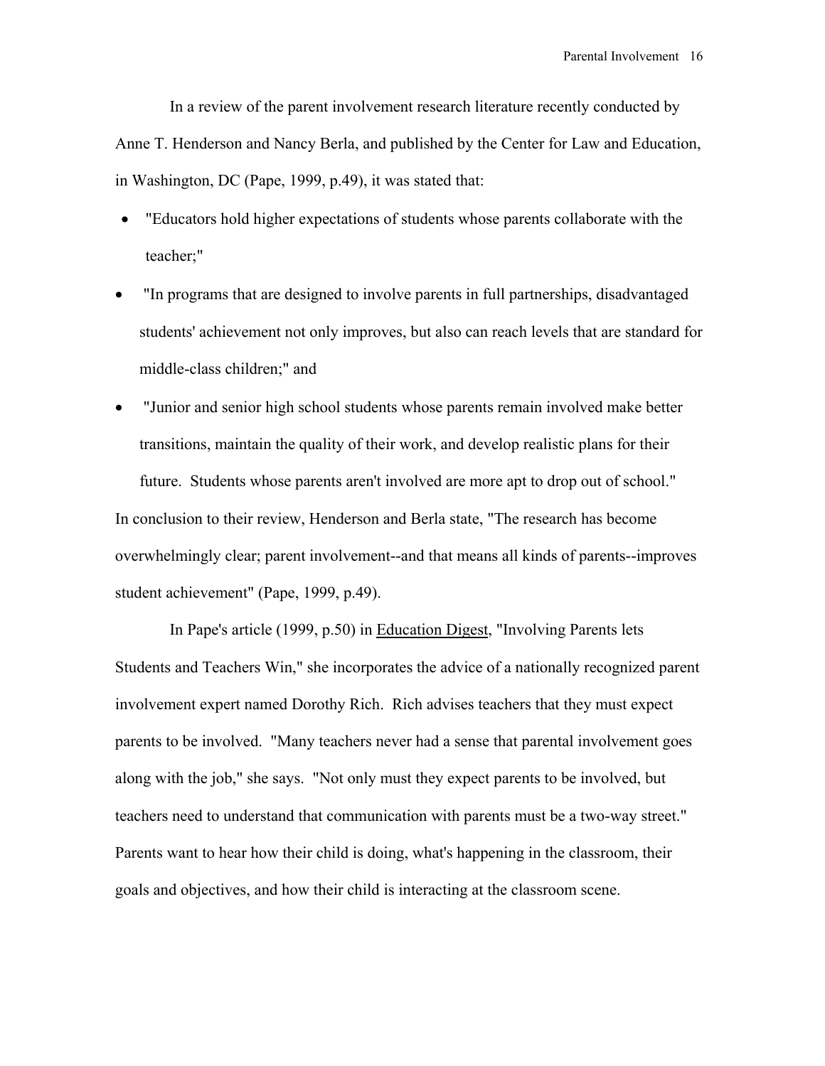In a review of the parent involvement research literature recently conducted by Anne T. Henderson and Nancy Berla, and published by the Center for Law and Education, in Washington, DC (Pape, 1999, p.49), it was stated that:

- "Educators hold higher expectations of students whose parents collaborate with the teacher;"
- "In programs that are designed to involve parents in full partnerships, disadvantaged students' achievement not only improves, but also can reach levels that are standard for middle-class children;" and
- "Junior and senior high school students whose parents remain involved make better transitions, maintain the quality of their work, and develop realistic plans for their future. Students whose parents aren't involved are more apt to drop out of school."

In conclusion to their review, Henderson and Berla state, "The research has become overwhelmingly clear; parent involvement--and that means all kinds of parents--improves student achievement" (Pape, 1999, p.49).

In Pape's article (1999, p.50) in Education Digest, "Involving Parents lets Students and Teachers Win," she incorporates the advice of a nationally recognized parent involvement expert named Dorothy Rich. Rich advises teachers that they must expect parents to be involved. "Many teachers never had a sense that parental involvement goes along with the job," she says. "Not only must they expect parents to be involved, but teachers need to understand that communication with parents must be a two-way street." Parents want to hear how their child is doing, what's happening in the classroom, their goals and objectives, and how their child is interacting at the classroom scene.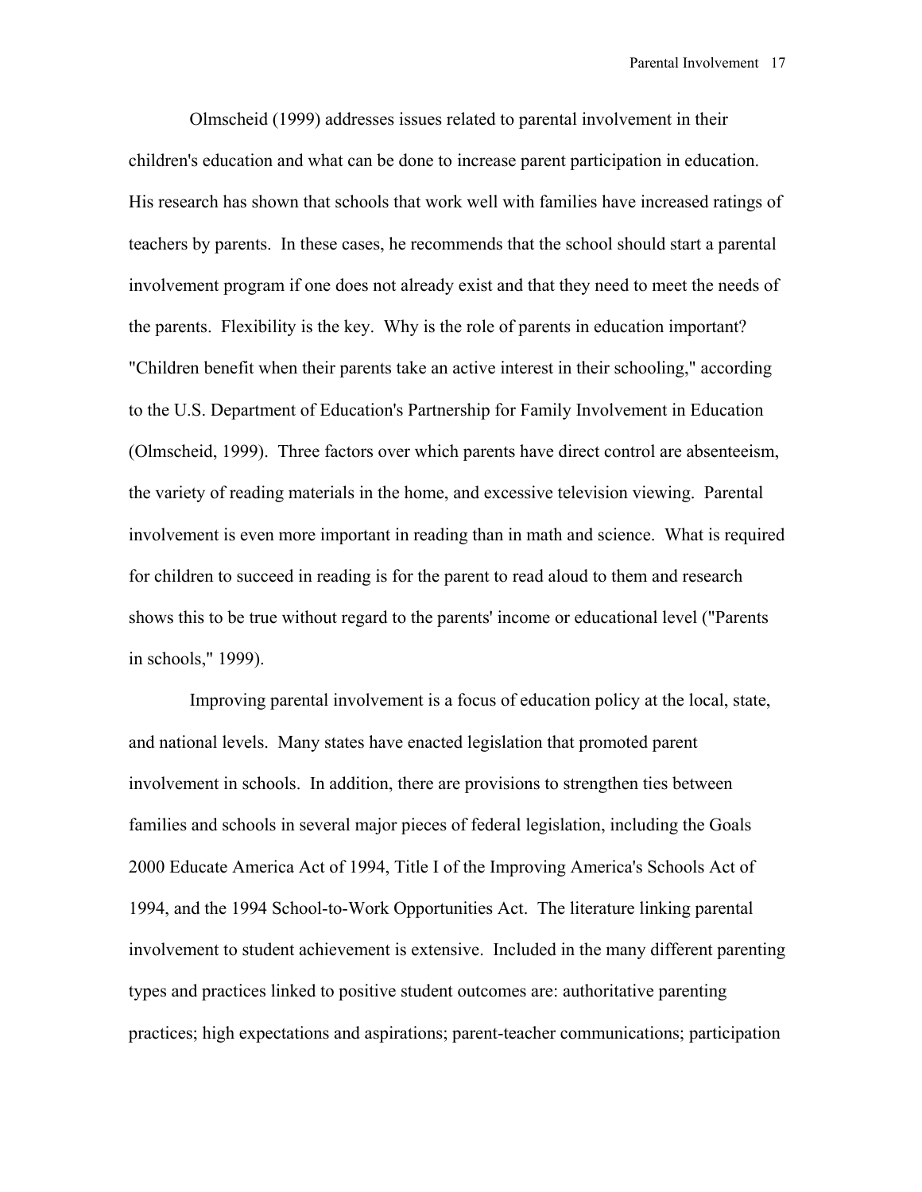Olmscheid (1999) addresses issues related to parental involvement in their children's education and what can be done to increase parent participation in education. His research has shown that schools that work well with families have increased ratings of teachers by parents. In these cases, he recommends that the school should start a parental involvement program if one does not already exist and that they need to meet the needs of the parents. Flexibility is the key. Why is the role of parents in education important? "Children benefit when their parents take an active interest in their schooling," according to the U.S. Department of Education's Partnership for Family Involvement in Education (Olmscheid, 1999). Three factors over which parents have direct control are absenteeism, the variety of reading materials in the home, and excessive television viewing. Parental involvement is even more important in reading than in math and science. What is required for children to succeed in reading is for the parent to read aloud to them and research shows this to be true without regard to the parents' income or educational level ("Parents in schools," 1999).

Improving parental involvement is a focus of education policy at the local, state, and national levels. Many states have enacted legislation that promoted parent involvement in schools. In addition, there are provisions to strengthen ties between families and schools in several major pieces of federal legislation, including the Goals 2000 Educate America Act of 1994, Title I of the Improving America's Schools Act of 1994, and the 1994 School-to-Work Opportunities Act. The literature linking parental involvement to student achievement is extensive. Included in the many different parenting types and practices linked to positive student outcomes are: authoritative parenting practices; high expectations and aspirations; parent-teacher communications; participation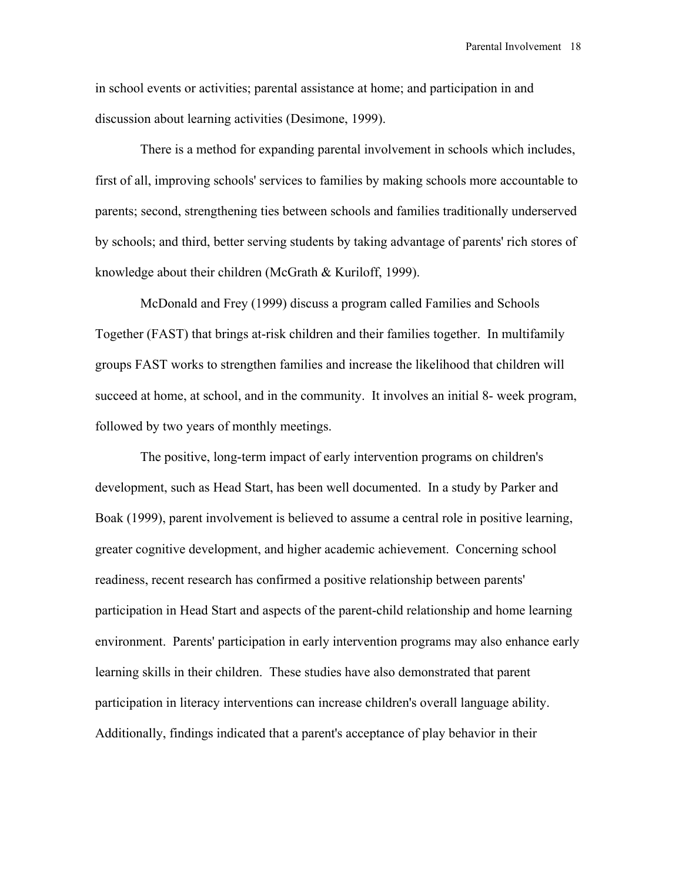in school events or activities; parental assistance at home; and participation in and discussion about learning activities (Desimone, 1999).

There is a method for expanding parental involvement in schools which includes, first of all, improving schools' services to families by making schools more accountable to parents; second, strengthening ties between schools and families traditionally underserved by schools; and third, better serving students by taking advantage of parents' rich stores of knowledge about their children (McGrath & Kuriloff, 1999).

McDonald and Frey (1999) discuss a program called Families and Schools Together (FAST) that brings at-risk children and their families together. In multifamily groups FAST works to strengthen families and increase the likelihood that children will succeed at home, at school, and in the community. It involves an initial 8- week program, followed by two years of monthly meetings.

The positive, long-term impact of early intervention programs on children's development, such as Head Start, has been well documented. In a study by Parker and Boak (1999), parent involvement is believed to assume a central role in positive learning, greater cognitive development, and higher academic achievement. Concerning school readiness, recent research has confirmed a positive relationship between parents' participation in Head Start and aspects of the parent-child relationship and home learning environment. Parents' participation in early intervention programs may also enhance early learning skills in their children. These studies have also demonstrated that parent participation in literacy interventions can increase children's overall language ability. Additionally, findings indicated that a parent's acceptance of play behavior in their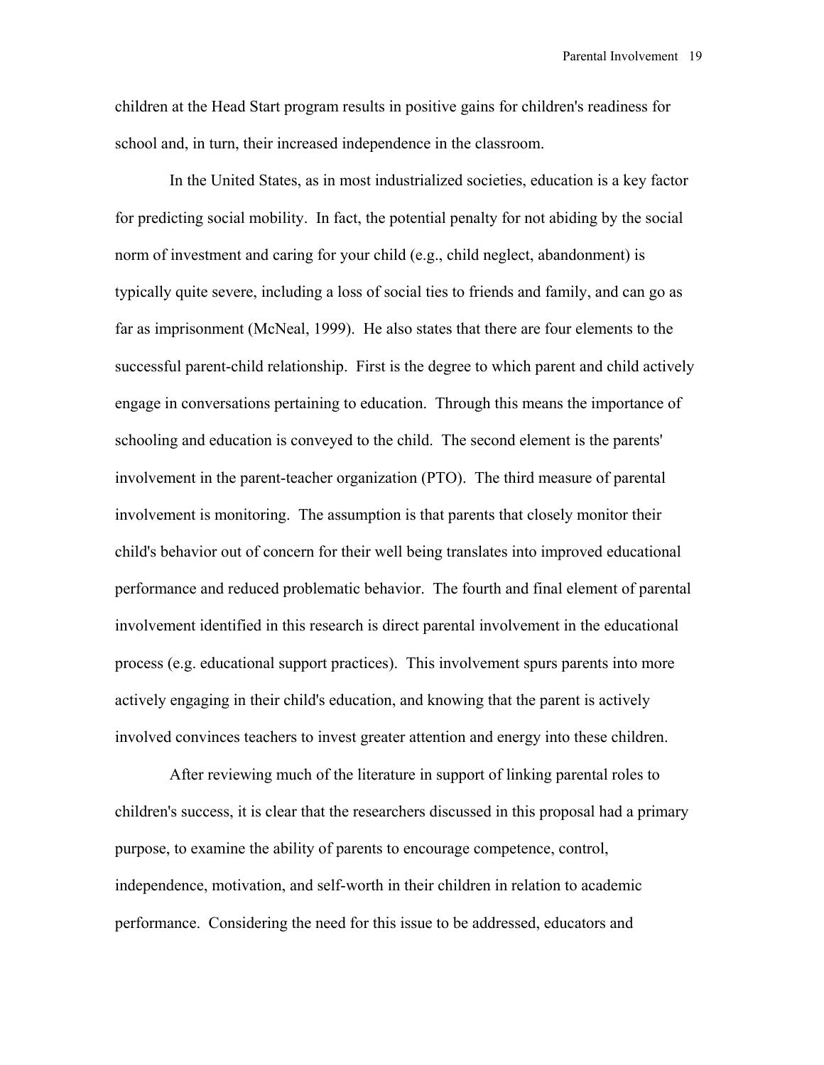children at the Head Start program results in positive gains for children's readiness for school and, in turn, their increased independence in the classroom.

In the United States, as in most industrialized societies, education is a key factor for predicting social mobility. In fact, the potential penalty for not abiding by the social norm of investment and caring for your child (e.g., child neglect, abandonment) is typically quite severe, including a loss of social ties to friends and family, and can go as far as imprisonment (McNeal, 1999). He also states that there are four elements to the successful parent-child relationship. First is the degree to which parent and child actively engage in conversations pertaining to education. Through this means the importance of schooling and education is conveyed to the child. The second element is the parents' involvement in the parent-teacher organization (PTO). The third measure of parental involvement is monitoring. The assumption is that parents that closely monitor their child's behavior out of concern for their well being translates into improved educational performance and reduced problematic behavior. The fourth and final element of parental involvement identified in this research is direct parental involvement in the educational process (e.g. educational support practices). This involvement spurs parents into more actively engaging in their child's education, and knowing that the parent is actively involved convinces teachers to invest greater attention and energy into these children.

After reviewing much of the literature in support of linking parental roles to children's success, it is clear that the researchers discussed in this proposal had a primary purpose, to examine the ability of parents to encourage competence, control, independence, motivation, and self-worth in their children in relation to academic performance. Considering the need for this issue to be addressed, educators and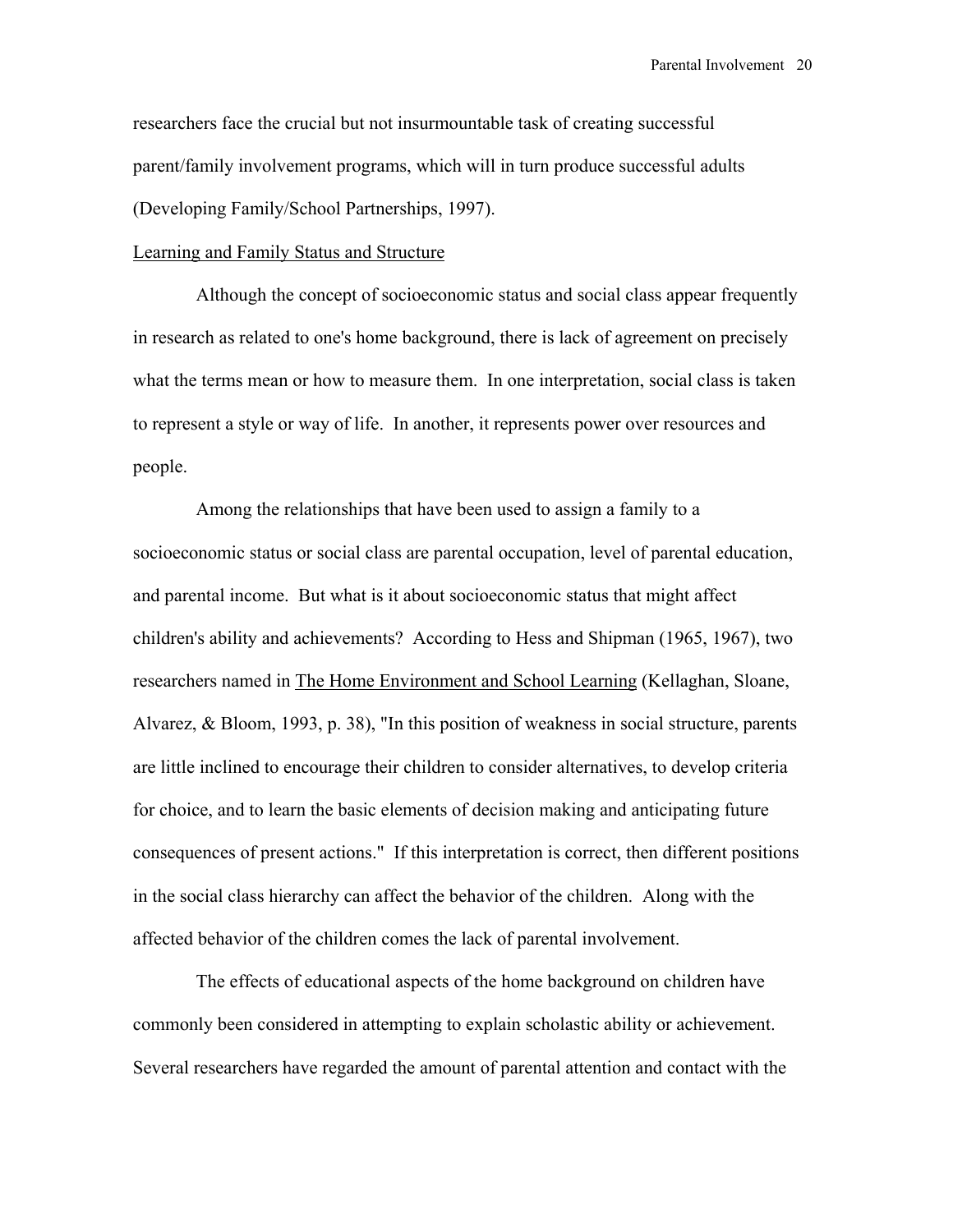researchers face the crucial but not insurmountable task of creating successful parent/family involvement programs, which will in turn produce successful adults (Developing Family/School Partnerships, 1997).

## Learning and Family Status and Structure

Although the concept of socioeconomic status and social class appear frequently in research as related to one's home background, there is lack of agreement on precisely what the terms mean or how to measure them. In one interpretation, social class is taken to represent a style or way of life. In another, it represents power over resources and people.

Among the relationships that have been used to assign a family to a socioeconomic status or social class are parental occupation, level of parental education, and parental income. But what is it about socioeconomic status that might affect children's ability and achievements? According to Hess and Shipman (1965, 1967), two researchers named in The Home Environment and School Learning (Kellaghan, Sloane, Alvarez, & Bloom, 1993, p. 38), "In this position of weakness in social structure, parents are little inclined to encourage their children to consider alternatives, to develop criteria for choice, and to learn the basic elements of decision making and anticipating future consequences of present actions." If this interpretation is correct, then different positions in the social class hierarchy can affect the behavior of the children. Along with the affected behavior of the children comes the lack of parental involvement.

The effects of educational aspects of the home background on children have commonly been considered in attempting to explain scholastic ability or achievement. Several researchers have regarded the amount of parental attention and contact with the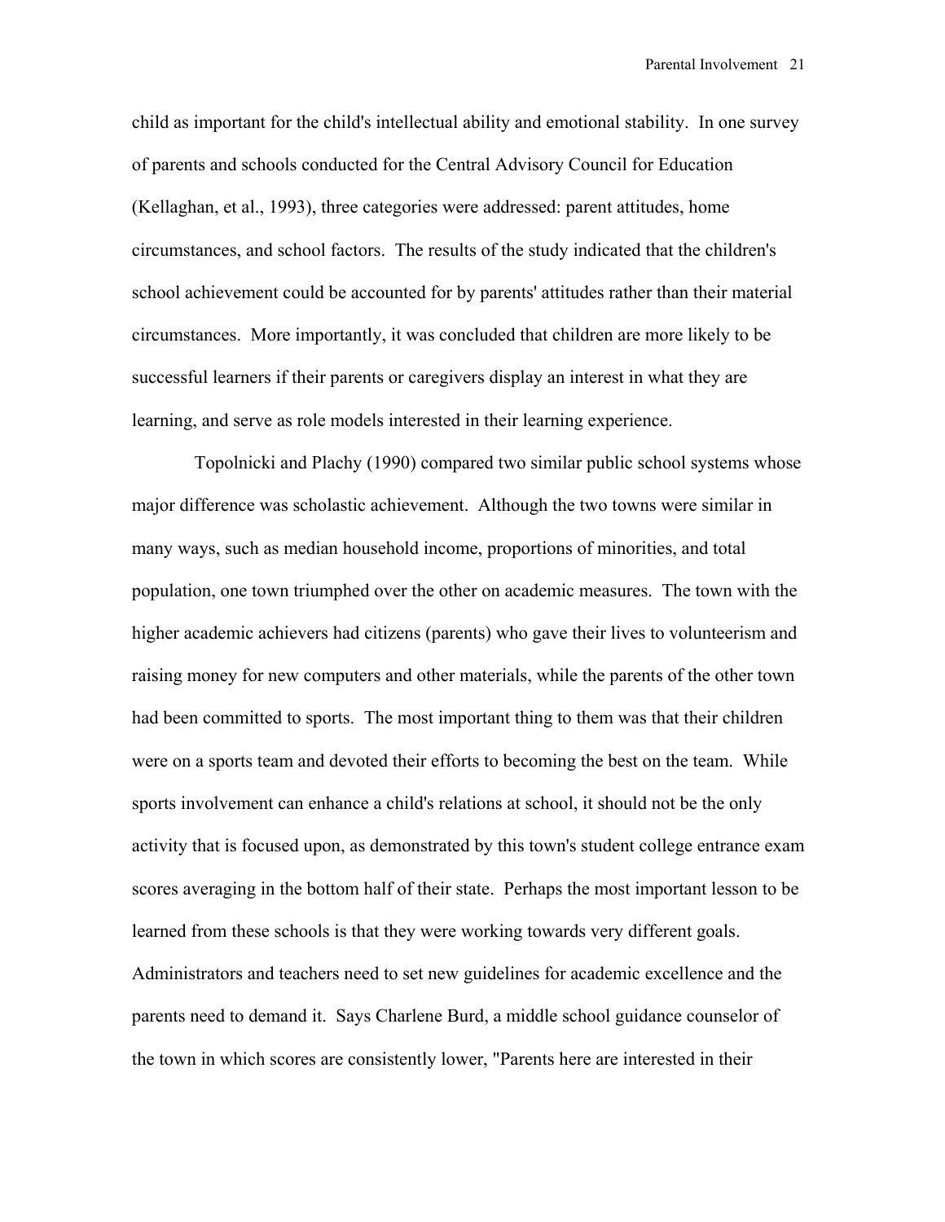child as important for the child's intellectual ability and emotional stability. In one survey of parents and schools conducted for the Central Advisory Council for Education (Kellaghan, et al., 1993), three categories were addressed: parent attitudes, home circumstances, and school factors. The results of the study indicated that the children's school achievement could be accounted for by parents' attitudes rather than their material circumstances. More importantly, it was concluded that children are more likely to be successful learners if their parents or caregivers display an interest in what they are learning, and serve as role models interested in their learning experience.

Topolnicki and Plachy (1990) compared two similar public school systems whose major difference was scholastic achievement. Although the two towns were similar in many ways, such as median household income, proportions of minorities, and total population, one town triumphed over the other on academic measures. The town with the higher academic achievers had citizens (parents) who gave their lives to volunteerism and raising money for new computers and other materials, while the parents of the other town had been committed to sports. The most important thing to them was that their children were on a sports team and devoted their efforts to becoming the best on the team. While sports involvement can enhance a child's relations at school, it should not be the only activity that is focused upon, as demonstrated by this town's student college entrance exam scores averaging in the bottom half of their state. Perhaps the most important lesson to be learned from these schools is that they were working towards very different goals. Administrators and teachers need to set new guidelines for academic excellence and the parents need to demand it. Says Charlene Burd, a middle school guidance counselor of the town in which scores are consistently lower, "Parents here are interested in their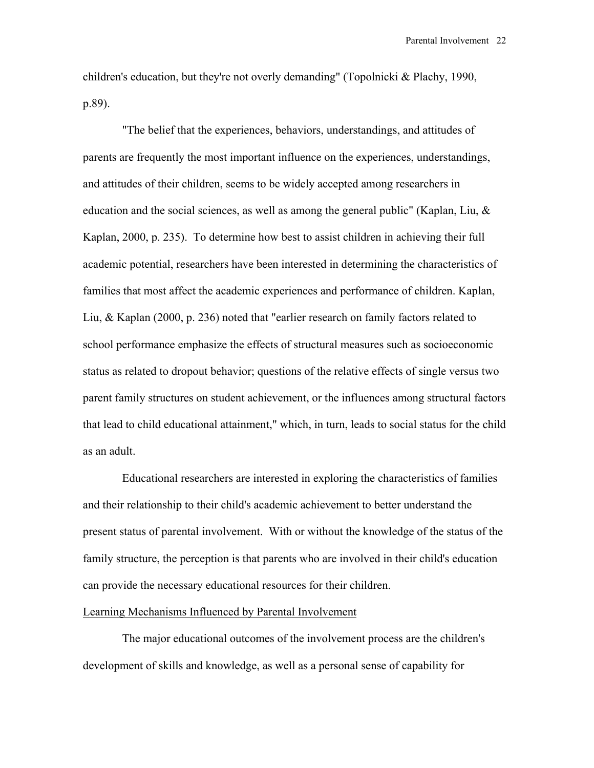children's education, but they're not overly demanding" (Topolnicki & Plachy, 1990, p.89).

"The belief that the experiences, behaviors, understandings, and attitudes of parents are frequently the most important influence on the experiences, understandings, and attitudes of their children, seems to be widely accepted among researchers in education and the social sciences, as well as among the general public" (Kaplan, Liu, & Kaplan, 2000, p. 235). To determine how best to assist children in achieving their full academic potential, researchers have been interested in determining the characteristics of families that most affect the academic experiences and performance of children. Kaplan, Liu, & Kaplan (2000, p. 236) noted that "earlier research on family factors related to school performance emphasize the effects of structural measures such as socioeconomic status as related to dropout behavior; questions of the relative effects of single versus two parent family structures on student achievement, or the influences among structural factors that lead to child educational attainment," which, in turn, leads to social status for the child as an adult.

Educational researchers are interested in exploring the characteristics of families and their relationship to their child's academic achievement to better understand the present status of parental involvement. With or without the knowledge of the status of the family structure, the perception is that parents who are involved in their child's education can provide the necessary educational resources for their children.

<u>Learning Mechanisms Influenced by Parental Involvement</u>

The major educational outcomes of the involvement process are the children's development of skills and knowledge, as well as a personal sense of capability for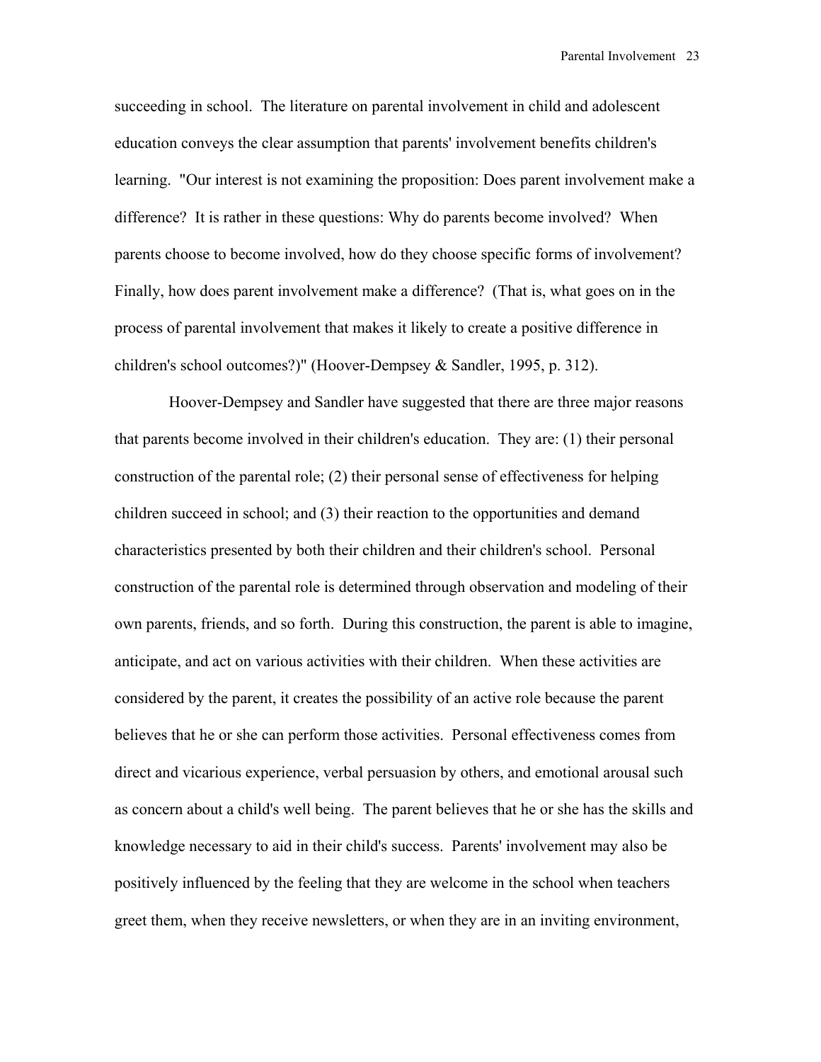succeeding in school. The literature on parental involvement in child and adolescent education conveys the clear assumption that parents' involvement benefits children's learning. "Our interest is not examining the proposition: Does parent involvement make a difference? It is rather in these questions: Why do parents become involved? When parents choose to become involved, how do they choose specific forms of involvement? Finally, how does parent involvement make a difference? (That is, what goes on in the process of parental involvement that makes it likely to create a positive difference in children's school outcomes?)" (Hoover-Dempsey & Sandler, 1995, p. 312).

Hoover-Dempsey and Sandler have suggested that there are three major reasons that parents become involved in their children's education. They are: (1) their personal construction of the parental role; (2) their personal sense of effectiveness for helping children succeed in school; and (3) their reaction to the opportunities and demand characteristics presented by both their children and their children's school. Personal construction of the parental role is determined through observation and modeling of their own parents, friends, and so forth. During this construction, the parent is able to imagine, anticipate, and act on various activities with their children. When these activities are considered by the parent, it creates the possibility of an active role because the parent believes that he or she can perform those activities. Personal effectiveness comes from direct and vicarious experience, verbal persuasion by others, and emotional arousal such as concern about a child's well being. The parent believes that he or she has the skills and knowledge necessary to aid in their child's success. Parents' involvement may also be positively influenced by the feeling that they are welcome in the school when teachers greet them, when they receive newsletters, or when they are in an inviting environment,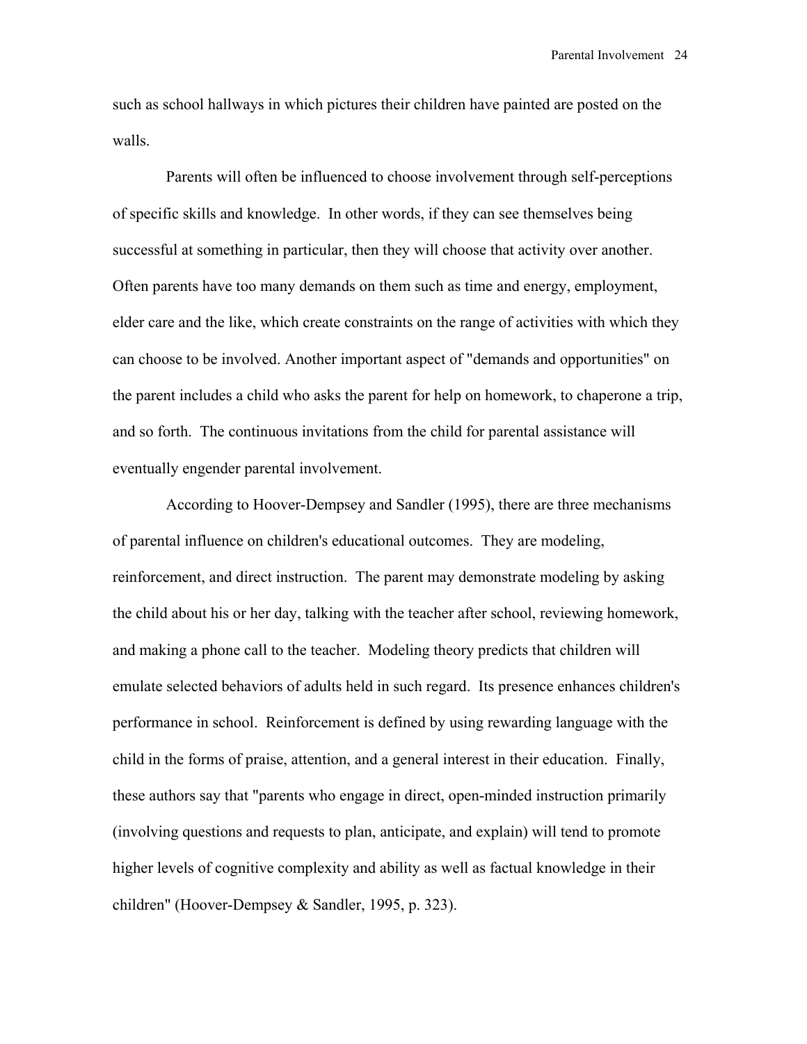such as school hallways in which pictures their children have painted are posted on the walls.

Parents will often be influenced to choose involvement through self-perceptions of specific skills and knowledge. In other words, if they can see themselves being successful at something in particular, then they will choose that activity over another. Often parents have too many demands on them such as time and energy, employment, elder care and the like, which create constraints on the range of activities with which they can choose to be involved. Another important aspect of "demands and opportunities" on the parent includes a child who asks the parent for help on homework, to chaperone a trip, and so forth. The continuous invitations from the child for parental assistance will eventually engender parental involvement.

According to Hoover-Dempsey and Sandler (1995), there are three mechanisms of parental influence on children's educational outcomes. They are modeling, reinforcement, and direct instruction. The parent may demonstrate modeling by asking the child about his or her day, talking with the teacher after school, reviewing homework, and making a phone call to the teacher. Modeling theory predicts that children will emulate selected behaviors of adults held in such regard. Its presence enhances children's performance in school. Reinforcement is defined by using rewarding language with the child in the forms of praise, attention, and a general interest in their education. Finally, these authors say that "parents who engage in direct, open-minded instruction primarily (involving questions and requests to plan, anticipate, and explain) will tend to promote higher levels of cognitive complexity and ability as well as factual knowledge in their children" (Hoover-Dempsey & Sandler, 1995, p. 323).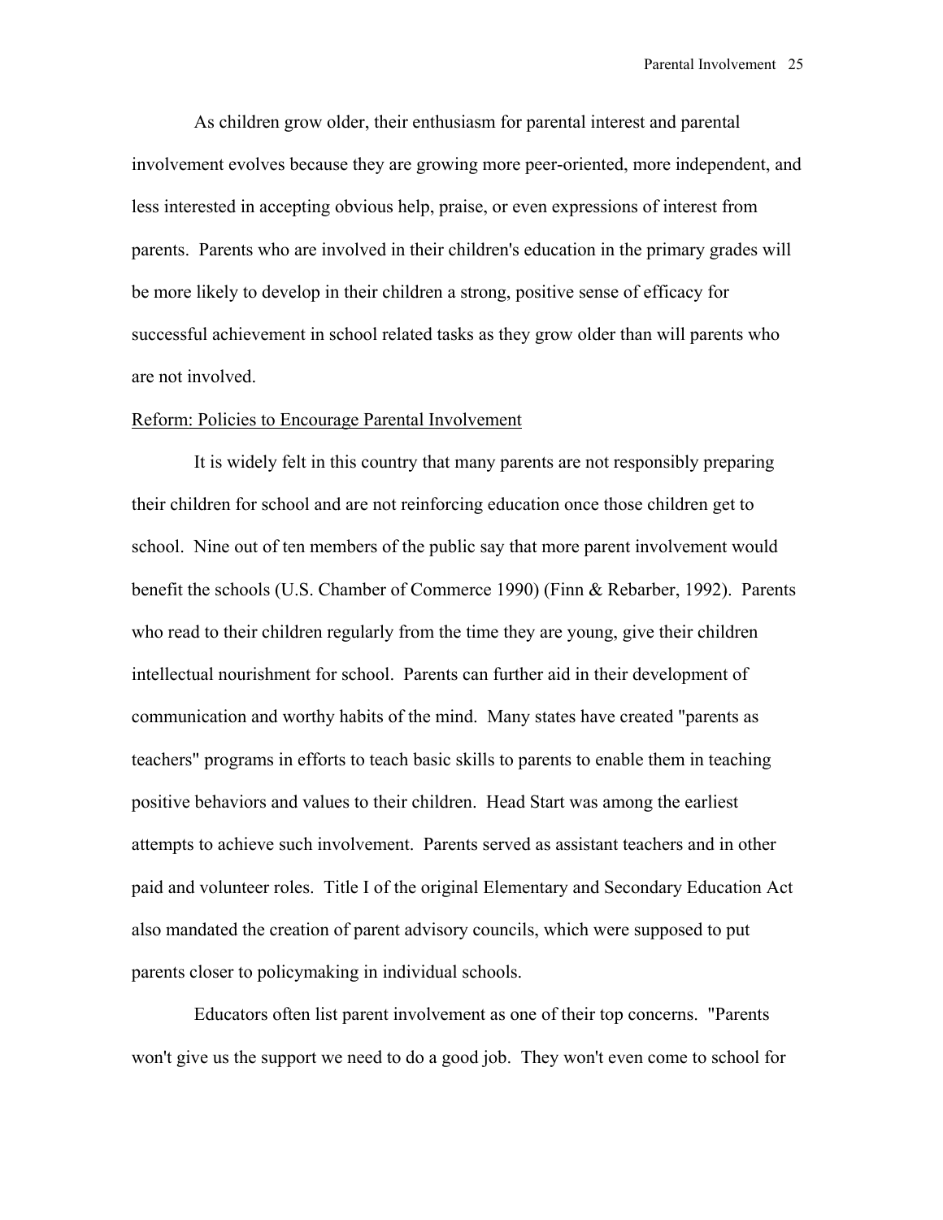As children grow older, their enthusiasm for parental interest and parental involvement evolves because they are growing more peer-oriented, more independent, and less interested in accepting obvious help, praise, or even expressions of interest from parents. Parents who are involved in their children's education in the primary grades will be more likely to develop in their children a strong, positive sense of efficacy for successful achievement in school related tasks as they grow older than will parents who are not involved.

<u>Reform: Policies to Encourage Parental Involvement</u>

It is widely felt in this country that many parents are not responsibly preparing their children for school and are not reinforcing education once those children get to school. Nine out of ten members of the public say that more parent involvement would benefit the schools (U.S. Chamber of Commerce 1990) (Finn & Rebarber, 1992). Parents who read to their children regularly from the time they are young, give their children intellectual nourishment for school. Parents can further aid in their development of communication and worthy habits of the mind. Many states have created "parents as teachers" programs in efforts to teach basic skills to parents to enable them in teaching positive behaviors and values to their children. Head Start was among the earliest attempts to achieve such involvement. Parents served as assistant teachers and in other paid and volunteer roles. Title I of the original Elementary and Secondary Education Act also mandated the creation of parent advisory councils, which were supposed to put parents closer to policymaking in individual schools.

Educators often list parent involvement as one of their top concerns. "Parents won't give us the support we need to do a good job. They won't even come to school for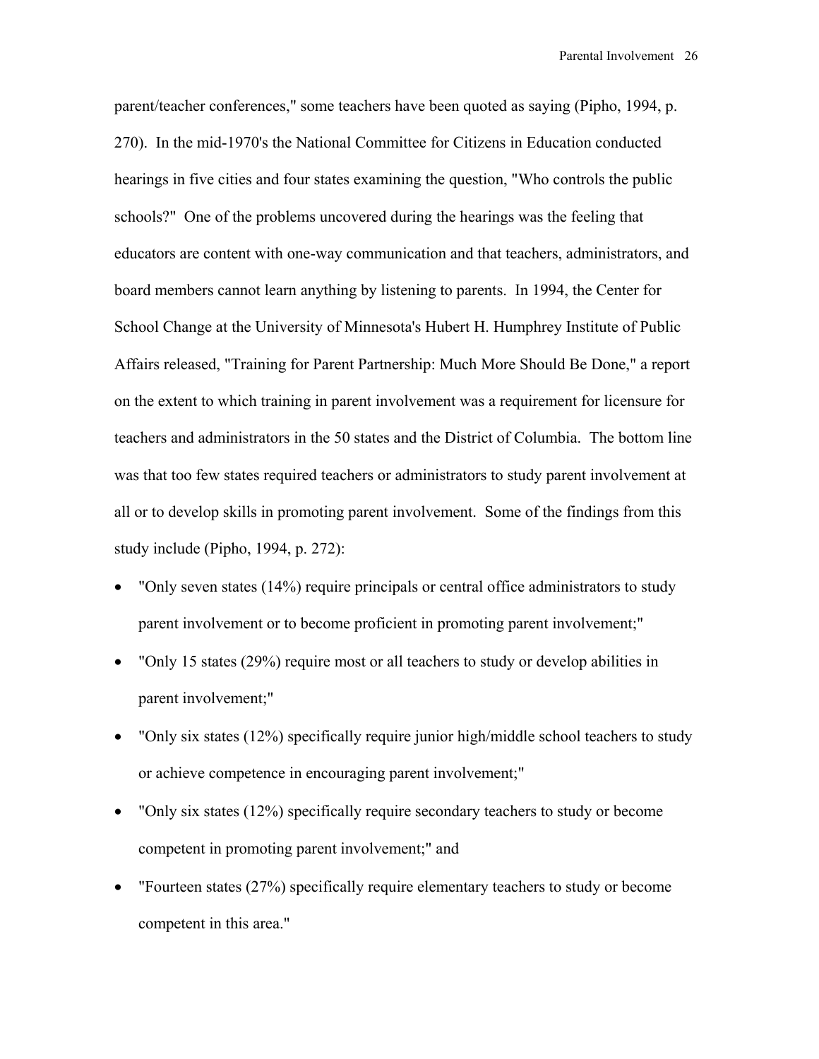parent/teacher conferences," some teachers have been quoted as saying (Pipho, 1994, p. 270). In the mid-1970's the National Committee for Citizens in Education conducted hearings in five cities and four states examining the question, "Who controls the public schools?" One of the problems uncovered during the hearings was the feeling that educators are content with one-way communication and that teachers, administrators, and board members cannot learn anything by listening to parents. In 1994, the Center for School Change at the University of Minnesota's Hubert H. Humphrey Institute of Public Affairs released, "Training for Parent Partnership: Much More Should Be Done," a report on the extent to which training in parent involvement was a requirement for licensure for teachers and administrators in the 50 states and the District of Columbia. The bottom line was that too few states required teachers or administrators to study parent involvement at all or to develop skills in promoting parent involvement. Some of the findings from this study include (Pipho, 1994, p. 272):

- "Only seven states (14%) require principals or central office administrators to study parent involvement or to become proficient in promoting parent involvement;"
- "Only 15 states (29%) require most or all teachers to study or develop abilities in parent involvement;"
- "Only six states (12%) specifically require junior high/middle school teachers to study or achieve competence in encouraging parent involvement;"
- "Only six states (12%) specifically require secondary teachers to study or become competent in promoting parent involvement;" and
- "Fourteen states (27%) specifically require elementary teachers to study or become competent in this area."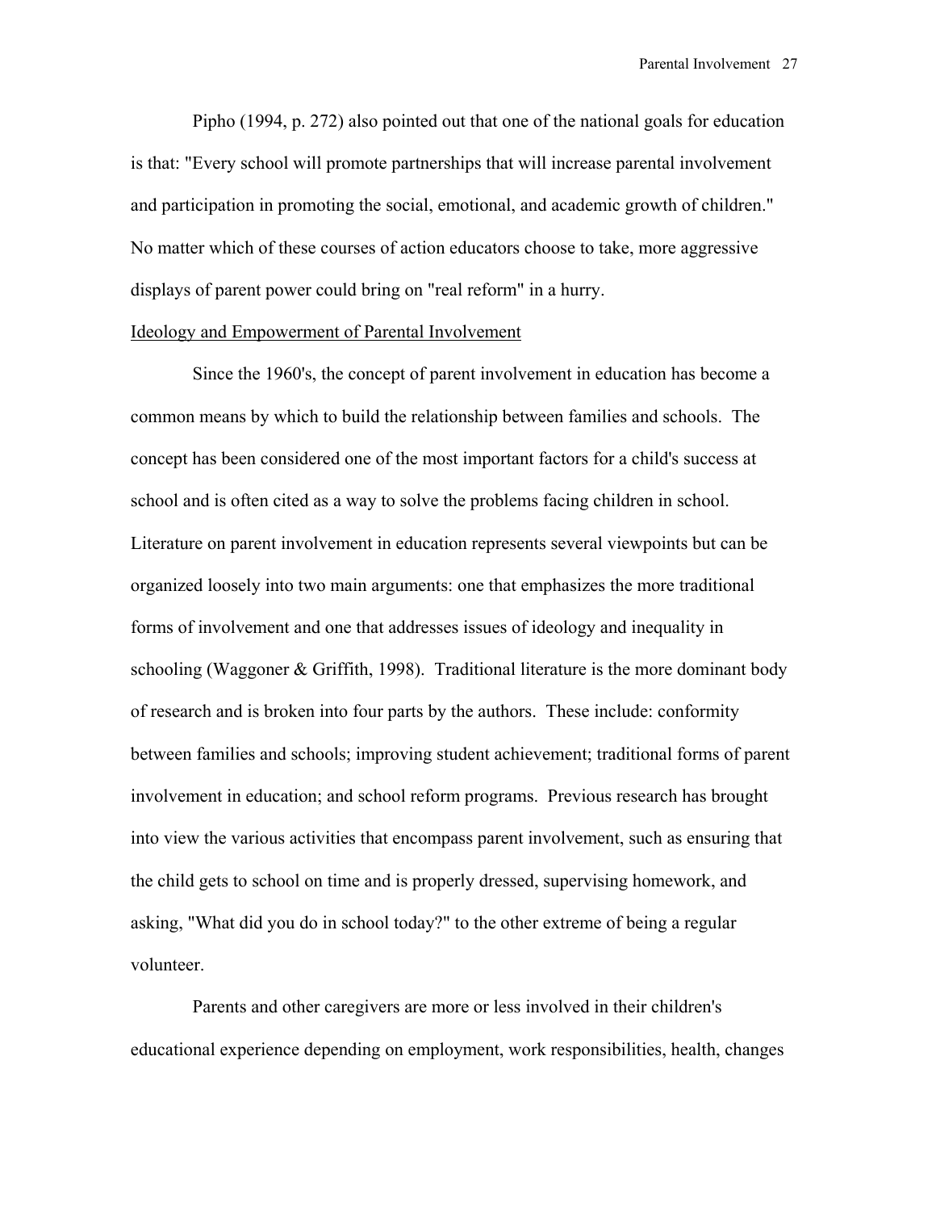Pipho (1994, p. 272) also pointed out that one of the national goals for education is that: "Every school will promote partnerships that will increase parental involvement and participation in promoting the social, emotional, and academic growth of children." No matter which of these courses of action educators choose to take, more aggressive displays of parent power could bring on "real reform" in a hurry.

Ideology and Empowerment of Parental Involvement

Since the 1960's, the concept of parent involvement in education has become a common means by which to build the relationship between families and schools. The concept has been considered one of the most important factors for a child's success at school and is often cited as a way to solve the problems facing children in school. Literature on parent involvement in education represents several viewpoints but can be organized loosely into two main arguments: one that emphasizes the more traditional forms of involvement and one that addresses issues of ideology and inequality in schooling (Waggoner & Griffith, 1998). Traditional literature is the more dominant body of research and is broken into four parts by the authors. These include: conformity between families and schools; improving student achievement; traditional forms of parent involvement in education; and school reform programs. Previous research has brought into view the various activities that encompass parent involvement, such as ensuring that the child gets to school on time and is properly dressed, supervising homework, and asking, "What did you do in school today?" to the other extreme of being a regular volunteer.

Parents and other caregivers are more or less involved in their children's educational experience depending on employment, work responsibilities, health, changes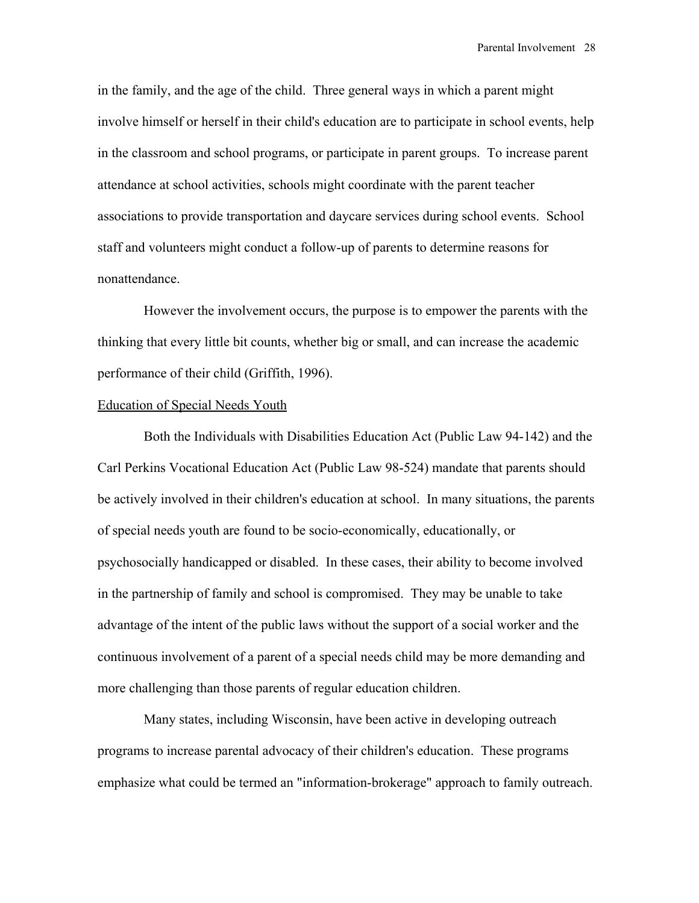in the family, and the age of the child. Three general ways in which a parent might involve himself or herself in their child's education are to participate in school events, help in the classroom and school programs, or participate in parent groups. To increase parent attendance at school activities, schools might coordinate with the parent teacher associations to provide transportation and daycare services during school events. School staff and volunteers might conduct a follow-up of parents to determine reasons for nonattendance.

However the involvement occurs, the purpose is to empower the parents with the thinking that every little bit counts, whether big or small, and can increase the academic performance of their child (Griffith, 1996).

## Education of Special Needs Youth

Both the Individuals with Disabilities Education Act (Public Law 94-142) and the Carl Perkins Vocational Education Act (Public Law 98-524) mandate that parents should be actively involved in their children's education at school. In many situations, the parents of special needs youth are found to be socio-economically, educationally, or psychosocially handicapped or disabled. In these cases, their ability to become involved in the partnership of family and school is compromised. They may be unable to take advantage of the intent of the public laws without the support of a social worker and the continuous involvement of a parent of a special needs child may be more demanding and more challenging than those parents of regular education children.

Many states, including Wisconsin, have been active in developing outreach programs to increase parental advocacy of their children's education. These programs emphasize what could be termed an "information-brokerage" approach to family outreach.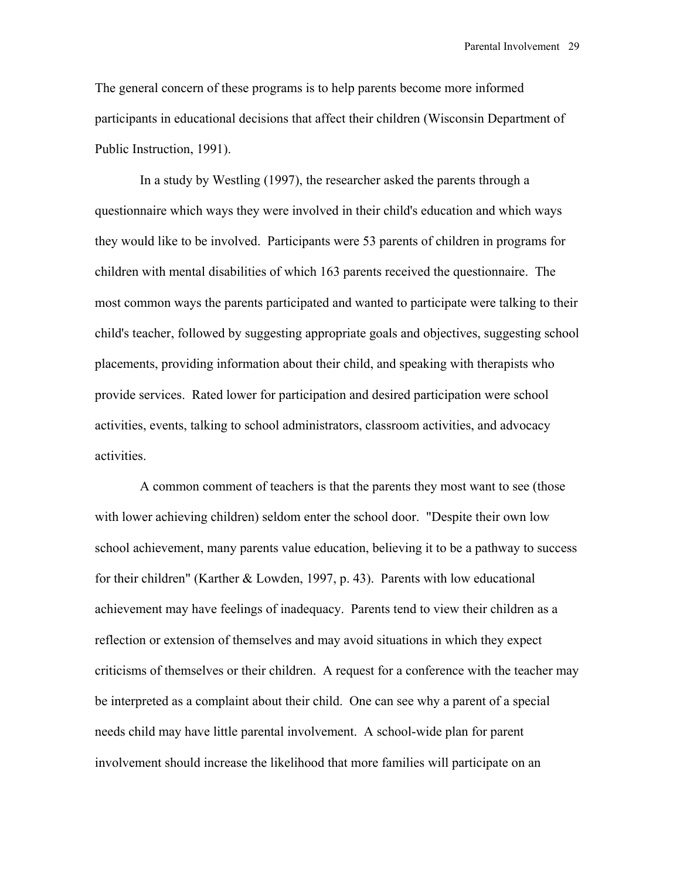The general concern of these programs is to help parents become more informed participants in educational decisions that affect their children (Wisconsin Department of Public Instruction, 1991).

In a study by Westling (1997), the researcher asked the parents through a questionnaire which ways they were involved in their child's education and which ways they would like to be involved. Participants were 53 parents of children in programs for children with mental disabilities of which 163 parents received the questionnaire. The most common ways the parents participated and wanted to participate were talking to their child's teacher, followed by suggesting appropriate goals and objectives, suggesting school placements, providing information about their child, and speaking with therapists who provide services. Rated lower for participation and desired participation were school activities, events, talking to school administrators, classroom activities, and advocacy activities.

A common comment of teachers is that the parents they most want to see (those with lower achieving children) seldom enter the school door. "Despite their own low school achievement, many parents value education, believing it to be a pathway to success for their children" (Karther & Lowden, 1997, p. 43). Parents with low educational achievement may have feelings of inadequacy. Parents tend to view their children as a reflection or extension of themselves and may avoid situations in which they expect criticisms of themselves or their children. A request for a conference with the teacher may be interpreted as a complaint about their child. One can see why a parent of a special needs child may have little parental involvement. A school-wide plan for parent involvement should increase the likelihood that more families will participate on an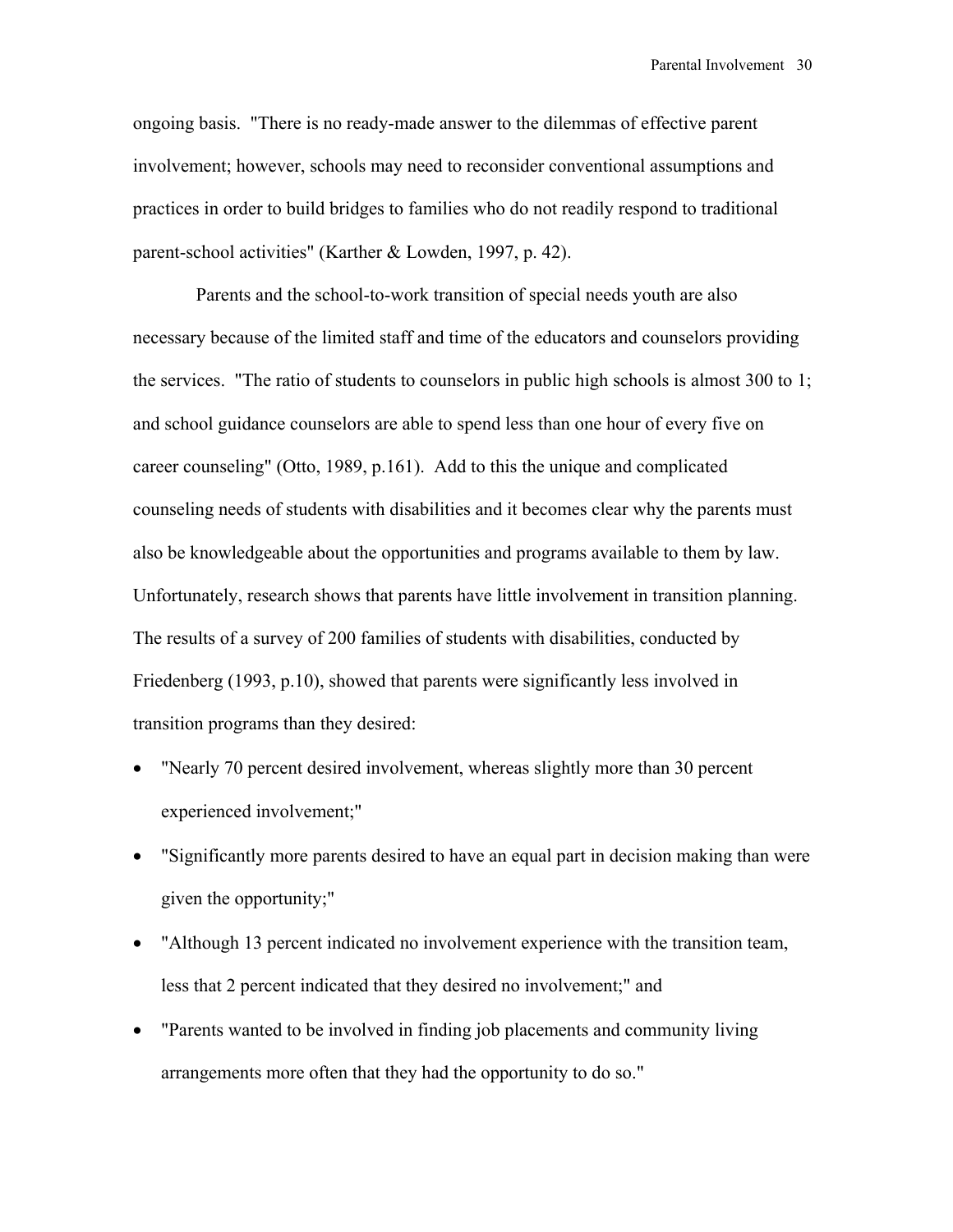ongoing basis. "There is no ready-made answer to the dilemmas of effective parent involvement; however, schools may need to reconsider conventional assumptions and practices in order to build bridges to families who do not readily respond to traditional parent-school activities" (Karther & Lowden, 1997, p. 42).

Parents and the school-to-work transition of special needs youth are also necessary because of the limited staff and time of the educators and counselors providing the services. "The ratio of students to counselors in public high schools is almost 300 to 1; and school guidance counselors are able to spend less than one hour of every five on career counseling" (Otto, 1989, p.161). Add to this the unique and complicated counseling needs of students with disabilities and it becomes clear why the parents must also be knowledgeable about the opportunities and programs available to them by law. Unfortunately, research shows that parents have little involvement in transition planning. The results of a survey of 200 families of students with disabilities, conducted by Friedenberg (1993, p.10), showed that parents were significantly less involved in transition programs than they desired:

- "Nearly 70 percent desired involvement, whereas slightly more than 30 percent experienced involvement;"
- "Significantly more parents desired to have an equal part in decision making than were given the opportunity;"
- "Although 13 percent indicated no involvement experience with the transition team, less that 2 percent indicated that they desired no involvement;" and
- "Parents wanted to be involved in finding job placements and community living arrangements more often that they had the opportunity to do so."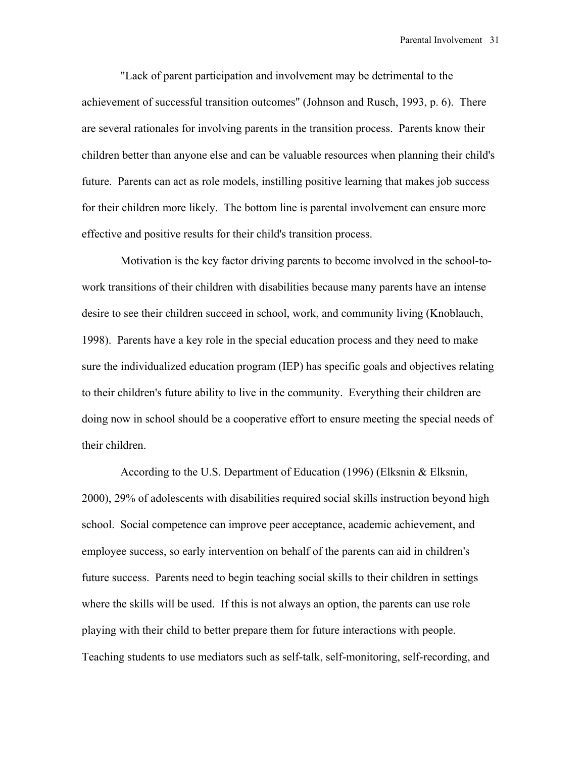"Lack of parent participation and involvement may be detrimental to the achievement of successful transition outcomes" (Johnson and Rusch, 1993, p. 6). There are several rationales for involving parents in the transition process. Parents know their children better than anyone else and can be valuable resources when planning their child's future. Parents can act as role models, instilling positive learning that makes job success for their children more likely. The bottom line is parental involvement can ensure more effective and positive results for their child's transition process.

Motivation is the key factor driving parents to become involved in the school-to-work transitions of their children with disabilities because many parents have an intense desire to see their children succeed in school, work, and community living (Knoblauch, 1998). Parents have a key role in the special education process and they need to make sure the individualized education program (IEP) has specific goals and objectives relating to their children's future ability to live in the community. Everything their children are doing now in school should be a cooperative effort to ensure meeting the special needs of their children.

According to the U.S. Department of Education (1996) (Elksnin & Elksnin, 2000), 29% of adolescents with disabilities required social skills instruction beyond high school. Social competence can improve peer acceptance, academic achievement, and employee success, so early intervention on behalf of the parents can aid in children's future success. Parents need to begin teaching social skills to their children in settings where the skills will be used. If this is not always an option, the parents can use role playing with their child to better prepare them for future interactions with people. Teaching students to use mediators such as self-talk, self-monitoring, self-recording, and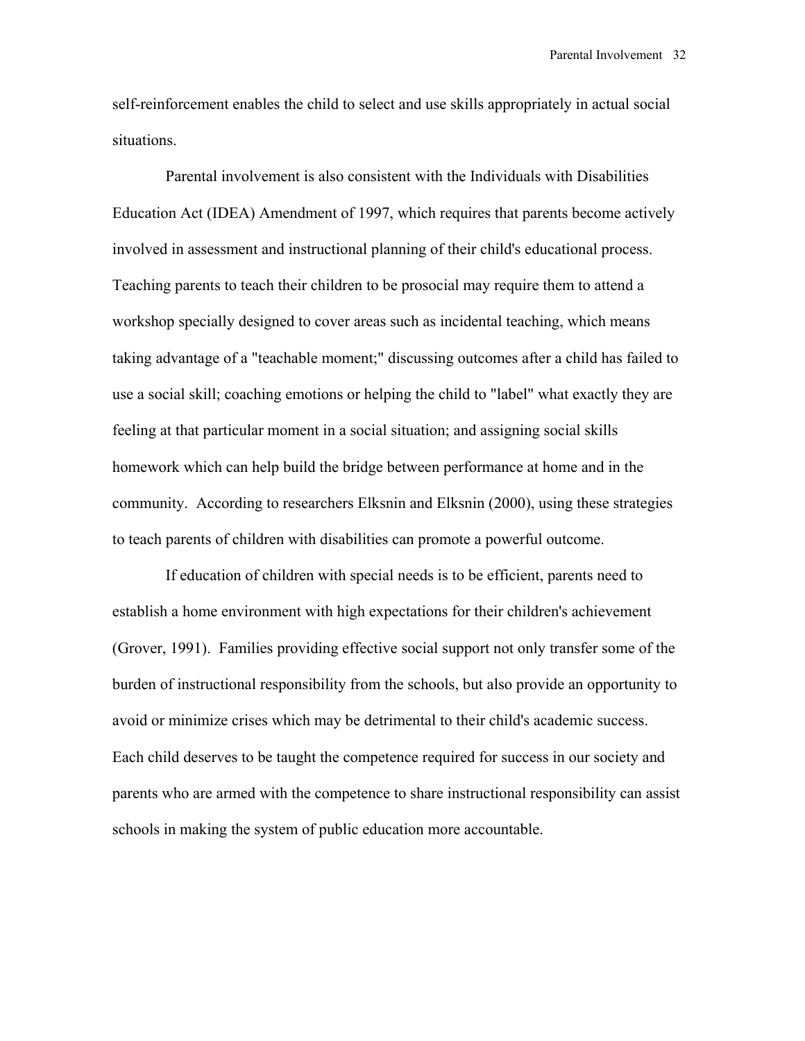self-reinforcement enables the child to select and use skills appropriately in actual social situations.

Parental involvement is also consistent with the Individuals with Disabilities Education Act (IDEA) Amendment of 1997, which requires that parents become actively involved in assessment and instructional planning of their child's educational process. Teaching parents to teach their children to be prosocial may require them to attend a workshop specially designed to cover areas such as incidental teaching, which means taking advantage of a "teachable moment;" discussing outcomes after a child has failed to use a social skill; coaching emotions or helping the child to "label" what exactly they are feeling at that particular moment in a social situation; and assigning social skills homework which can help build the bridge between performance at home and in the community. According to researchers Elksnin and Elksnin (2000), using these strategies to teach parents of children with disabilities can promote a powerful outcome.

If education of children with special needs is to be efficient, parents need to establish a home environment with high expectations for their children's achievement (Grover, 1991). Families providing effective social support not only transfer some of the burden of instructional responsibility from the schools, but also provide an opportunity to avoid or minimize crises which may be detrimental to their child's academic success. Each child deserves to be taught the competence required for success in our society and parents who are armed with the competence to share instructional responsibility can assist schools in making the system of public education more accountable.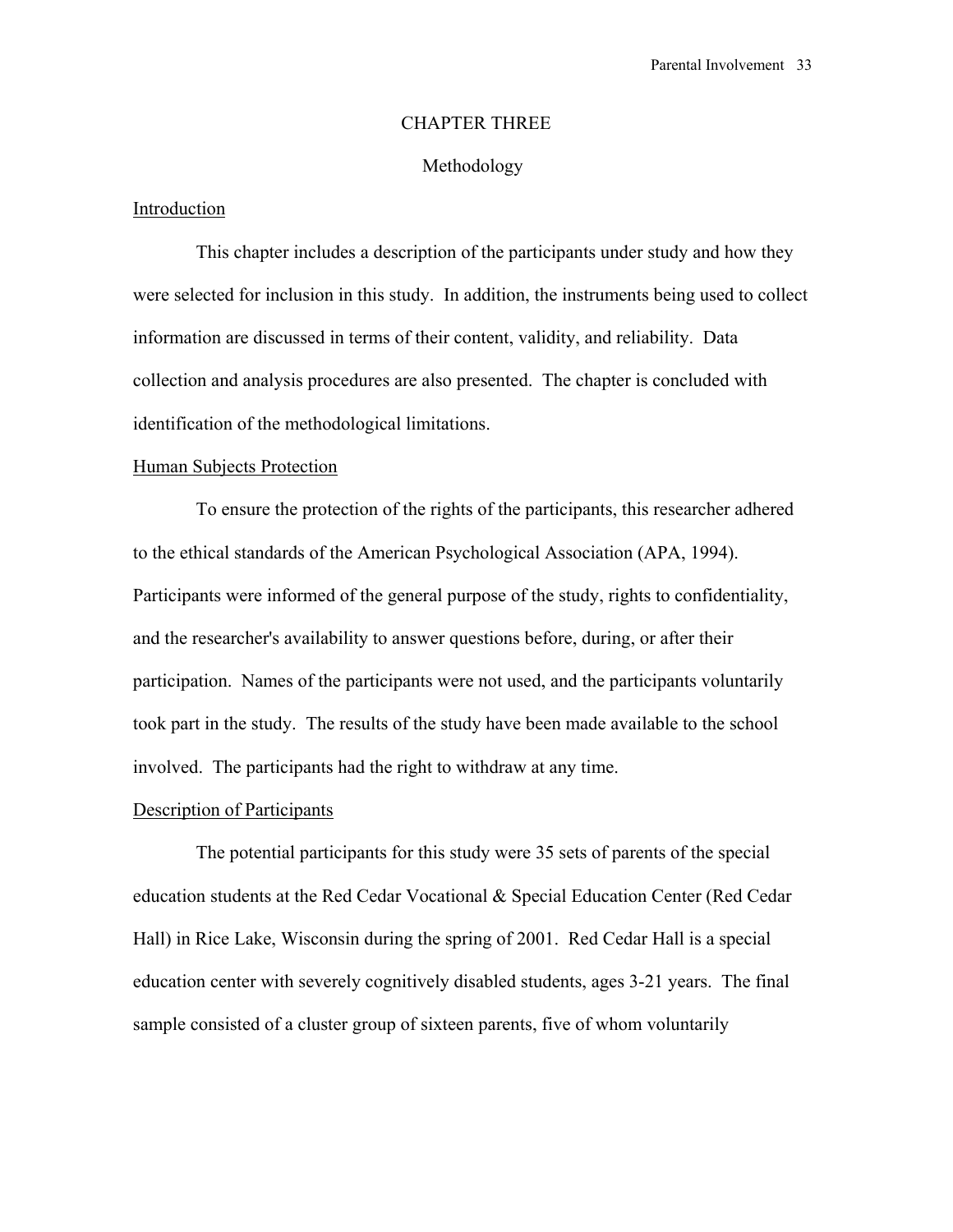# CHAPTER THREE

## Methodology

### Introduction

This chapter includes a description of the participants under study and how they were selected for inclusion in this study. In addition, the instruments being used to collect information are discussed in terms of their content, validity, and reliability. Data collection and analysis procedures are also presented. The chapter is concluded with identification of the methodological limitations.

### Human Subjects Protection

To ensure the protection of the rights of the participants, this researcher adhered to the ethical standards of the American Psychological Association (APA, 1994). Participants were informed of the general purpose of the study, rights to confidentiality, and the researcher's availability to answer questions before, during, or after their participation. Names of the participants were not used, and the participants voluntarily took part in the study. The results of the study have been made available to the school involved. The participants had the right to withdraw at any time.

### Description of Participants

The potential participants for this study were 35 sets of parents of the special education students at the Red Cedar Vocational & Special Education Center (Red Cedar Hall) in Rice Lake, Wisconsin during the spring of 2001. Red Cedar Hall is a special education center with severely cognitively disabled students, ages 3-21 years. The final sample consisted of a cluster group of sixteen parents, five of whom voluntarily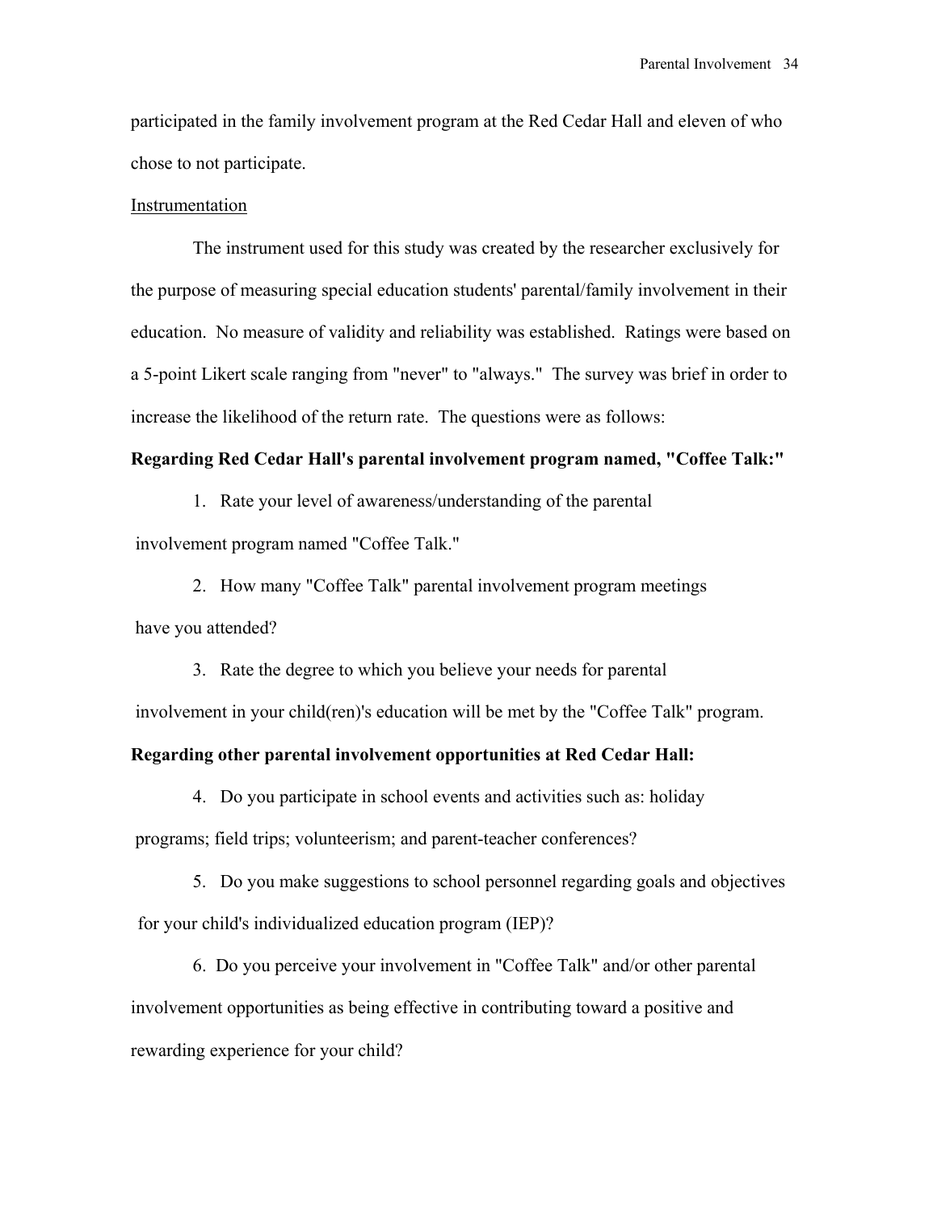participated in the family involvement program at the Red Cedar Hall and eleven of who chose to not participate.

Instrumentation

The instrument used for this study was created by the researcher exclusively for the purpose of measuring special education students' parental/family involvement in their education. No measure of validity and reliability was established. Ratings were based on a 5-point Likert scale ranging from "never" to "always." The survey was brief in order to increase the likelihood of the return rate. The questions were as follows:

**Regarding Red Cedar Hall's parental involvement program named, "Coffee Talk:"**

1. Rate your level of awareness/understanding of the parental involvement program named "Coffee Talk."

2. How many "Coffee Talk" parental involvement program meetings have you attended?

3. Rate the degree to which you believe your needs for parental involvement in your child(ren)'s education will be met by the "Coffee Talk" program.

**Regarding other parental involvement opportunities at Red Cedar Hall:**

4. Do you participate in school events and activities such as: holiday programs; field trips; volunteerism; and parent-teacher conferences?

5. Do you make suggestions to school personnel regarding goals and objectives for your child's individualized education program (IEP)?

6. Do you perceive your involvement in "Coffee Talk" and/or other parental involvement opportunities as being effective in contributing toward a positive and rewarding experience for your child?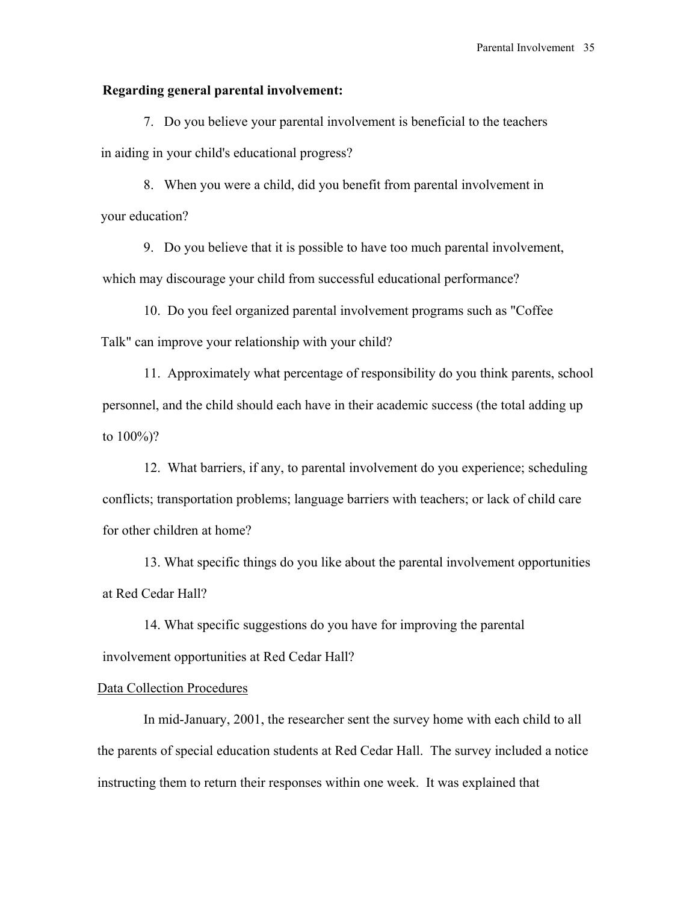**Regarding general parental involvement:**

7. Do you believe your parental involvement is beneficial to the teachers in aiding in your child's educational progress?

8. When you were a child, did you benefit from parental involvement in your education?

9. Do you believe that it is possible to have too much parental involvement, which may discourage your child from successful educational performance?

10. Do you feel organized parental involvement programs such as "Coffee Talk" can improve your relationship with your child?

11. Approximately what percentage of responsibility do you think parents, school personnel, and the child should each have in their academic success (the total adding up to 100%)?

12. What barriers, if any, to parental involvement do you experience; scheduling conflicts; transportation problems; language barriers with teachers; or lack of child care for other children at home?

13. What specific things do you like about the parental involvement opportunities at Red Cedar Hall?

14. What specific suggestions do you have for improving the parental involvement opportunities at Red Cedar Hall?

Data Collection Procedures

In mid-January, 2001, the researcher sent the survey home with each child to all the parents of special education students at Red Cedar Hall. The survey included a notice instructing them to return their responses within one week. It was explained that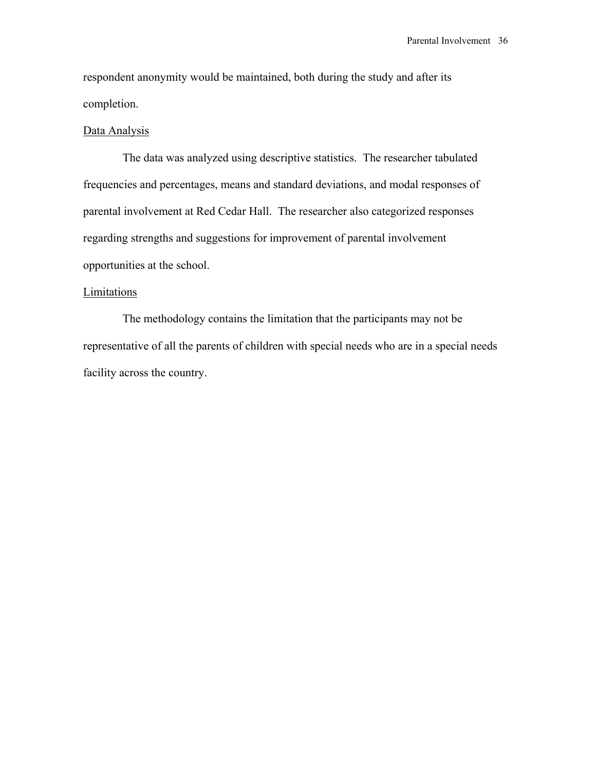respondent anonymity would be maintained, both during the study and after its completion.

### Data Analysis

The data was analyzed using descriptive statistics. The researcher tabulated frequencies and percentages, means and standard deviations, and modal responses of parental involvement at Red Cedar Hall. The researcher also categorized responses regarding strengths and suggestions for improvement of parental involvement opportunities at the school.

### Limitations

The methodology contains the limitation that the participants may not be representative of all the parents of children with special needs who are in a special needs facility across the country.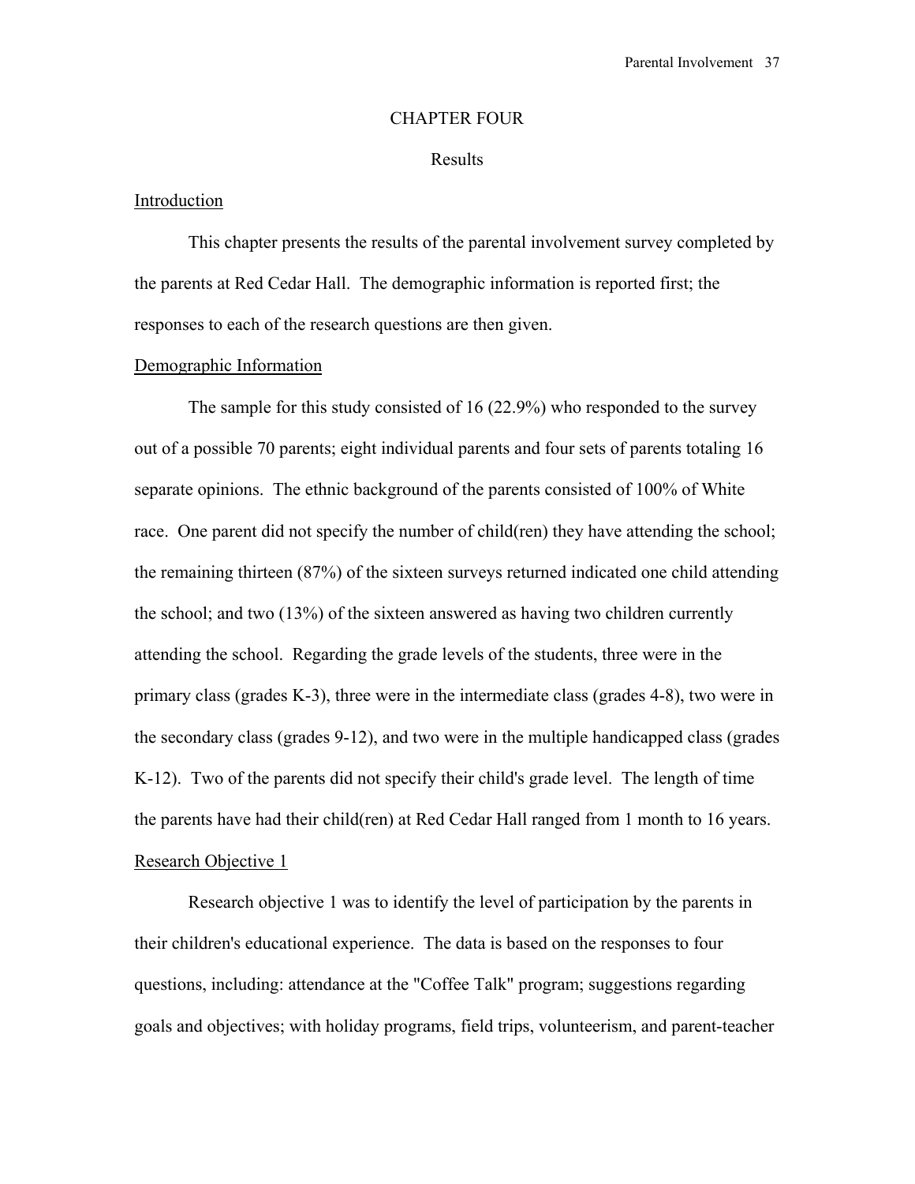# CHAPTER FOUR

## Results

### Introduction

This chapter presents the results of the parental involvement survey completed by the parents at Red Cedar Hall. The demographic information is reported first; the responses to each of the research questions are then given.

### Demographic Information

The sample for this study consisted of 16 (22.9%) who responded to the survey out of a possible 70 parents; eight individual parents and four sets of parents totaling 16 separate opinions. The ethnic background of the parents consisted of 100% of White race. One parent did not specify the number of child(ren) they have attending the school; the remaining thirteen (87%) of the sixteen surveys returned indicated one child attending the school; and two (13%) of the sixteen answered as having two children currently attending the school. Regarding the grade levels of the students, three were in the primary class (grades K-3), three were in the intermediate class (grades 4-8), two were in the secondary class (grades 9-12), and two were in the multiple handicapped class (grades K-12). Two of the parents did not specify their child's grade level. The length of time the parents have had their child(ren) at Red Cedar Hall ranged from 1 month to 16 years.

### Research Objective 1

Research objective 1 was to identify the level of participation by the parents in their children's educational experience. The data is based on the responses to four questions, including: attendance at the "Coffee Talk" program; suggestions regarding goals and objectives; with holiday programs, field trips, volunteerism, and parent-teacher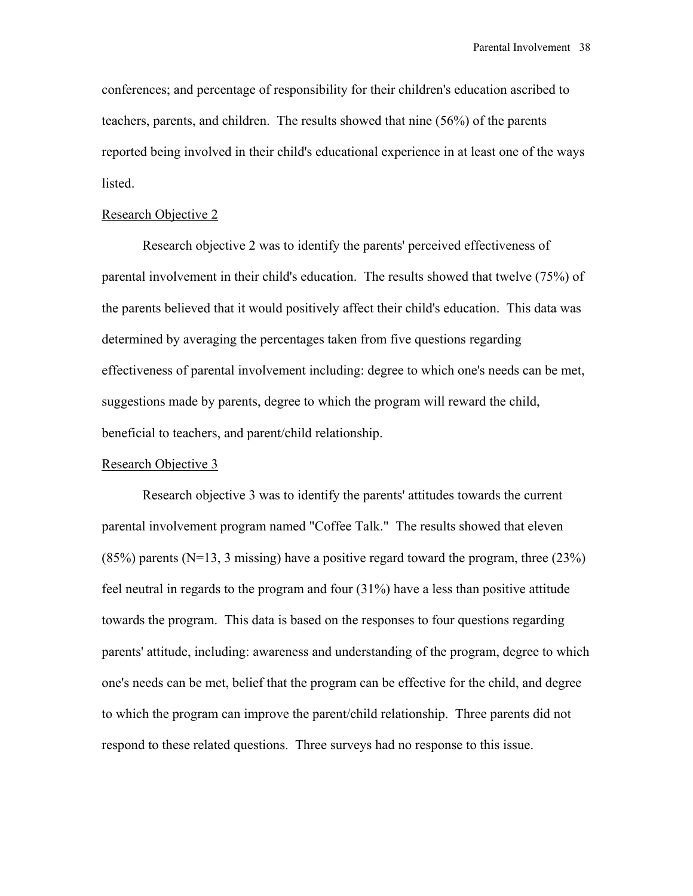conferences; and percentage of responsibility for their children's education ascribed to teachers, parents, and children. The results showed that nine (56%) of the parents reported being involved in their child's educational experience in at least one of the ways listed.

<u>Research Objective 2</u>

Research objective 2 was to identify the parents' perceived effectiveness of parental involvement in their child's education. The results showed that twelve (75%) of the parents believed that it would positively affect their child's education. This data was determined by averaging the percentages taken from five questions regarding effectiveness of parental involvement including: degree to which one's needs can be met, suggestions made by parents, degree to which the program will reward the child, beneficial to teachers, and parent/child relationship.

<u>Research Objective 3</u>

Research objective 3 was to identify the parents' attitudes towards the current parental involvement program named "Coffee Talk." The results showed that eleven (85%) parents (N=13, 3 missing) have a positive regard toward the program, three (23%) feel neutral in regards to the program and four (31%) have a less than positive attitude towards the program. This data is based on the responses to four questions regarding parents' attitude, including: awareness and understanding of the program, degree to which one's needs can be met, belief that the program can be effective for the child, and degree to which the program can improve the parent/child relationship. Three parents did not respond to these related questions. Three surveys had no response to this issue.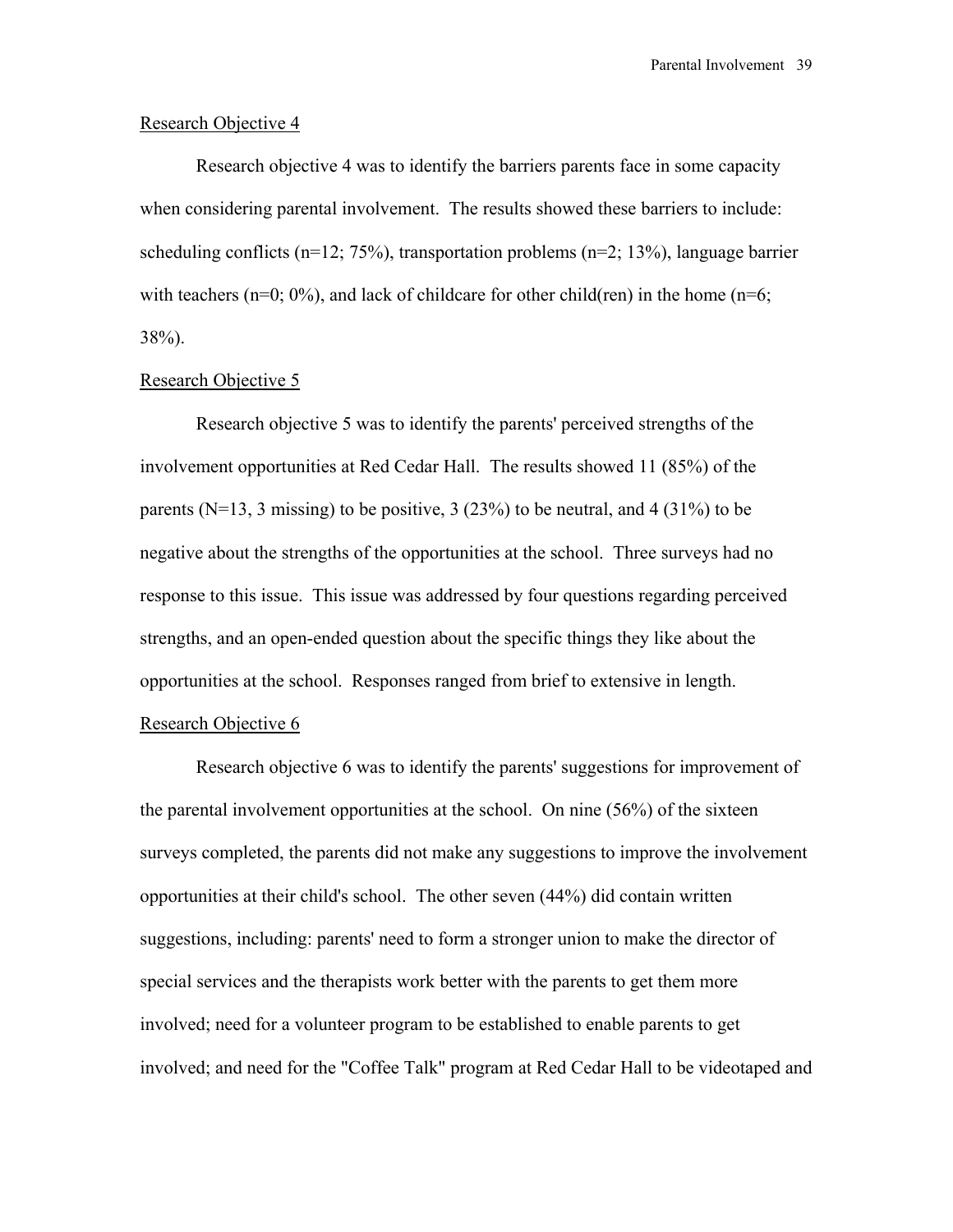Research Objective 4

Research objective 4 was to identify the barriers parents face in some capacity when considering parental involvement. The results showed these barriers to include: scheduling conflicts (n=12; 75%), transportation problems (n=2; 13%), language barrier with teachers (n=0; 0%), and lack of childcare for other child(ren) in the home (n=6; 38%).

Research Objective 5

Research objective 5 was to identify the parents' perceived strengths of the involvement opportunities at Red Cedar Hall. The results showed 11 (85%) of the parents (N=13, 3 missing) to be positive, 3 (23%) to be neutral, and 4 (31%) to be negative about the strengths of the opportunities at the school. Three surveys had no response to this issue. This issue was addressed by four questions regarding perceived strengths, and an open-ended question about the specific things they like about the opportunities at the school. Responses ranged from brief to extensive in length.

Research Objective 6

Research objective 6 was to identify the parents' suggestions for improvement of the parental involvement opportunities at the school. On nine (56%) of the sixteen surveys completed, the parents did not make any suggestions to improve the involvement opportunities at their child's school. The other seven (44%) did contain written suggestions, including: parents' need to form a stronger union to make the director of special services and the therapists work better with the parents to get them more involved; need for a volunteer program to be established to enable parents to get involved; and need for the "Coffee Talk" program at Red Cedar Hall to be videotaped and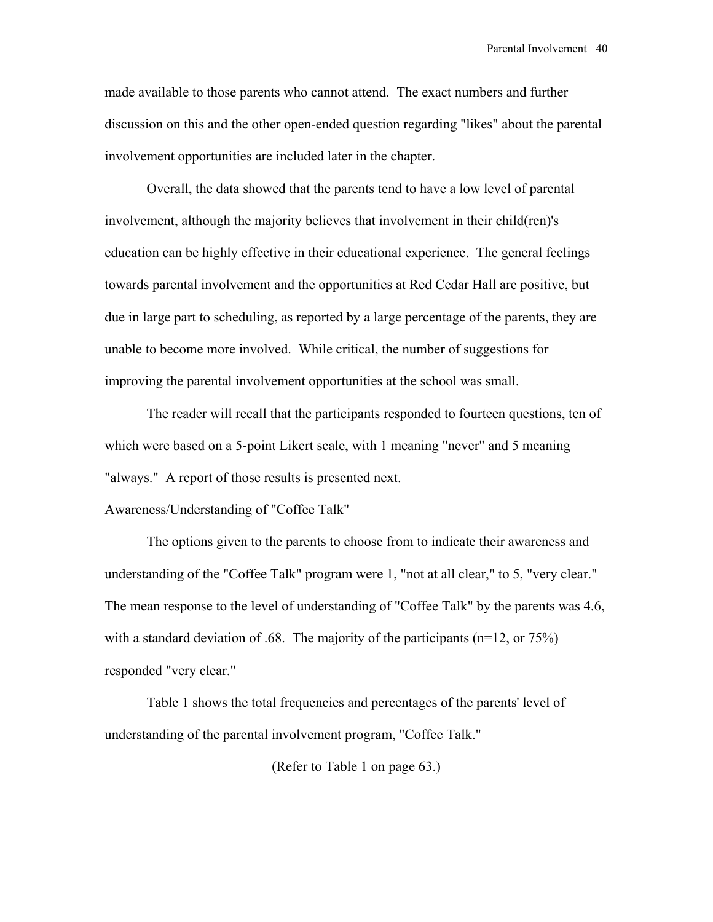made available to those parents who cannot attend. The exact numbers and further discussion on this and the other open-ended question regarding "likes" about the parental involvement opportunities are included later in the chapter.

Overall, the data showed that the parents tend to have a low level of parental involvement, although the majority believes that involvement in their child(ren)'s education can be highly effective in their educational experience. The general feelings towards parental involvement and the opportunities at Red Cedar Hall are positive, but due in large part to scheduling, as reported by a large percentage of the parents, they are unable to become more involved. While critical, the number of suggestions for improving the parental involvement opportunities at the school was small.

The reader will recall that the participants responded to fourteen questions, ten of which were based on a 5-point Likert scale, with 1 meaning "never" and 5 meaning "always." A report of those results is presented next.

<u>Awareness/Understanding of "Coffee Talk"</u>

The options given to the parents to choose from to indicate their awareness and understanding of the "Coffee Talk" program were 1, "not at all clear," to 5, "very clear." The mean response to the level of understanding of "Coffee Talk" by the parents was 4.6, with a standard deviation of .68. The majority of the participants (n=12, or 75%) responded "very clear."

Table 1 shows the total frequencies and percentages of the parents' level of understanding of the parental involvement program, "Coffee Talk."

(Refer to Table 1 on page 63.)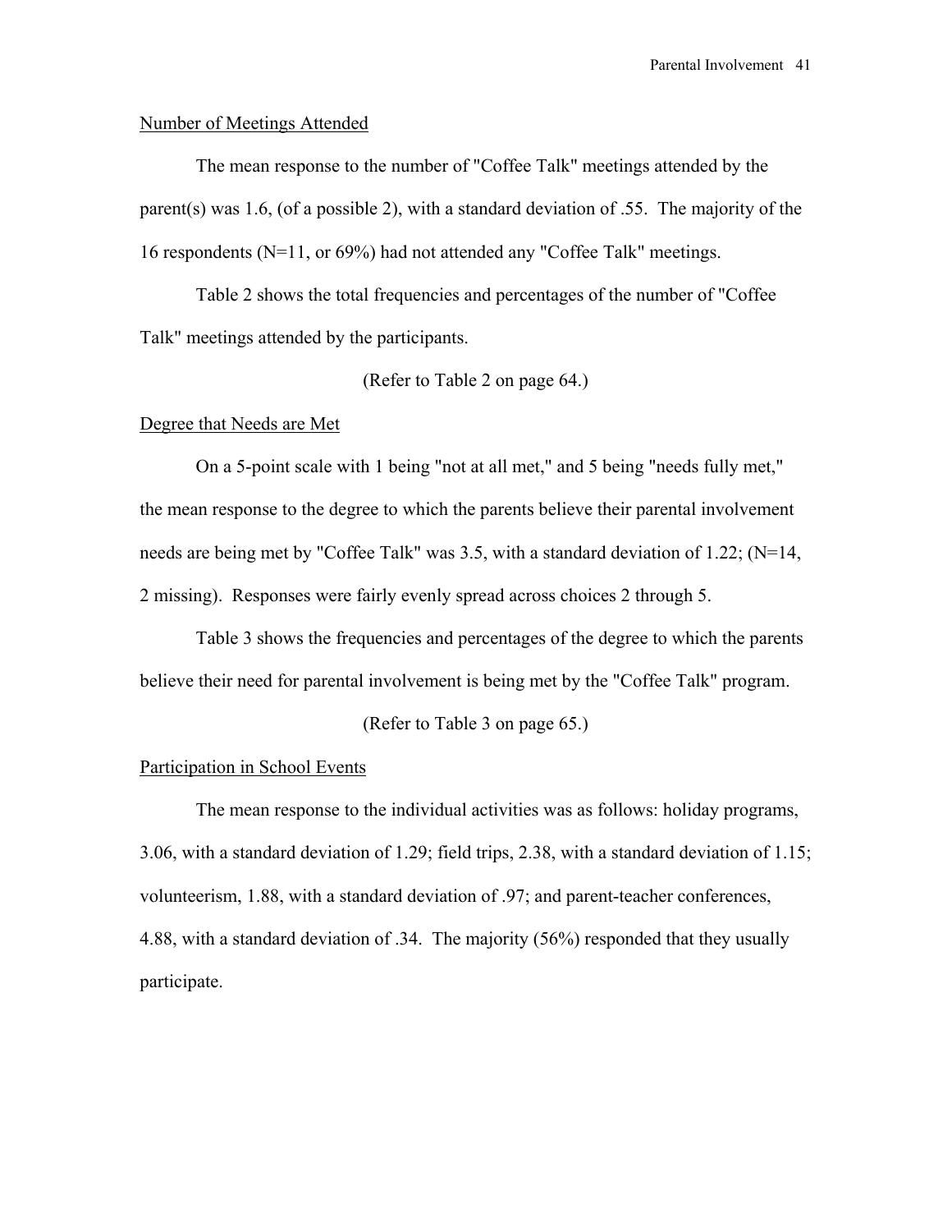Number of Meetings Attended

The mean response to the number of "Coffee Talk" meetings attended by the parent(s) was 1.6, (of a possible 2), with a standard deviation of .55. The majority of the 16 respondents (N=11, or 69%) had not attended any "Coffee Talk" meetings.

Table 2 shows the total frequencies and percentages of the number of "Coffee Talk" meetings attended by the participants.

(Refer to Table 2 on page 64.)

Degree that Needs are Met

On a 5-point scale with 1 being "not at all met," and 5 being "needs fully met," the mean response to the degree to which the parents believe their parental involvement needs are being met by "Coffee Talk" was 3.5, with a standard deviation of 1.22; (N=14, 2 missing). Responses were fairly evenly spread across choices 2 through 5.

Table 3 shows the frequencies and percentages of the degree to which the parents believe their need for parental involvement is being met by the "Coffee Talk" program.

(Refer to Table 3 on page 65.)

Participation in School Events

The mean response to the individual activities was as follows: holiday programs, 3.06, with a standard deviation of 1.29; field trips, 2.38, with a standard deviation of 1.15; volunteerism, 1.88, with a standard deviation of .97; and parent-teacher conferences, 4.88, with a standard deviation of .34. The majority (56%) responded that they usually participate.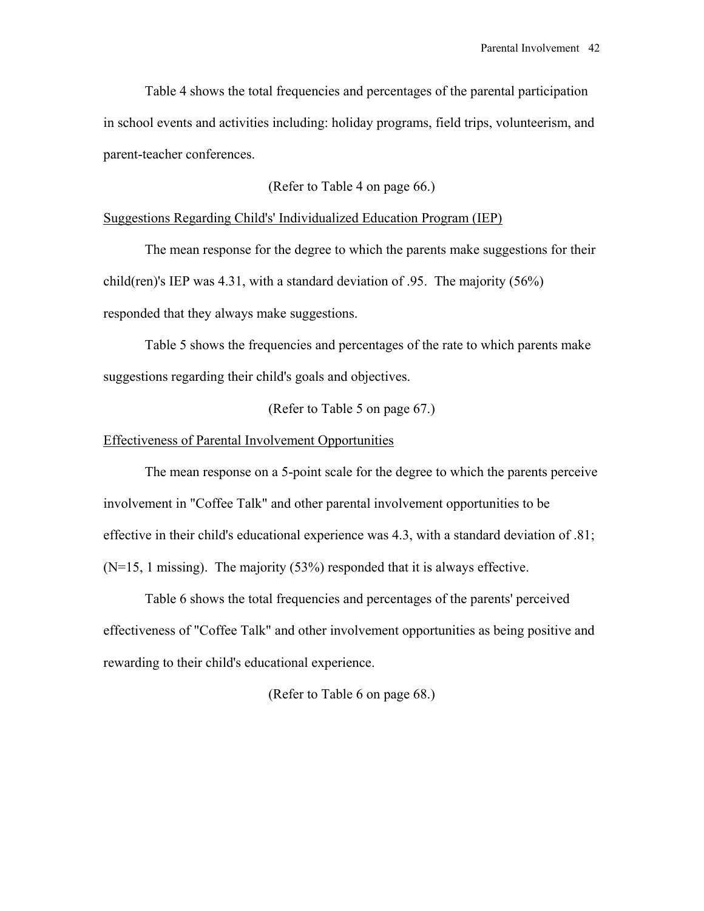Table 4 shows the total frequencies and percentages of the parental participation in school events and activities including: holiday programs, field trips, volunteerism, and parent-teacher conferences.

(Refer to Table 4 on page 66.)

<u>Suggestions Regarding Child's' Individualized Education Program (IEP)</u>

The mean response for the degree to which the parents make suggestions for their child(ren)'s IEP was 4.31, with a standard deviation of .95. The majority (56%) responded that they always make suggestions.

Table 5 shows the frequencies and percentages of the rate to which parents make suggestions regarding their child's goals and objectives.

(Refer to Table 5 on page 67.)

<u>Effectiveness of Parental Involvement Opportunities</u>

The mean response on a 5-point scale for the degree to which the parents perceive involvement in "Coffee Talk" and other parental involvement opportunities to be effective in their child's educational experience was 4.3, with a standard deviation of .81; (N=15, 1 missing). The majority (53%) responded that it is always effective.

Table 6 shows the total frequencies and percentages of the parents' perceived effectiveness of "Coffee Talk" and other involvement opportunities as being positive and rewarding to their child's educational experience.

(Refer to Table 6 on page 68.)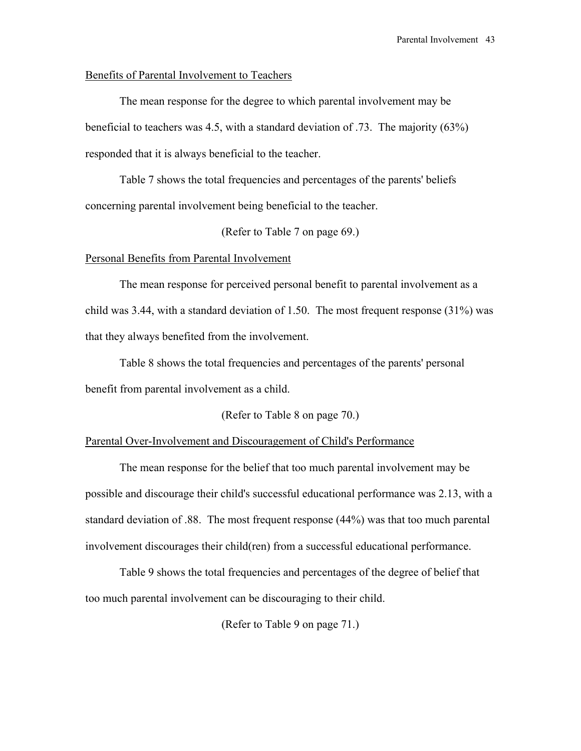## Benefits of Parental Involvement to Teachers

The mean response for the degree to which parental involvement may be beneficial to teachers was 4.5, with a standard deviation of .73. The majority (63%) responded that it is always beneficial to the teacher.

Table 7 shows the total frequencies and percentages of the parents' beliefs concerning parental involvement being beneficial to the teacher.

(Refer to Table 7 on page 69.)

## Personal Benefits from Parental Involvement

The mean response for perceived personal benefit to parental involvement as a child was 3.44, with a standard deviation of 1.50. The most frequent response (31%) was that they always benefited from the involvement.

Table 8 shows the total frequencies and percentages of the parents' personal benefit from parental involvement as a child.

(Refer to Table 8 on page 70.)

## Parental Over-Involvement and Discouragement of Child's Performance

The mean response for the belief that too much parental involvement may be possible and discourage their child's successful educational performance was 2.13, with a standard deviation of .88. The most frequent response (44%) was that too much parental involvement discourages their child(ren) from a successful educational performance.

Table 9 shows the total frequencies and percentages of the degree of belief that too much parental involvement can be discouraging to their child.

(Refer to Table 9 on page 71.)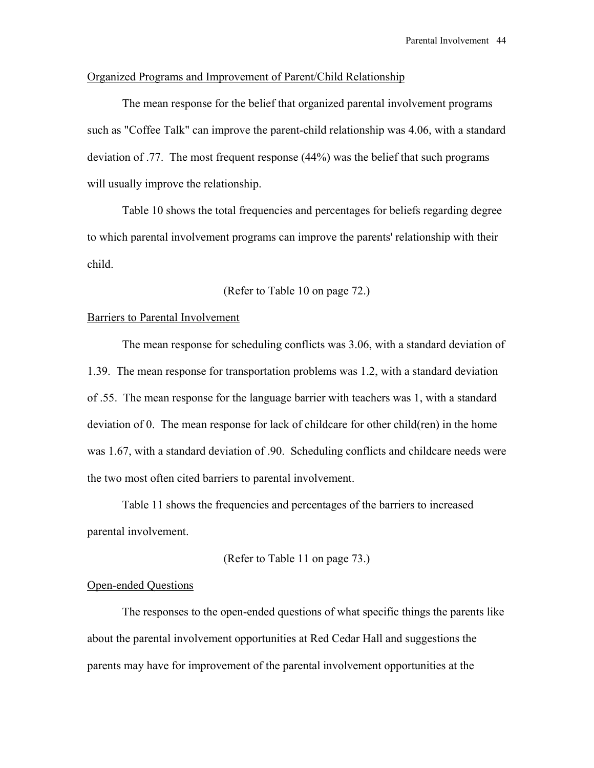## Organized Programs and Improvement of Parent/Child Relationship

The mean response for the belief that organized parental involvement programs such as "Coffee Talk" can improve the parent-child relationship was 4.06, with a standard deviation of .77. The most frequent response (44%) was the belief that such programs will usually improve the relationship.

Table 10 shows the total frequencies and percentages for beliefs regarding degree to which parental involvement programs can improve the parents' relationship with their child.

(Refer to Table 10 on page 72.)

## Barriers to Parental Involvement

The mean response for scheduling conflicts was 3.06, with a standard deviation of 1.39. The mean response for transportation problems was 1.2, with a standard deviation of .55. The mean response for the language barrier with teachers was 1, with a standard deviation of 0. The mean response for lack of childcare for other child(ren) in the home was 1.67, with a standard deviation of .90. Scheduling conflicts and childcare needs were the two most often cited barriers to parental involvement.

Table 11 shows the frequencies and percentages of the barriers to increased parental involvement.

(Refer to Table 11 on page 73.)

## Open-ended Questions

The responses to the open-ended questions of what specific things the parents like about the parental involvement opportunities at Red Cedar Hall and suggestions the parents may have for improvement of the parental involvement opportunities at the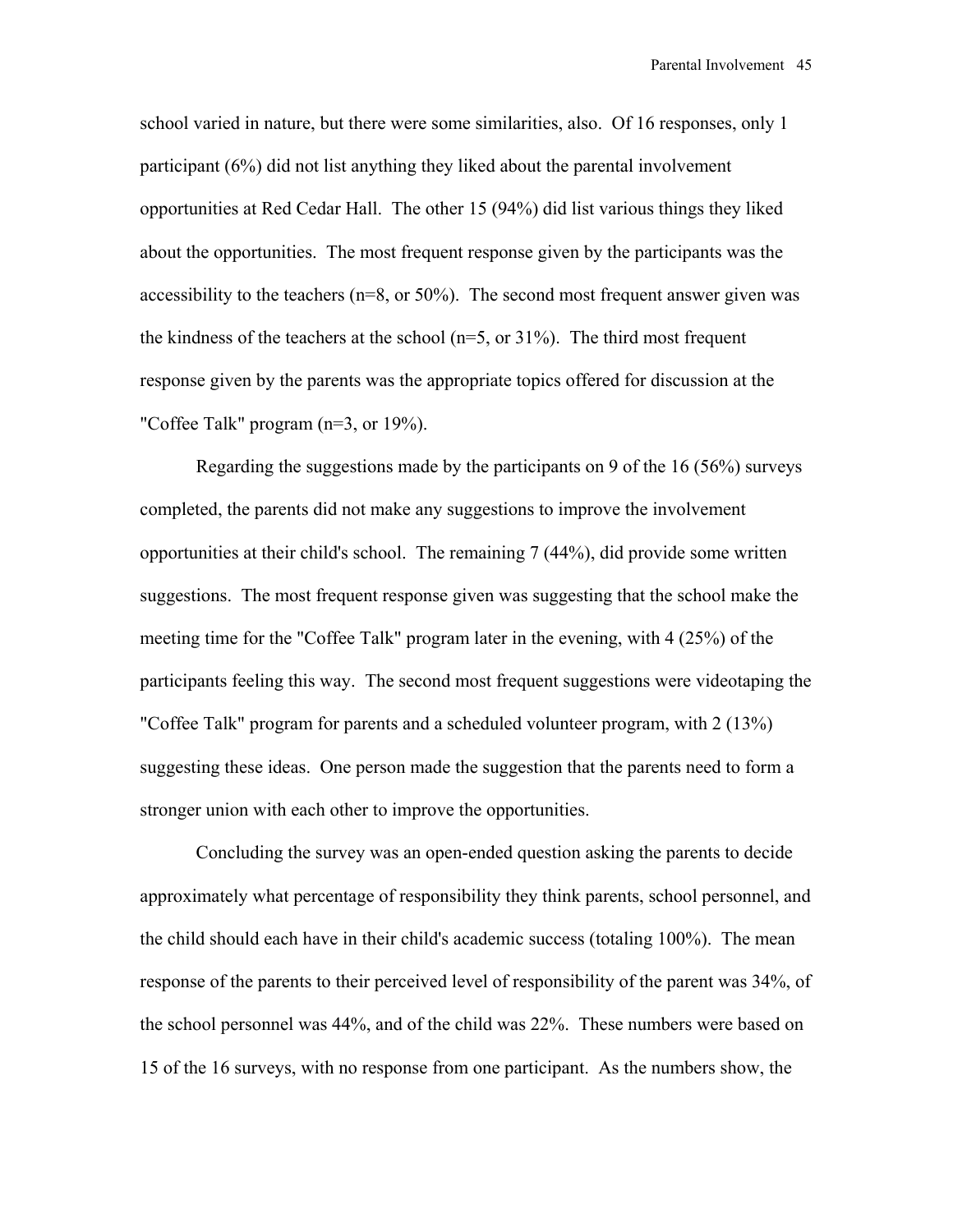school varied in nature, but there were some similarities, also. Of 16 responses, only 1 participant (6%) did not list anything they liked about the parental involvement opportunities at Red Cedar Hall. The other 15 (94%) did list various things they liked about the opportunities. The most frequent response given by the participants was the accessibility to the teachers (n=8, or 50%). The second most frequent answer given was the kindness of the teachers at the school (n=5, or 31%). The third most frequent response given by the parents was the appropriate topics offered for discussion at the "Coffee Talk" program (n=3, or 19%).

Regarding the suggestions made by the participants on 9 of the 16 (56%) surveys completed, the parents did not make any suggestions to improve the involvement opportunities at their child's school. The remaining 7 (44%), did provide some written suggestions. The most frequent response given was suggesting that the school make the meeting time for the "Coffee Talk" program later in the evening, with 4 (25%) of the participants feeling this way. The second most frequent suggestions were videotaping the "Coffee Talk" program for parents and a scheduled volunteer program, with 2 (13%) suggesting these ideas. One person made the suggestion that the parents need to form a stronger union with each other to improve the opportunities.

Concluding the survey was an open-ended question asking the parents to decide approximately what percentage of responsibility they think parents, school personnel, and the child should each have in their child's academic success (totaling 100%). The mean response of the parents to their perceived level of responsibility of the parent was 34%, of the school personnel was 44%, and of the child was 22%. These numbers were based on 15 of the 16 surveys, with no response from one participant. As the numbers show, the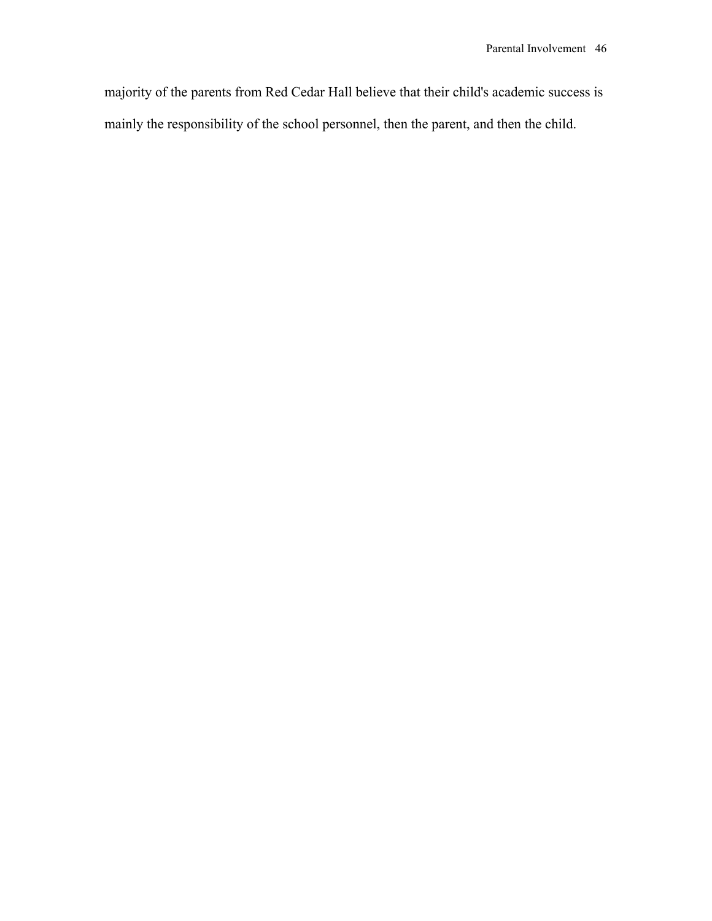majority of the parents from Red Cedar Hall believe that their child's academic success is mainly the responsibility of the school personnel, then the parent, and then the child.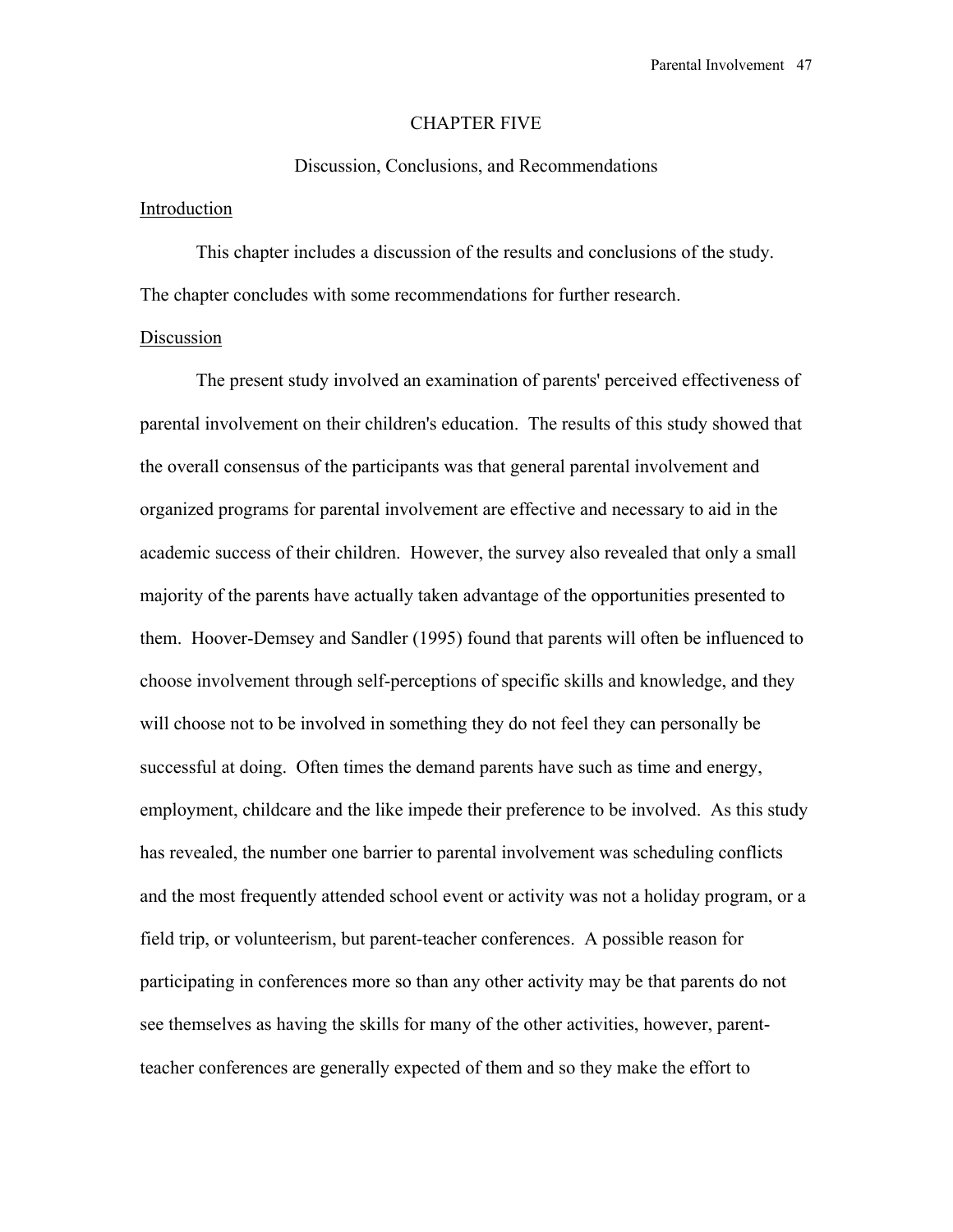# CHAPTER FIVE

## Discussion, Conclusions, and Recommendations

### Introduction

This chapter includes a discussion of the results and conclusions of the study. The chapter concludes with some recommendations for further research.

### Discussion

The present study involved an examination of parents' perceived effectiveness of parental involvement on their children's education. The results of this study showed that the overall consensus of the participants was that general parental involvement and organized programs for parental involvement are effective and necessary to aid in the academic success of their children. However, the survey also revealed that only a small majority of the parents have actually taken advantage of the opportunities presented to them. Hoover-Demsey and Sandler (1995) found that parents will often be influenced to choose involvement through self-perceptions of specific skills and knowledge, and they will choose not to be involved in something they do not feel they can personally be successful at doing. Often times the demand parents have such as time and energy, employment, childcare and the like impede their preference to be involved. As this study has revealed, the number one barrier to parental involvement was scheduling conflicts and the most frequently attended school event or activity was not a holiday program, or a field trip, or volunteerism, but parent-teacher conferences. A possible reason for participating in conferences more so than any other activity may be that parents do not see themselves as having the skills for many of the other activities, however, parent-teacher conferences are generally expected of them and so they make the effort to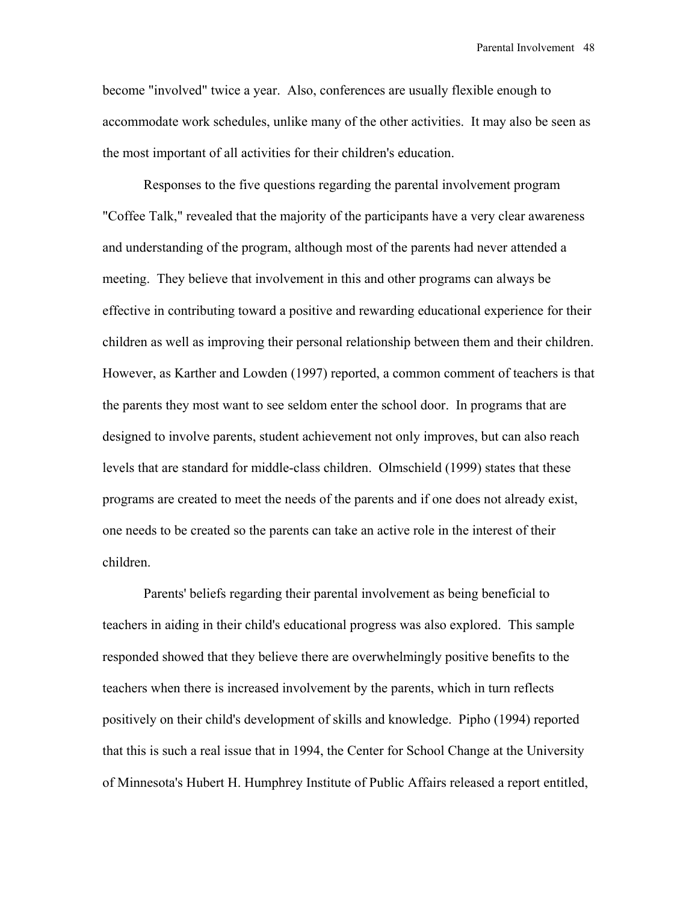become "involved" twice a year. Also, conferences are usually flexible enough to accommodate work schedules, unlike many of the other activities. It may also be seen as the most important of all activities for their children's education.

Responses to the five questions regarding the parental involvement program "Coffee Talk," revealed that the majority of the participants have a very clear awareness and understanding of the program, although most of the parents had never attended a meeting. They believe that involvement in this and other programs can always be effective in contributing toward a positive and rewarding educational experience for their children as well as improving their personal relationship between them and their children. However, as Karther and Lowden (1997) reported, a common comment of teachers is that the parents they most want to see seldom enter the school door. In programs that are designed to involve parents, student achievement not only improves, but can also reach levels that are standard for middle-class children. Olmschield (1999) states that these programs are created to meet the needs of the parents and if one does not already exist, one needs to be created so the parents can take an active role in the interest of their children.

Parents' beliefs regarding their parental involvement as being beneficial to teachers in aiding in their child's educational progress was also explored. This sample responded showed that they believe there are overwhelmingly positive benefits to the teachers when there is increased involvement by the parents, which in turn reflects positively on their child's development of skills and knowledge. Pipho (1994) reported that this is such a real issue that in 1994, the Center for School Change at the University of Minnesota's Hubert H. Humphrey Institute of Public Affairs released a report entitled,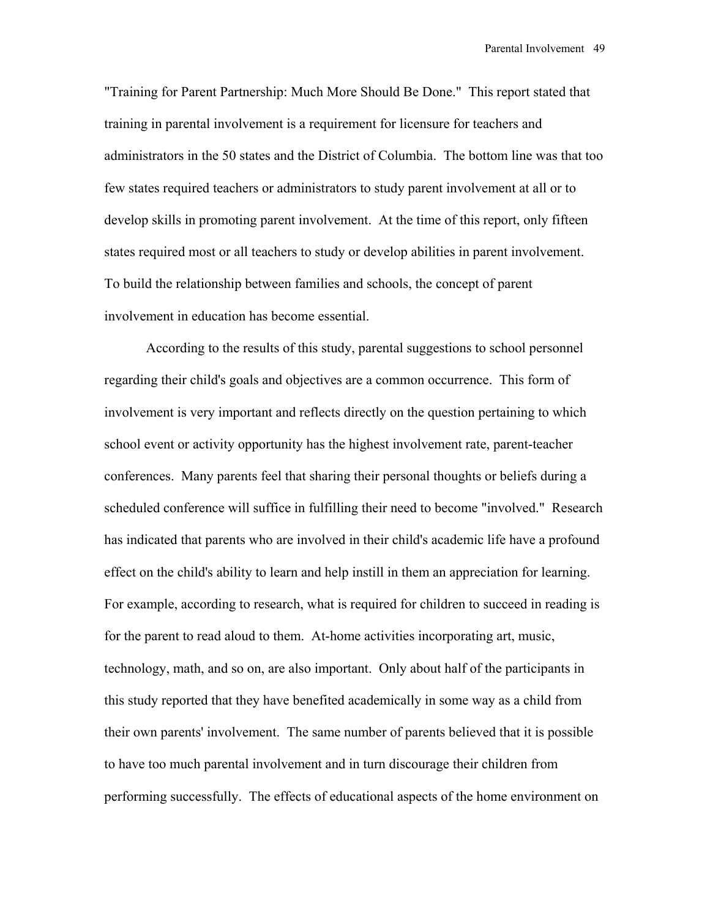"Training for Parent Partnership: Much More Should Be Done." This report stated that training in parental involvement is a requirement for licensure for teachers and administrators in the 50 states and the District of Columbia. The bottom line was that too few states required teachers or administrators to study parent involvement at all or to develop skills in promoting parent involvement. At the time of this report, only fifteen states required most or all teachers to study or develop abilities in parent involvement. To build the relationship between families and schools, the concept of parent involvement in education has become essential.

According to the results of this study, parental suggestions to school personnel regarding their child's goals and objectives are a common occurrence. This form of involvement is very important and reflects directly on the question pertaining to which school event or activity opportunity has the highest involvement rate, parent-teacher conferences. Many parents feel that sharing their personal thoughts or beliefs during a scheduled conference will suffice in fulfilling their need to become "involved." Research has indicated that parents who are involved in their child's academic life have a profound effect on the child's ability to learn and help instill in them an appreciation for learning. For example, according to research, what is required for children to succeed in reading is for the parent to read aloud to them. At-home activities incorporating art, music, technology, math, and so on, are also important. Only about half of the participants in this study reported that they have benefited academically in some way as a child from their own parents' involvement. The same number of parents believed that it is possible to have too much parental involvement and in turn discourage their children from performing successfully. The effects of educational aspects of the home environment on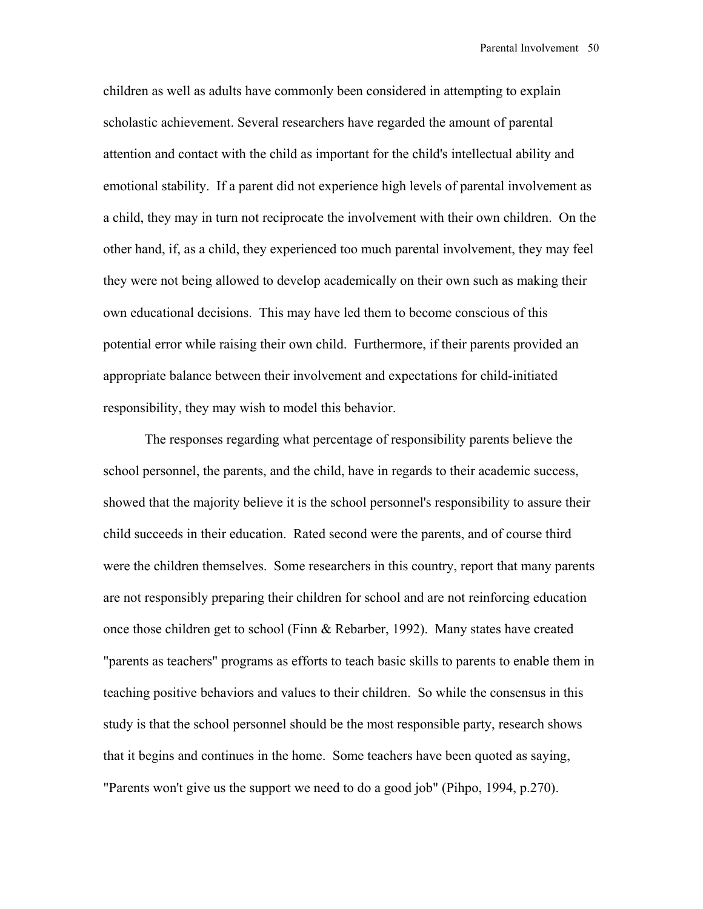children as well as adults have commonly been considered in attempting to explain scholastic achievement. Several researchers have regarded the amount of parental attention and contact with the child as important for the child's intellectual ability and emotional stability. If a parent did not experience high levels of parental involvement as a child, they may in turn not reciprocate the involvement with their own children. On the other hand, if, as a child, they experienced too much parental involvement, they may feel they were not being allowed to develop academically on their own such as making their own educational decisions. This may have led them to become conscious of this potential error while raising their own child. Furthermore, if their parents provided an appropriate balance between their involvement and expectations for child-initiated responsibility, they may wish to model this behavior.

The responses regarding what percentage of responsibility parents believe the school personnel, the parents, and the child, have in regards to their academic success, showed that the majority believe it is the school personnel's responsibility to assure their child succeeds in their education. Rated second were the parents, and of course third were the children themselves. Some researchers in this country, report that many parents are not responsibly preparing their children for school and are not reinforcing education once those children get to school (Finn & Rebarber, 1992). Many states have created "parents as teachers" programs as efforts to teach basic skills to parents to enable them in teaching positive behaviors and values to their children. So while the consensus in this study is that the school personnel should be the most responsible party, research shows that it begins and continues in the home. Some teachers have been quoted as saying, "Parents won't give us the support we need to do a good job" (Pihpo, 1994, p.270).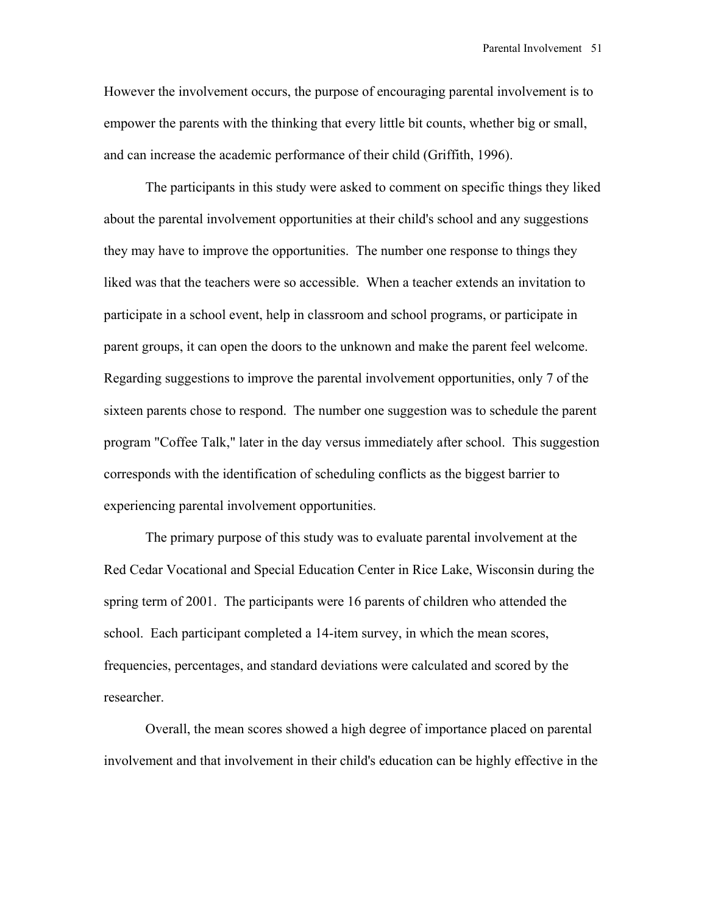However the involvement occurs, the purpose of encouraging parental involvement is to empower the parents with the thinking that every little bit counts, whether big or small, and can increase the academic performance of their child (Griffith, 1996).

The participants in this study were asked to comment on specific things they liked about the parental involvement opportunities at their child's school and any suggestions they may have to improve the opportunities. The number one response to things they liked was that the teachers were so accessible. When a teacher extends an invitation to participate in a school event, help in classroom and school programs, or participate in parent groups, it can open the doors to the unknown and make the parent feel welcome. Regarding suggestions to improve the parental involvement opportunities, only 7 of the sixteen parents chose to respond. The number one suggestion was to schedule the parent program "Coffee Talk," later in the day versus immediately after school. This suggestion corresponds with the identification of scheduling conflicts as the biggest barrier to experiencing parental involvement opportunities.

The primary purpose of this study was to evaluate parental involvement at the Red Cedar Vocational and Special Education Center in Rice Lake, Wisconsin during the spring term of 2001. The participants were 16 parents of children who attended the school. Each participant completed a 14-item survey, in which the mean scores, frequencies, percentages, and standard deviations were calculated and scored by the researcher.

Overall, the mean scores showed a high degree of importance placed on parental involvement and that involvement in their child's education can be highly effective in the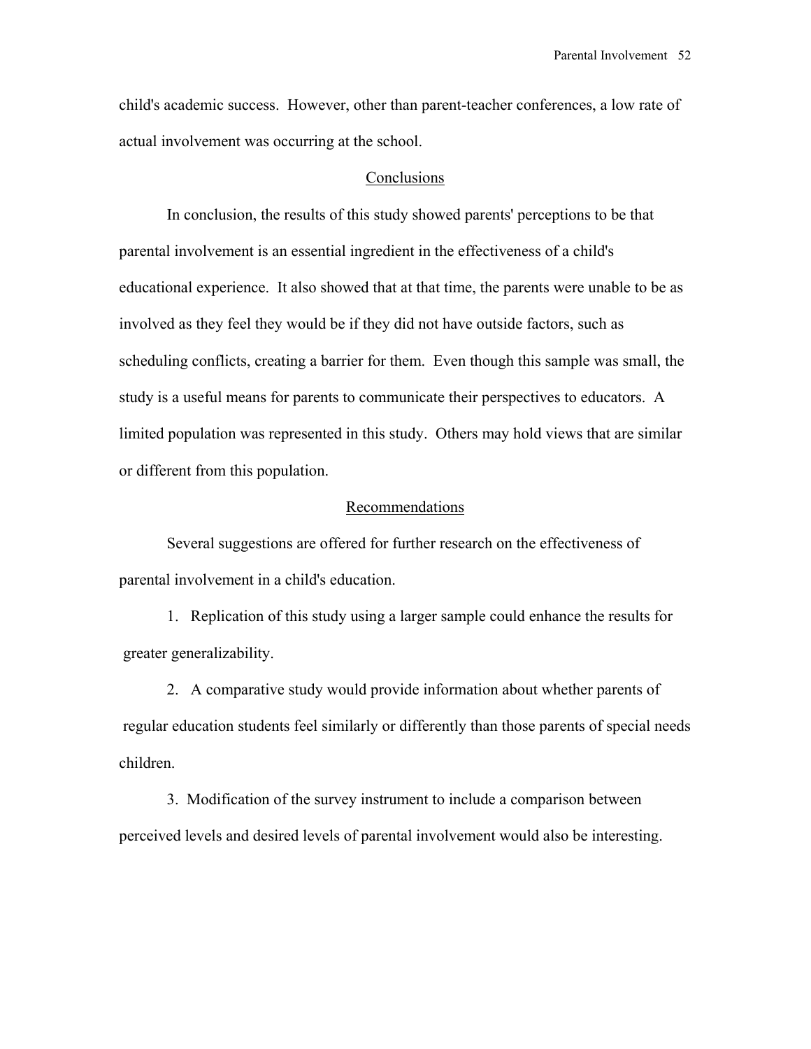child's academic success. However, other than parent-teacher conferences, a low rate of actual involvement was occurring at the school.

## Conclusions

In conclusion, the results of this study showed parents' perceptions to be that parental involvement is an essential ingredient in the effectiveness of a child's educational experience. It also showed that at that time, the parents were unable to be as involved as they feel they would be if they did not have outside factors, such as scheduling conflicts, creating a barrier for them. Even though this sample was small, the study is a useful means for parents to communicate their perspectives to educators. A limited population was represented in this study. Others may hold views that are similar or different from this population.

## Recommendations

Several suggestions are offered for further research on the effectiveness of parental involvement in a child's education.

1. Replication of this study using a larger sample could enhance the results for greater generalizability.

2. A comparative study would provide information about whether parents of regular education students feel similarly or differently than those parents of special needs children.

3. Modification of the survey instrument to include a comparison between perceived levels and desired levels of parental involvement would also be interesting.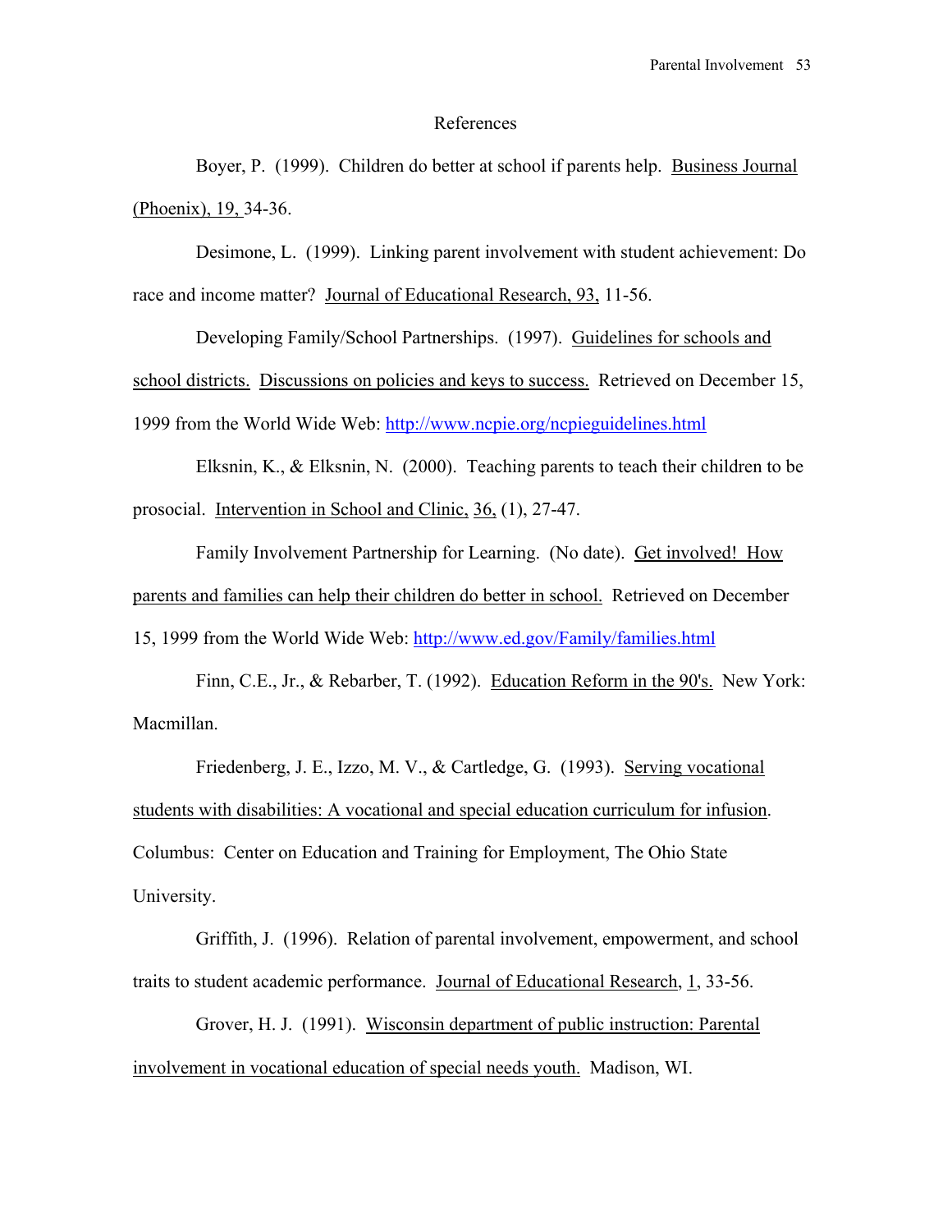# References

Boyer, P. (1999). Children do better at school if parents help. Business Journal (Phoenix), 19, 34-36.

Desimone, L. (1999). Linking parent involvement with student achievement: Do race and income matter? Journal of Educational Research, 93, 11-56.

Developing Family/School Partnerships. (1997). Guidelines for schools and school districts. Discussions on policies and keys to success. Retrieved on December 15, 1999 from the World Wide Web: http://www.ncpie.org/ncpieguidelines.html

Elksnin, K., & Elksnin, N. (2000). Teaching parents to teach their children to be prosocial. Intervention in School and Clinic, 36, (1), 27-47.

Family Involvement Partnership for Learning. (No date). Get involved! How parents and families can help their children do better in school. Retrieved on December 15, 1999 from the World Wide Web: http://www.ed.gov/Family/families.html

Finn, C.E., Jr., & Rebarber, T. (1992). Education Reform in the 90's. New York: Macmillan.

Friedenberg, J. E., Izzo, M. V., & Cartledge, G. (1993). Serving vocational students with disabilities: A vocational and special education curriculum for infusion. Columbus: Center on Education and Training for Employment, The Ohio State University.

Griffith, J. (1996). Relation of parental involvement, empowerment, and school traits to student academic performance. Journal of Educational Research, 1, 33-56.

Grover, H. J. (1991). Wisconsin department of public instruction: Parental involvement in vocational education of special needs youth. Madison, WI.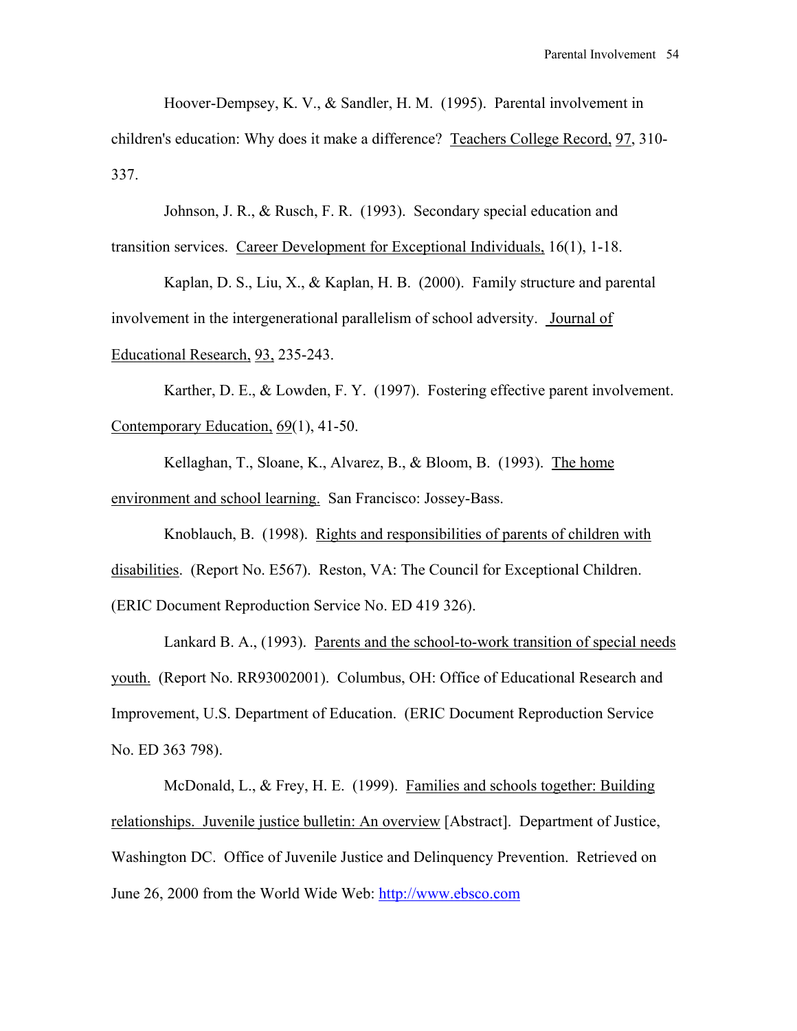Hoover-Dempsey, K. V., & Sandler, H. M. (1995). Parental involvement in children's education: Why does it make a difference? Teachers College Record, 97, 310-337.

Johnson, J. R., & Rusch, F. R. (1993). Secondary special education and transition services. Career Development for Exceptional Individuals, 16(1), 1-18.

Kaplan, D. S., Liu, X., & Kaplan, H. B. (2000). Family structure and parental involvement in the intergenerational parallelism of school adversity. Journal of Educational Research, 93, 235-243.

Karther, D. E., & Lowden, F. Y. (1997). Fostering effective parent involvement. Contemporary Education, 69(1), 41-50.

Kellaghan, T., Sloane, K., Alvarez, B., & Bloom, B. (1993). The home environment and school learning. San Francisco: Jossey-Bass.

Knoblauch, B. (1998). Rights and responsibilities of parents of children with disabilities. (Report No. E567). Reston, VA: The Council for Exceptional Children. (ERIC Document Reproduction Service No. ED 419 326).

Lankard B. A., (1993). Parents and the school-to-work transition of special needs youth. (Report No. RR93002001). Columbus, OH: Office of Educational Research and Improvement, U.S. Department of Education. (ERIC Document Reproduction Service No. ED 363 798).

McDonald, L., & Frey, H. E. (1999). Families and schools together: Building relationships. Juvenile justice bulletin: An overview [Abstract]. Department of Justice, Washington DC. Office of Juvenile Justice and Delinquency Prevention. Retrieved on June 26, 2000 from the World Wide Web: http://www.ebsco.com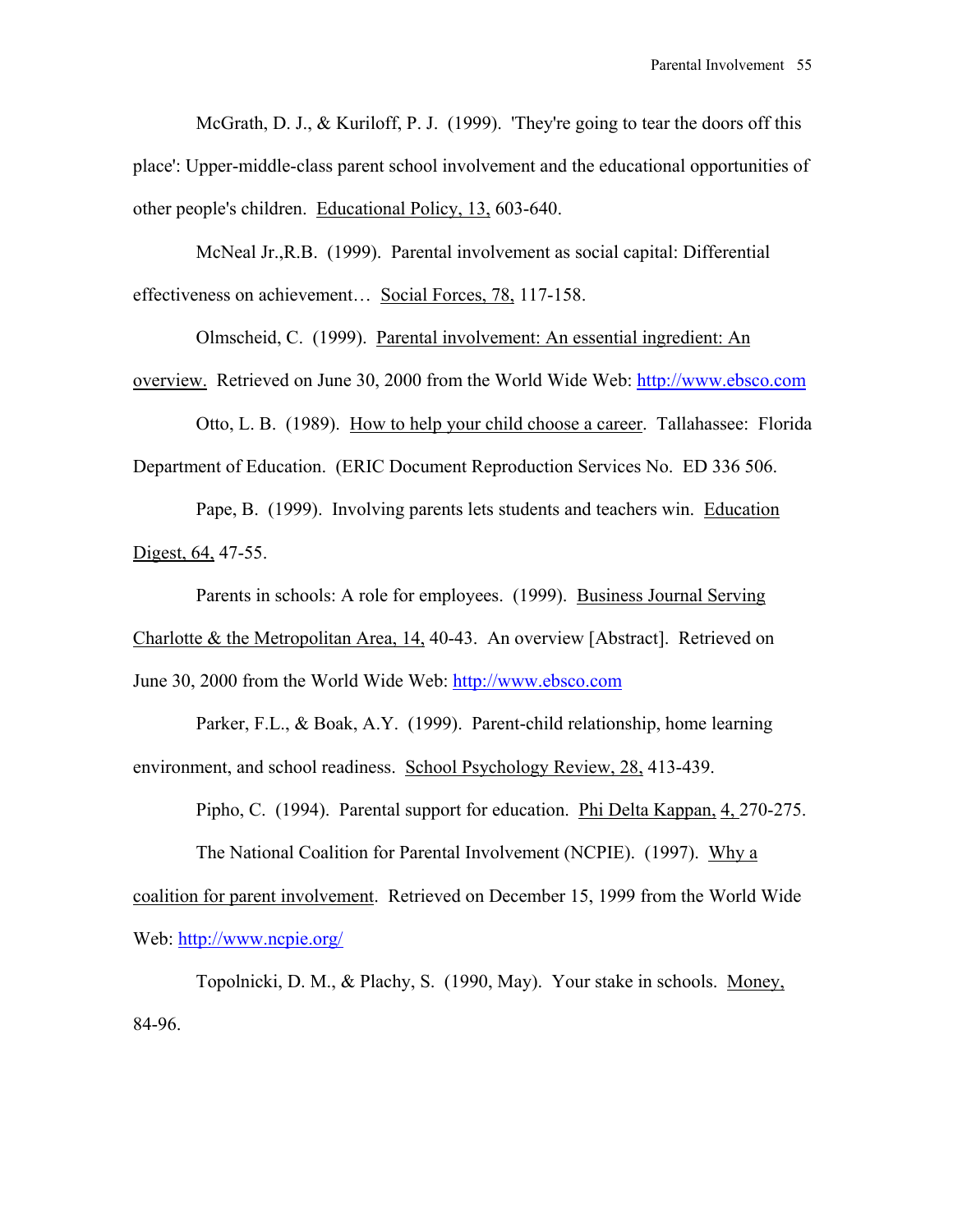McGrath, D. J., & Kuriloff, P. J. (1999). 'They're going to tear the doors off this place': Upper-middle-class parent school involvement and the educational opportunities of other people's children. Educational Policy, 13, 603-640.

McNeal Jr.,R.B. (1999). Parental involvement as social capital: Differential effectiveness on achievement… Social Forces, 78, 117-158.

Olmscheid, C. (1999). Parental involvement: An essential ingredient: An overview. Retrieved on June 30, 2000 from the World Wide Web: http://www.ebsco.com

Otto, L. B. (1989). How to help your child choose a career. Tallahassee: Florida Department of Education. (ERIC Document Reproduction Services No. ED 336 506.

Pape, B. (1999). Involving parents lets students and teachers win. Education Digest, 64, 47-55.

Parents in schools: A role for employees. (1999). Business Journal Serving Charlotte & the Metropolitan Area, 14, 40-43. An overview [Abstract]. Retrieved on June 30, 2000 from the World Wide Web: http://www.ebsco.com

Parker, F.L., & Boak, A.Y. (1999). Parent-child relationship, home learning environment, and school readiness. School Psychology Review, 28, 413-439.

Pipho, C. (1994). Parental support for education. Phi Delta Kappan, 4, 270-275.

The National Coalition for Parental Involvement (NCPIE). (1997). Why a coalition for parent involvement. Retrieved on December 15, 1999 from the World Wide Web: http://www.ncpie.org/

Topolnicki, D. M., & Plachy, S. (1990, May). Your stake in schools. Money, 84-96.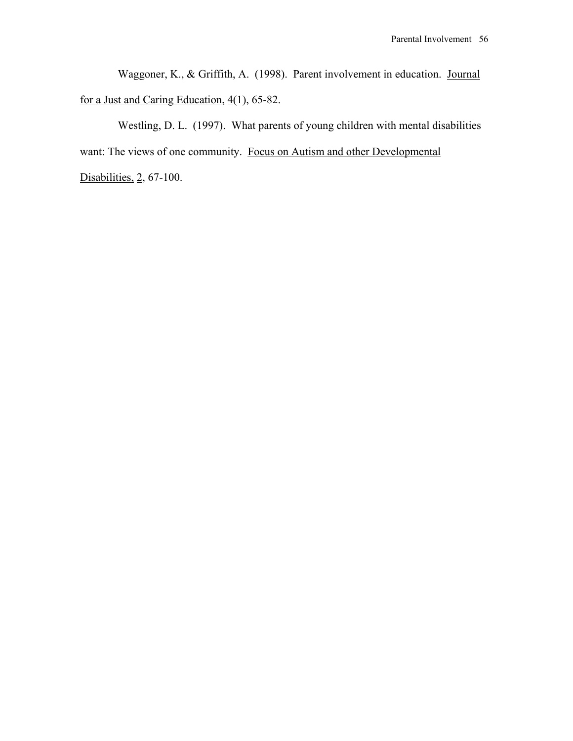Waggoner, K., & Griffith, A. (1998). Parent involvement in education. Journal for a Just and Caring Education, 4(1), 65-82.

Westling, D. L. (1997). What parents of young children with mental disabilities want: The views of one community. Focus on Autism and other Developmental Disabilities, 2, 67-100.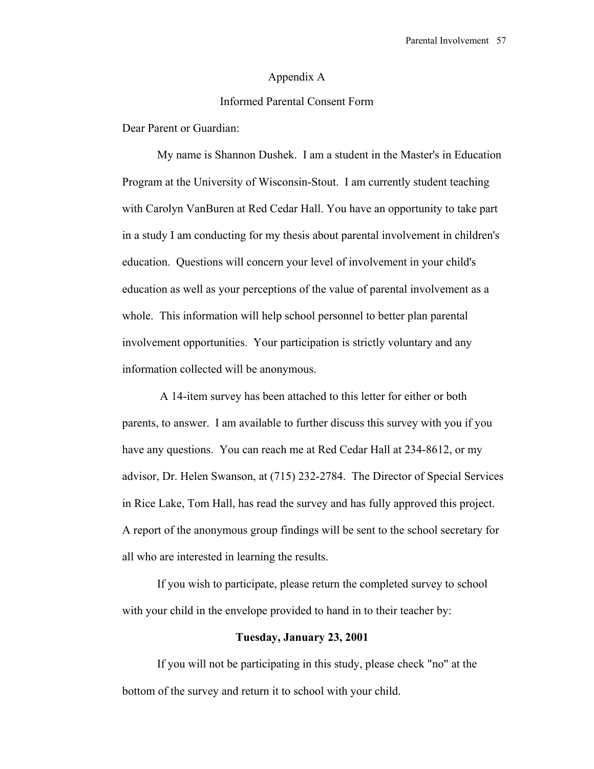# Appendix A

## Informed Parental Consent Form

Dear Parent or Guardian:

My name is Shannon Dushek. I am a student in the Master's in Education Program at the University of Wisconsin-Stout. I am currently student teaching with Carolyn VanBuren at Red Cedar Hall. You have an opportunity to take part in a study I am conducting for my thesis about parental involvement in children's education. Questions will concern your level of involvement in your child's education as well as your perceptions of the value of parental involvement as a whole. This information will help school personnel to better plan parental involvement opportunities. Your participation is strictly voluntary and any information collected will be anonymous.

A 14-item survey has been attached to this letter for either or both parents, to answer. I am available to further discuss this survey with you if you have any questions. You can reach me at Red Cedar Hall at 234-8612, or my advisor, Dr. Helen Swanson, at (715) 232-2784. The Director of Special Services in Rice Lake, Tom Hall, has read the survey and has fully approved this project. A report of the anonymous group findings will be sent to the school secretary for all who are interested in learning the results.

If you wish to participate, please return the completed survey to school with your child in the envelope provided to hand in to their teacher by:

**Tuesday, January 23, 2001**

If you will not be participating in this study, please check "no" at the bottom of the survey and return it to school with your child.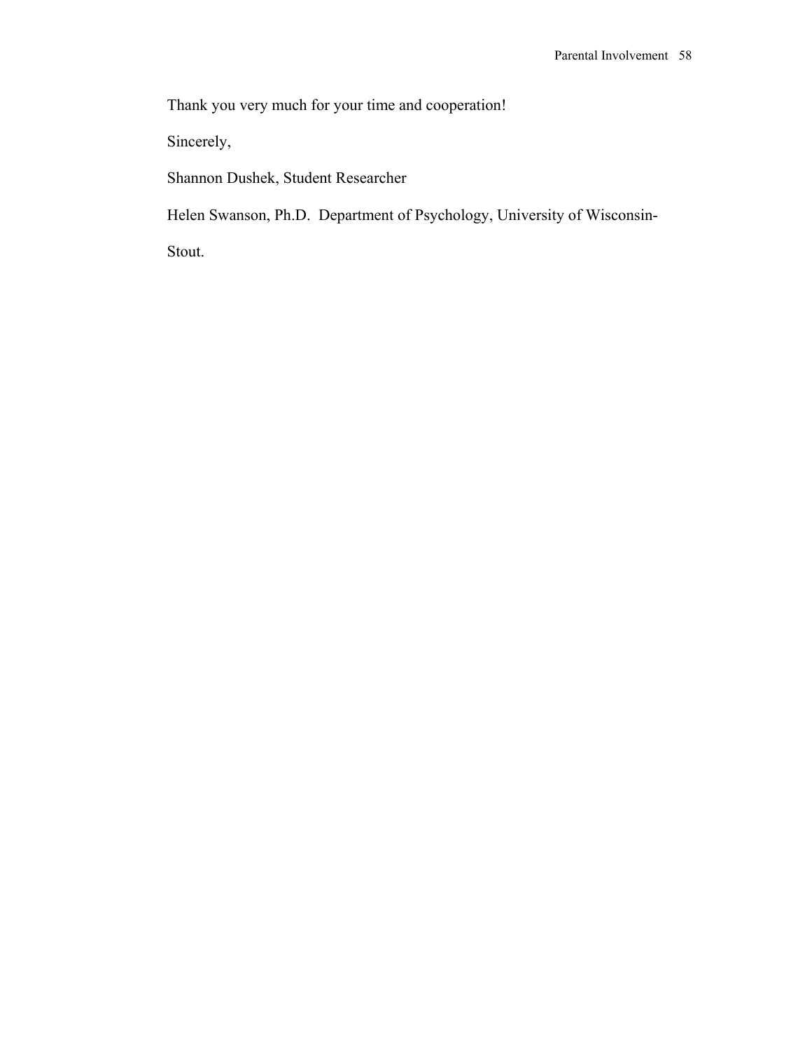Thank you very much for your time and cooperation!

Sincerely,

Shannon Dushek, Student Researcher

Helen Swanson, Ph.D. Department of Psychology, University of Wisconsin-Stout.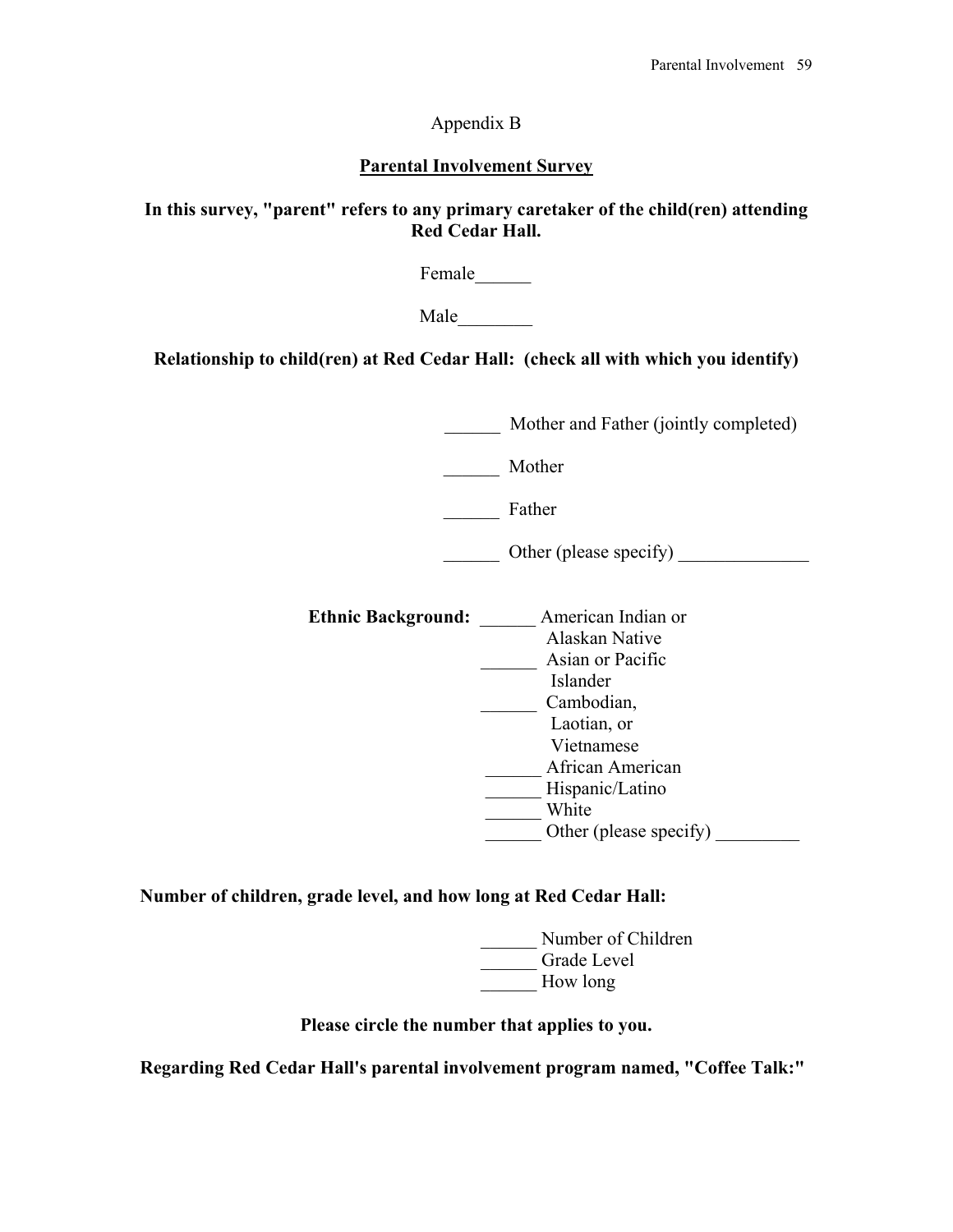Appendix B

**Parental Involvement Survey**

**In this survey, "parent" refers to any primary caretaker of the child(ren) attending Red Cedar Hall.**

Female______

Male________

**Relationship to child(ren) at Red Cedar Hall: (check all with which you identify)**

______ Mother and Father (jointly completed)

______ Mother

______ Father

______ Other (please specify) ______________

**Ethnic Background:** ______ American Indian or Alaskan Native

______ Asian or Pacific Islander

______ Cambodian, Laotian, or Vietnamese

______ African American

______ Hispanic/Latino

______ White

______ Other (please specify) _________

**Number of children, grade level, and how long at Red Cedar Hall:**

______ Number of Children

______ Grade Level

______ How long

**Please circle the number that applies to you.**

**Regarding Red Cedar Hall's parental involvement program named, "Coffee Talk:"**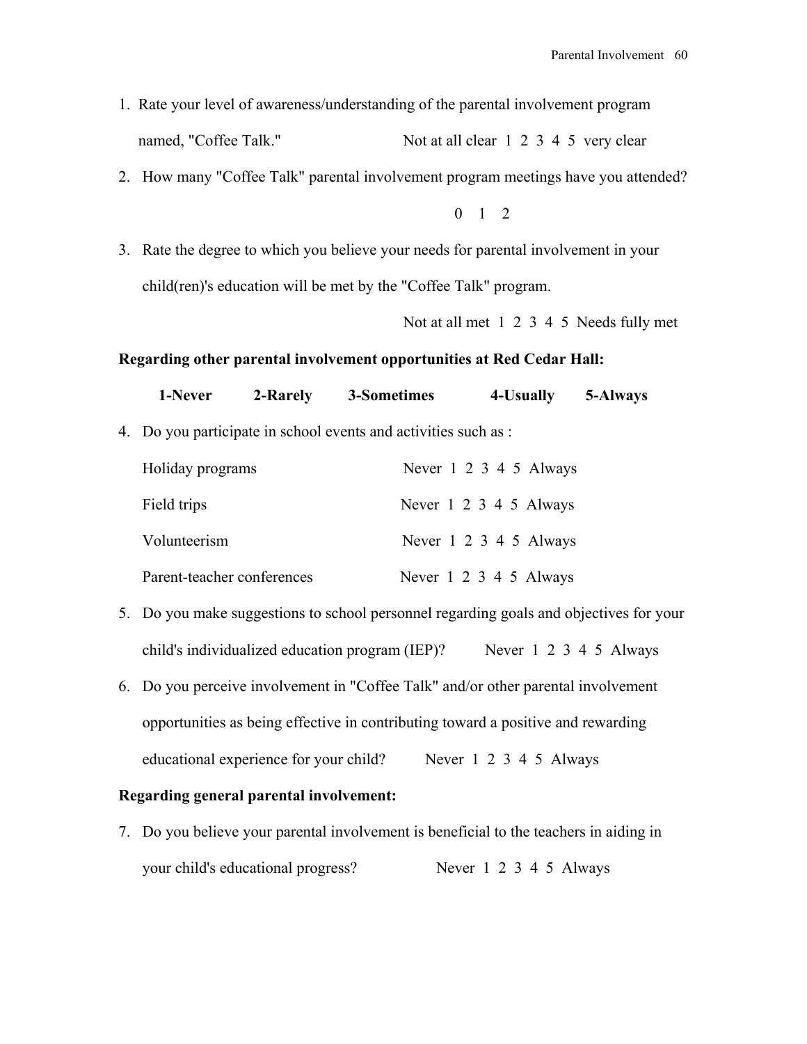1. Rate your level of awareness/understanding of the parental involvement program named, "Coffee Talk." Not at all clear 1 2 3 4 5 very clear

2. How many "Coffee Talk" parental involvement program meetings have you attended?

   0 1 2

3. Rate the degree to which you believe your needs for parental involvement in your child(ren)'s education will be met by the "Coffee Talk" program.

   Not at all met 1 2 3 4 5 Needs fully met

**Regarding other parental involvement opportunities at Red Cedar Hall:**

**1-Never 2-Rarely 3-Sometimes 4-Usually 5-Always**

4. Do you participate in school events and activities such as :

   Holiday programs Never 1 2 3 4 5 Always

   Field trips Never 1 2 3 4 5 Always

   Volunteerism Never 1 2 3 4 5 Always

   Parent-teacher conferences Never 1 2 3 4 5 Always

5. Do you make suggestions to school personnel regarding goals and objectives for your child's individualized education program (IEP)? Never 1 2 3 4 5 Always

6. Do you perceive involvement in "Coffee Talk" and/or other parental involvement opportunities as being effective in contributing toward a positive and rewarding educational experience for your child? Never 1 2 3 4 5 Always

**Regarding general parental involvement:**

7. Do you believe your parental involvement is beneficial to the teachers in aiding in your child's educational progress? Never 1 2 3 4 5 Always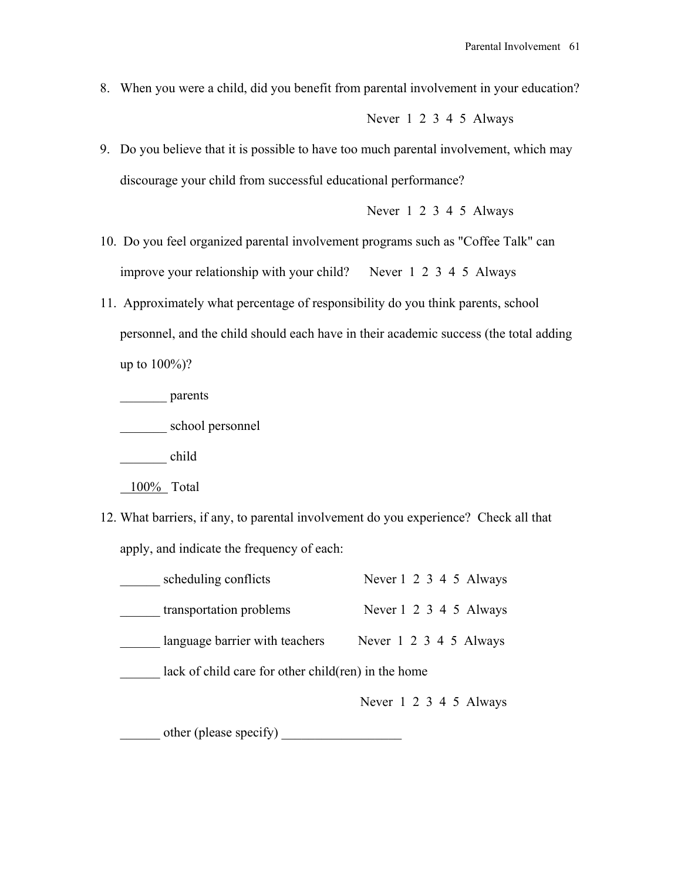8. When you were a child, did you benefit from parental involvement in your education?

    Never 1 2 3 4 5 Always

9. Do you believe that it is possible to have too much parental involvement, which may discourage your child from successful educational performance?

    Never 1 2 3 4 5 Always

10. Do you feel organized parental involvement programs such as "Coffee Talk" can improve your relationship with your child? Never 1 2 3 4 5 Always

11. Approximately what percentage of responsibility do you think parents, school personnel, and the child should each have in their academic success (the total adding up to 100%)?

    _______ parents

    _______ school personnel

    _______ child

    100% Total

12. What barriers, if any, to parental involvement do you experience? Check all that apply, and indicate the frequency of each:

    ______ scheduling conflicts Never 1 2 3 4 5 Always

    ______ transportation problems Never 1 2 3 4 5 Always

    ______ language barrier with teachers Never 1 2 3 4 5 Always

    ______ lack of child care for other child(ren) in the home

    Never 1 2 3 4 5 Always

    ______ other (please specify) __________________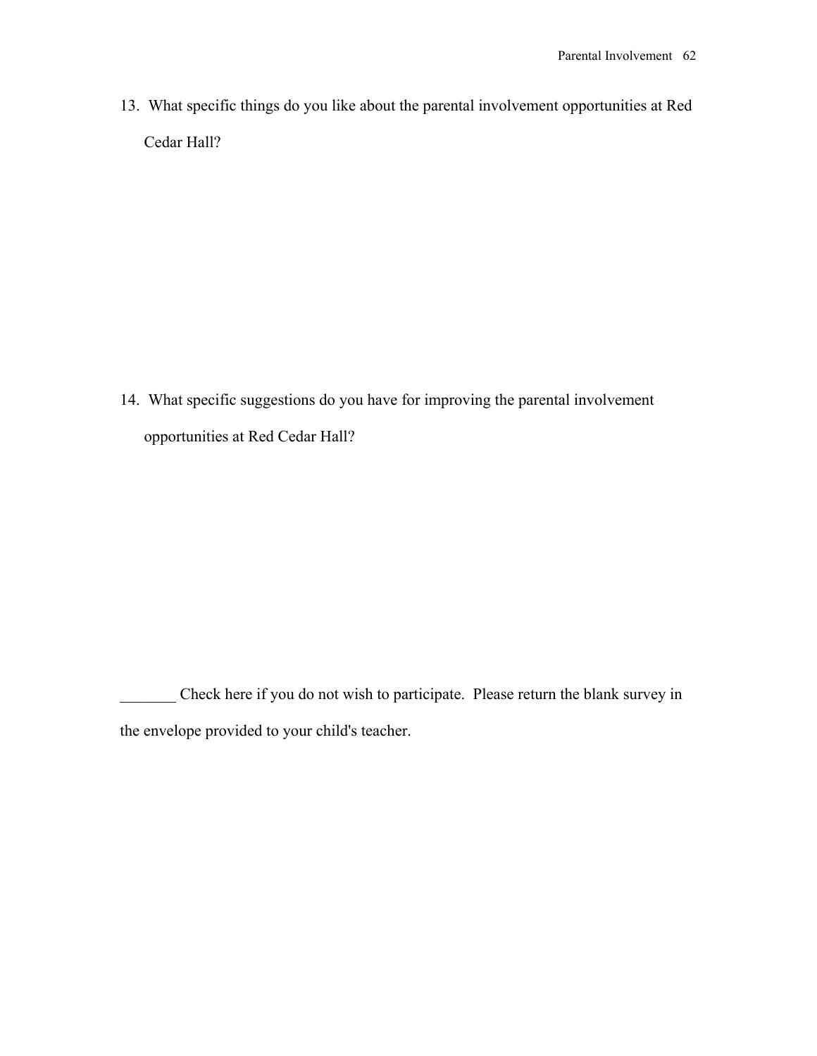13. What specific things do you like about the parental involvement opportunities at Red Cedar Hall?

14. What specific suggestions do you have for improving the parental involvement opportunities at Red Cedar Hall?

_______ Check here if you do not wish to participate. Please return the blank survey in the envelope provided to your child's teacher.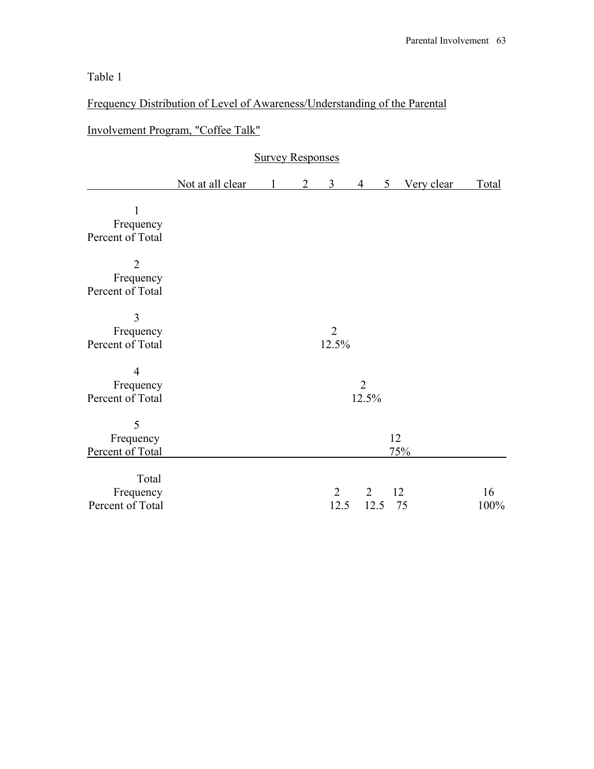Table 1

Frequency Distribution of Level of Awareness/Understanding of the Parental Involvement Program, "Coffee Talk"

| | Survey Responses | | | | | | | |
|---|---|---|---|---|---|---|---|---|
| | Not at all clear | 1 | 2 | 3 | 4 | 5 | Very clear | Total |
| 1 | | | | | | | | |
| Frequency | | | | | | | | |
| Percent of Total | | | | | | | | |
| 2 | | | | | | | | |
| Frequency | | | | | | | | |
| Percent of Total | | | | | | | | |
| 3 | | | | | | | | |
| Frequency | | | | 2 | | | | |
| Percent of Total | | | | 12.5% | | | | |
| 4 | | | | | | | | |
| Frequency | | | | | 2 | | | |
| Percent of Total | | | | | 12.5% | | | |
| 5 | | | | | | | | |
| Frequency | | | | | | 12 | | |
| Percent of Total | | | | | | 75% | | |
| Total | | | | | | | | |
| Frequency | | | | 2 | 2 | 12 | | 16 |
| Percent of Total | | | | 12.5 | 12.5 | 75 | | 100% |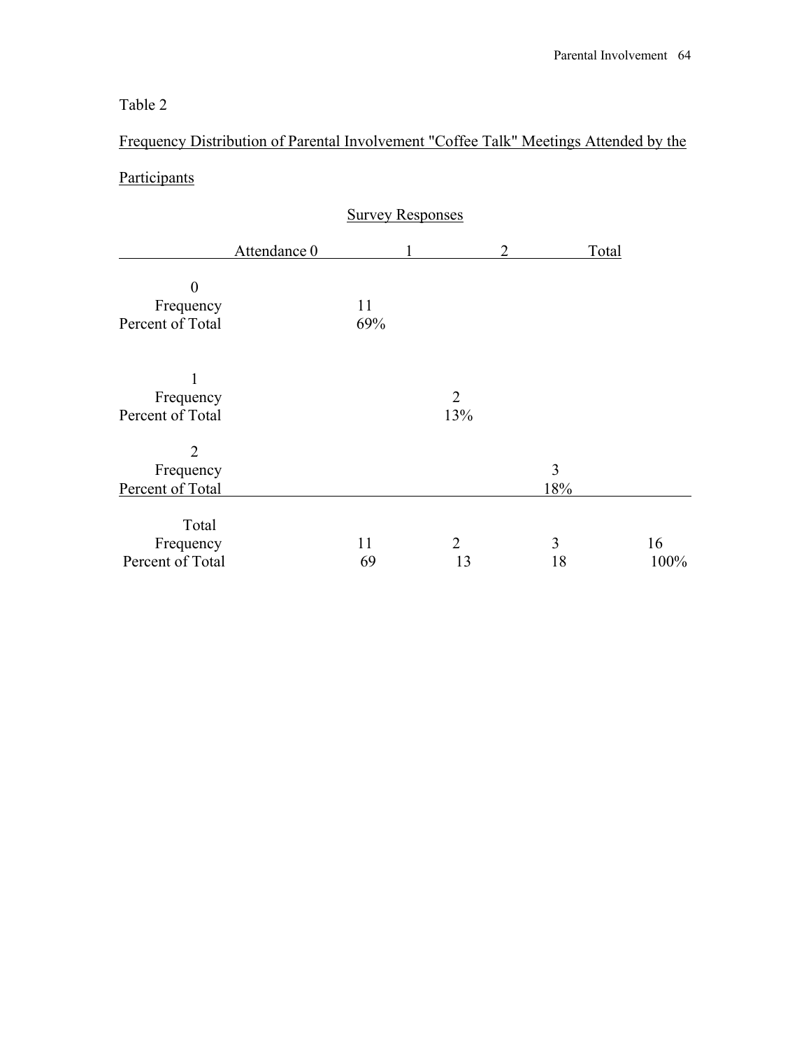Table 2

Frequency Distribution of Parental Involvement "Coffee Talk" Meetings Attended by the Participants

| | Survey Responses | | | |
|---|---|---|---|---|
| Attendance | 0 | 1 | 2 | Total |
| **0** | | | | |
| Frequency | 11 | | | |
| Percent of Total | 69% | | | |
| **1** | | | | |
| Frequency | | 2 | | |
| Percent of Total | | 13% | | |
| **2** | | | | |
| Frequency | | | 3 | |
| Percent of Total | | | 18% | |
| **Total** | | | | |
| Frequency | 11 | 2 | 3 | 16 |
| Percent of Total | 69 | 13 | 18 | 100% |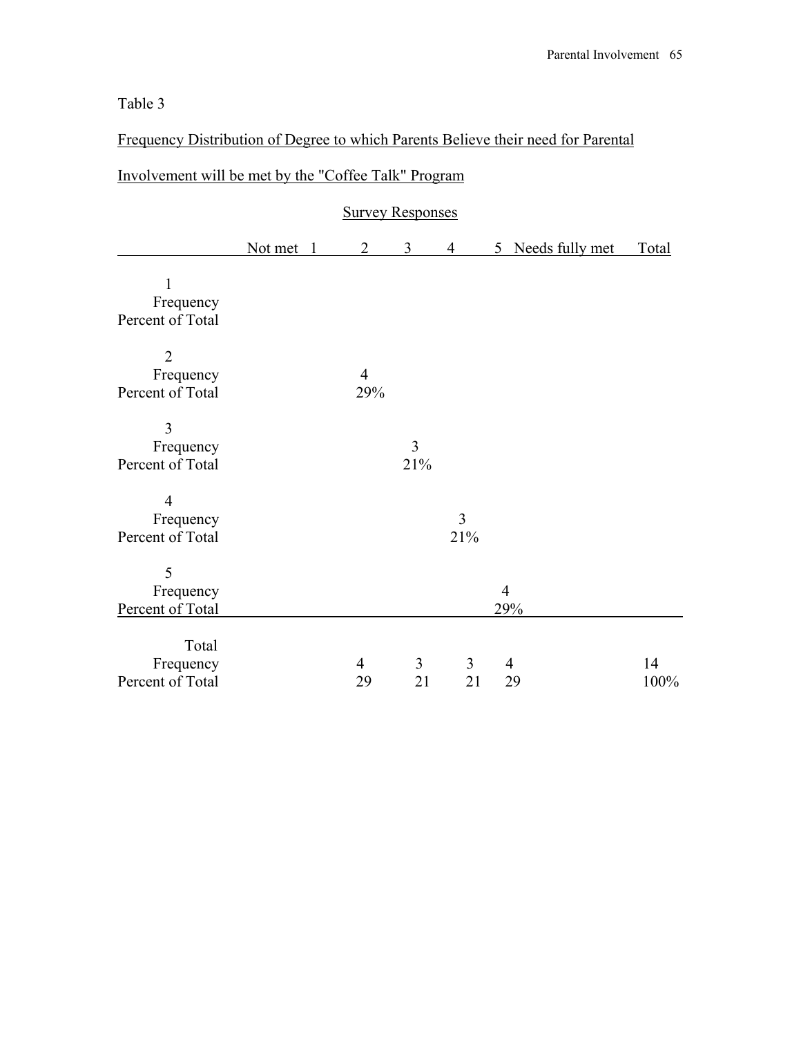Table 3

Frequency Distribution of Degree to which Parents Believe their need for Parental Involvement will be met by the "Coffee Talk" Program

| | Survey Responses | | | | | |
|---|---|---|---|---|---|---|
| | Not met 1 | 2 | 3 | 4 | 5 Needs fully met | Total |
| **1** | | | | | | |
| Frequency | | | | | | |
| Percent of Total | | | | | | |
| **2** | | | | | | |
| Frequency | | 4 | | | | |
| Percent of Total | | 29% | | | | |
| **3** | | | | | | |
| Frequency | | | 3 | | | |
| Percent of Total | | | 21% | | | |
| **4** | | | | | | |
| Frequency | | | | 3 | | |
| Percent of Total | | | | 21% | | |
| **5** | | | | | | |
| Frequency | | | | | 4 | |
| Percent of Total | | | | | 29% | |
| **Total** | | | | | | |
| Frequency | | 4 | 3 | 3 | 4 | 14 |
| Percent of Total | | 29 | 21 | 21 | 29 | 100% |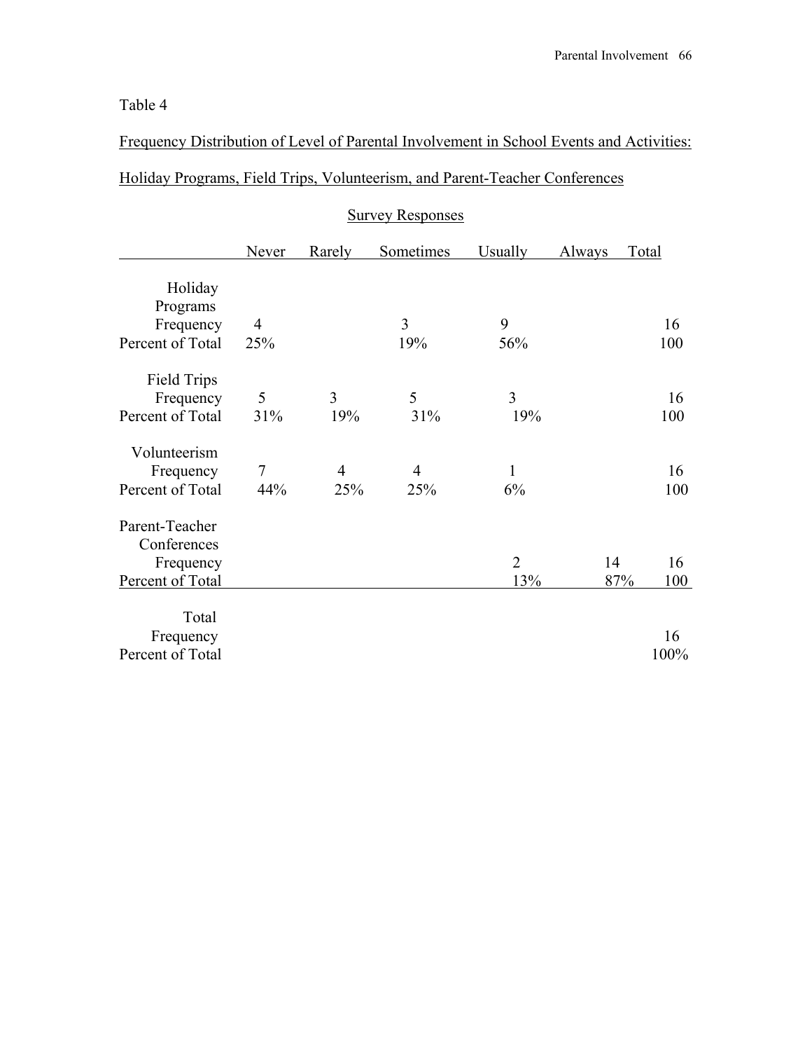Table 4

Frequency Distribution of Level of Parental Involvement in School Events and Activities: Holiday Programs, Field Trips, Volunteerism, and Parent-Teacher Conferences

Survey Responses

| | Never | Rarely | Sometimes | Usually | Always | Total |
|---|---|---|---|---|---|---|
| **Holiday Programs** | | | | | | |
| Frequency | 4 | | 3 | 9 | | 16 |
| Percent of Total | 25% | | 19% | 56% | | 100 |
| **Field Trips** | | | | | | |
| Frequency | 5 | 3 | 5 | 3 | | 16 |
| Percent of Total | 31% | 19% | 31% | 19% | | 100 |
| **Volunteerism** | | | | | | |
| Frequency | 7 | 4 | 4 | 1 | | 16 |
| Percent of Total | 44% | 25% | 25% | 6% | | 100 |
| **Parent-Teacher Conferences** | | | | | | |
| Frequency | | | | 2 | 14 | 16 |
| Percent of Total | | | | 13% | 87% | 100 |
| **Total** | | | | | | |
| Frequency | | | | | | 16 |
| Percent of Total | | | | | | 100% |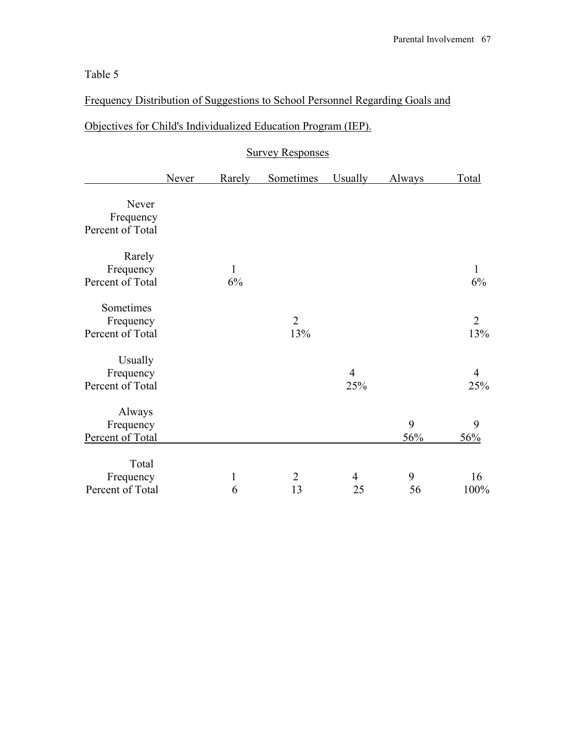Table 5

Frequency Distribution of Suggestions to School Personnel Regarding Goals and Objectives for Child's Individualized Education Program (IEP).

| | Survey Responses | | | | | |
|---|---|---|---|---|---|---|
| | Never | Rarely | Sometimes | Usually | Always | Total |
| Never | | | | | | |
| Frequency | | | | | | |
| Percent of Total | | | | | | |
| Rarely | | | | | | |
| Frequency | | 1 | | | | 1 |
| Percent of Total | | 6% | | | | 6% |
| Sometimes | | | | | | |
| Frequency | | | 2 | | | 2 |
| Percent of Total | | | 13% | | | 13% |
| Usually | | | | | | |
| Frequency | | | | 4 | | 4 |
| Percent of Total | | | | 25% | | 25% |
| Always | | | | | | |
| Frequency | | | | | 9 | 9 |
| Percent of Total | | | | | 56% | 56% |
| Total | | | | | | |
| Frequency | | 1 | 2 | 4 | 9 | 16 |
| Percent of Total | | 6 | 13 | 25 | 56 | 100% |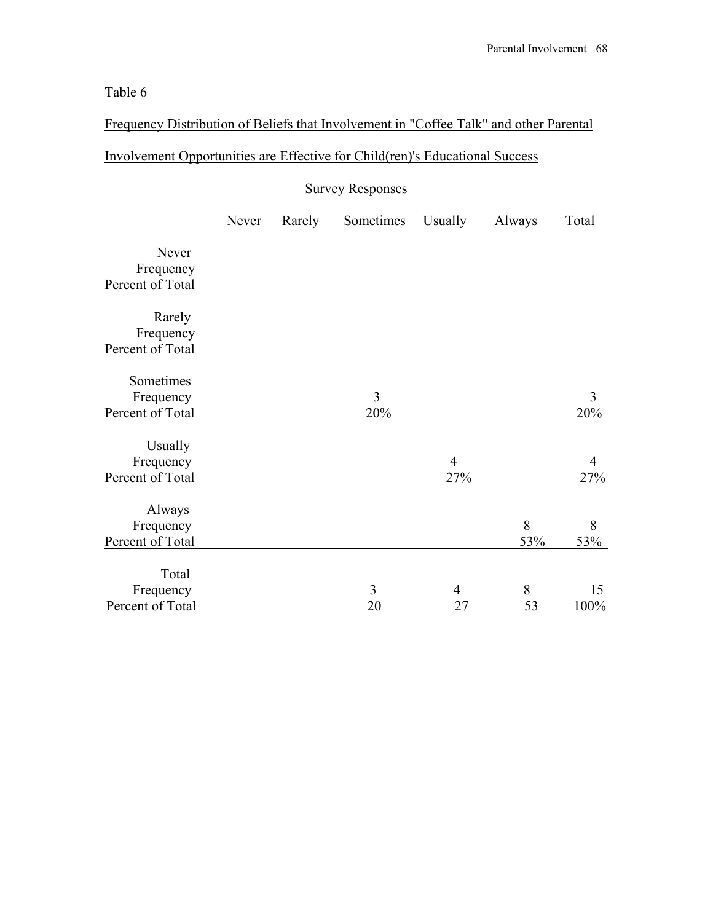Table 6

Frequency Distribution of Beliefs that Involvement in "Coffee Talk" and other Parental Involvement Opportunities are Effective for Child(ren)'s Educational Success

| | Survey Responses | | | | | |
|---|---|---|---|---|---|---|
| | Never | Rarely | Sometimes | Usually | Always | Total |
| **Never** | | | | | | |
| Frequency | | | | | | |
| Percent of Total | | | | | | |
| **Rarely** | | | | | | |
| Frequency | | | | | | |
| Percent of Total | | | | | | |
| **Sometimes** | | | | | | |
| Frequency | | | 3 | | | 3 |
| Percent of Total | | | 20% | | | 20% |
| **Usually** | | | | | | |
| Frequency | | | | 4 | | 4 |
| Percent of Total | | | | 27% | | 27% |
| **Always** | | | | | | |
| Frequency | | | | | 8 | 8 |
| Percent of Total | | | | | 53% | 53% |
| **Total** | | | | | | |
| Frequency | | | 3 | 4 | 8 | 15 |
| Percent of Total | | | 20 | 27 | 53 | 100% |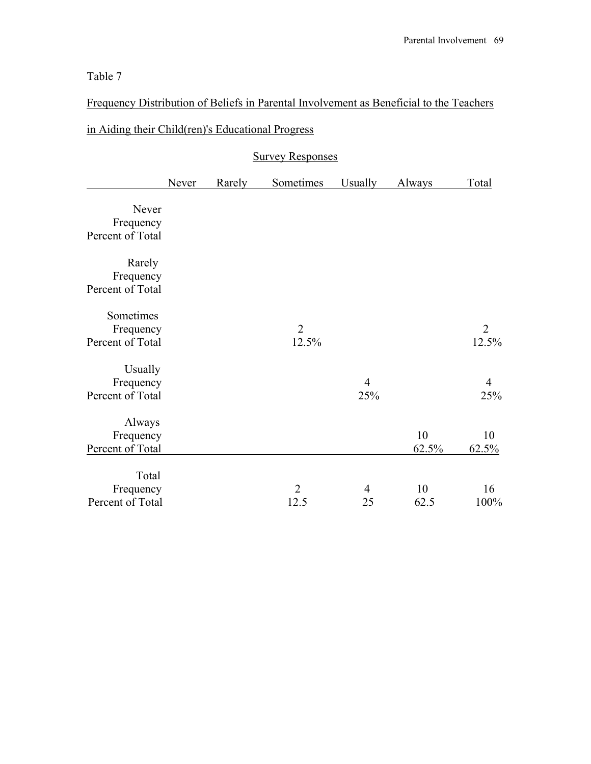Table 7

Frequency Distribution of Beliefs in Parental Involvement as Beneficial to the Teachers in Aiding their Child(ren)'s Educational Progress

| | Survey Responses | | | | | |
|---|---|---|---|---|---|---|
| | Never | Rarely | Sometimes | Usually | Always | Total |
| **Never** | | | | | | |
| Frequency | | | | | | |
| Percent of Total | | | | | | |
| **Rarely** | | | | | | |
| Frequency | | | | | | |
| Percent of Total | | | | | | |
| **Sometimes** | | | | | | |
| Frequency | | | 2 | | | 2 |
| Percent of Total | | | 12.5% | | | 12.5% |
| **Usually** | | | | | | |
| Frequency | | | | 4 | | 4 |
| Percent of Total | | | | 25% | | 25% |
| **Always** | | | | | | |
| Frequency | | | | | 10 | 10 |
| Percent of Total | | | | | 62.5% | 62.5% |
| **Total** | | | | | | |
| Frequency | | | 2 | 4 | 10 | 16 |
| Percent of Total | | | 12.5 | 25 | 62.5 | 100% |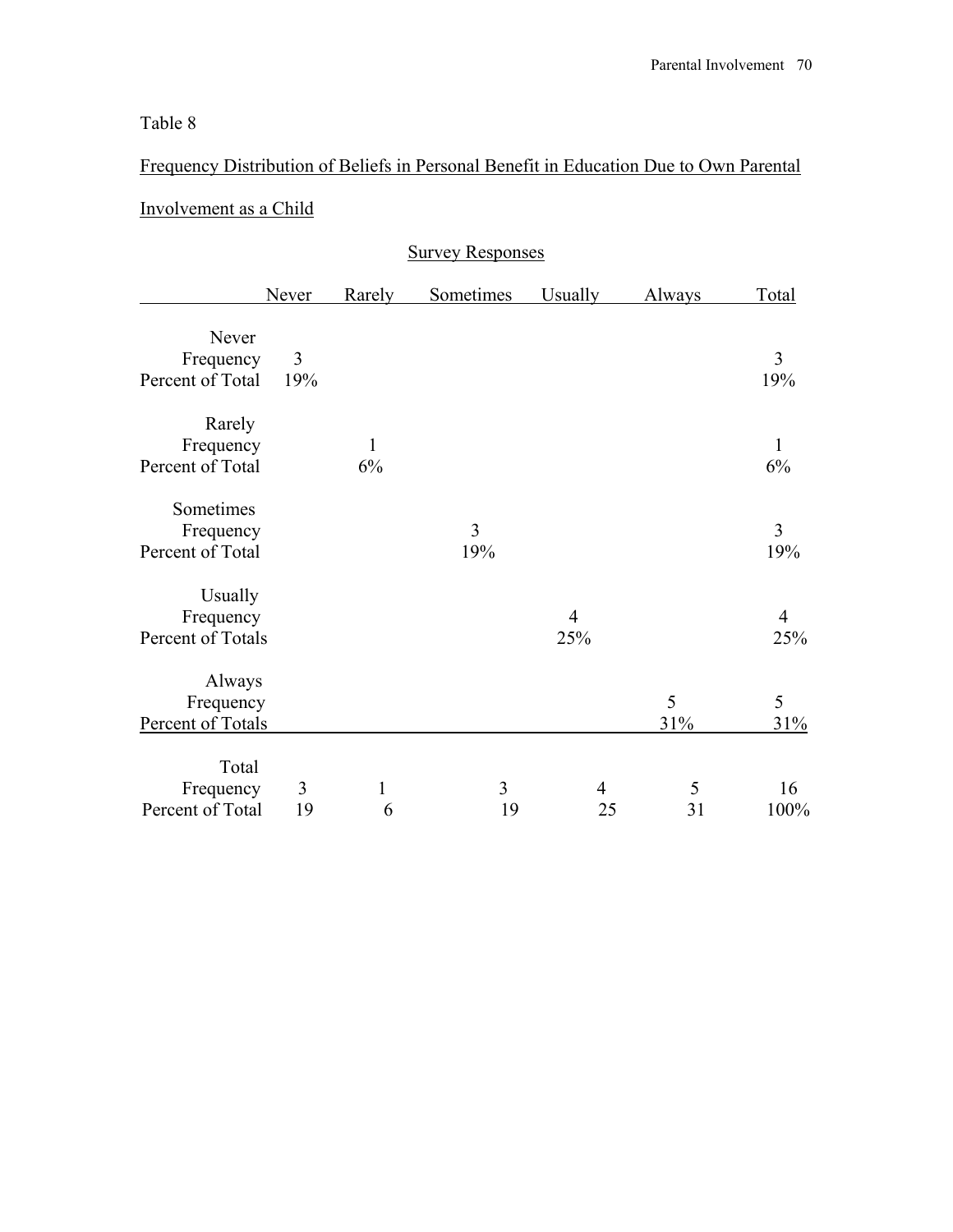Table 8

Frequency Distribution of Beliefs in Personal Benefit in Education Due to Own Parental Involvement as a Child

| | Survey Responses | | | | | |
|---|---|---|---|---|---|---|
| | Never | Rarely | Sometimes | Usually | Always | Total |
| Never | | | | | | |
| Frequency | 3 | | | | | 3 |
| Percent of Total | 19% | | | | | 19% |
| Rarely | | | | | | |
| Frequency | | 1 | | | | 1 |
| Percent of Total | | 6% | | | | 6% |
| Sometimes | | | | | | |
| Frequency | | | 3 | | | 3 |
| Percent of Total | | | 19% | | | 19% |
| Usually | | | | | | |
| Frequency | | | | 4 | | 4 |
| Percent of Totals | | | | 25% | | 25% |
| Always | | | | | | |
| Frequency | | | | | 5 | 5 |
| Percent of Totals | | | | | 31% | 31% |
| Total | | | | | | |
| Frequency | 3 | 1 | 3 | 4 | 5 | 16 |
| Percent of Total | 19 | 6 | 19 | 25 | 31 | 100% |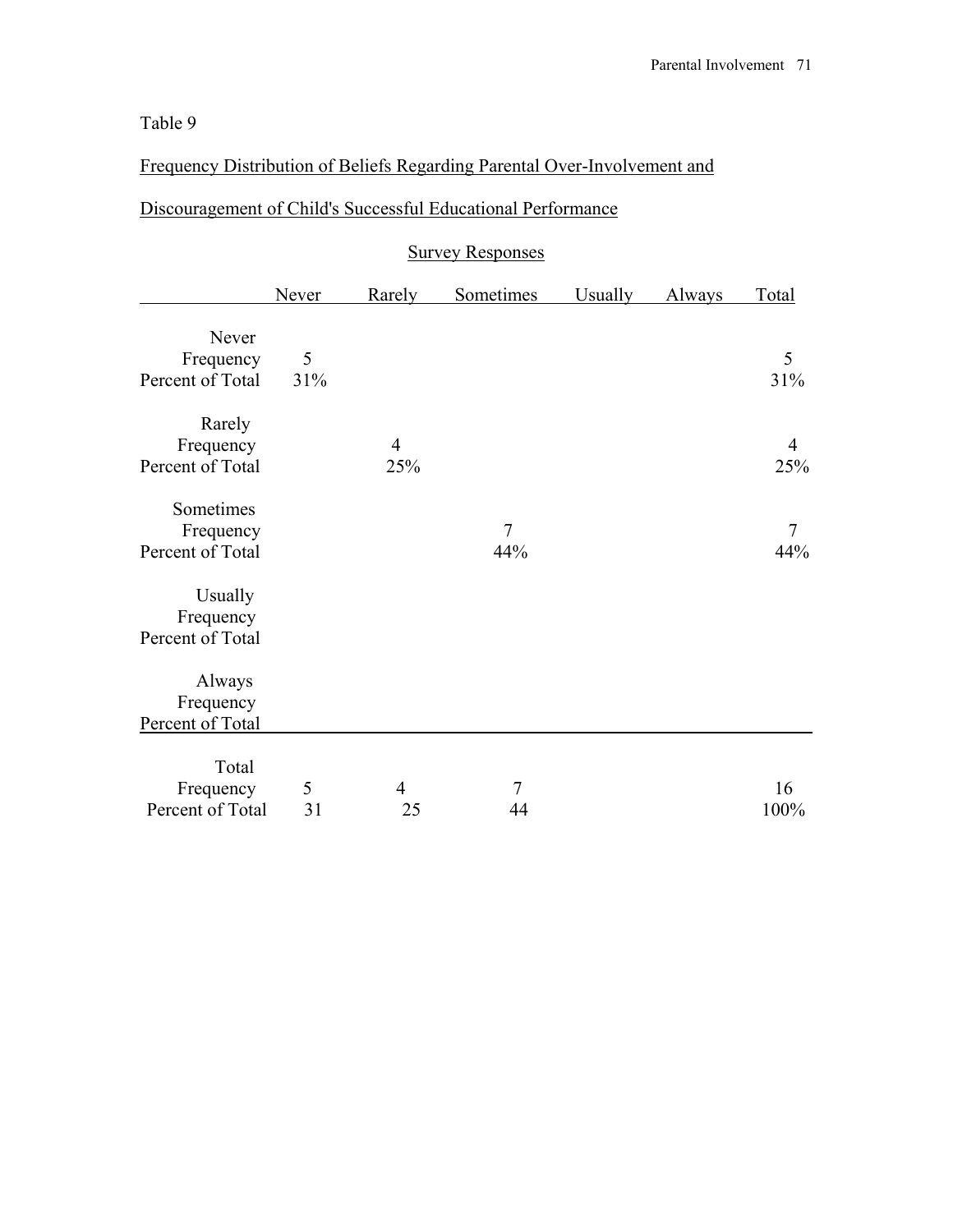Table 9

Frequency Distribution of Beliefs Regarding Parental Over-Involvement and Discouragement of Child's Successful Educational Performance

| | Survey Responses | | | | | |
|---|---|---|---|---|---|---|
| | Never | Rarely | Sometimes | Usually | Always | Total |
| **Never** | | | | | | |
| Frequency | 5 | | | | | 5 |
| Percent of Total | 31% | | | | | 31% |
| **Rarely** | | | | | | |
| Frequency | | 4 | | | | 4 |
| Percent of Total | | 25% | | | | 25% |
| **Sometimes** | | | | | | |
| Frequency | | | 7 | | | 7 |
| Percent of Total | | | 44% | | | 44% |
| **Usually** | | | | | | |
| Frequency | | | | | | |
| Percent of Total | | | | | | |
| **Always** | | | | | | |
| Frequency | | | | | | |
| Percent of Total | | | | | | |
| **Total** | | | | | | |
| Frequency | 5 | 4 | 7 | | | 16 |
| Percent of Total | 31 | 25 | 44 | | | 100% |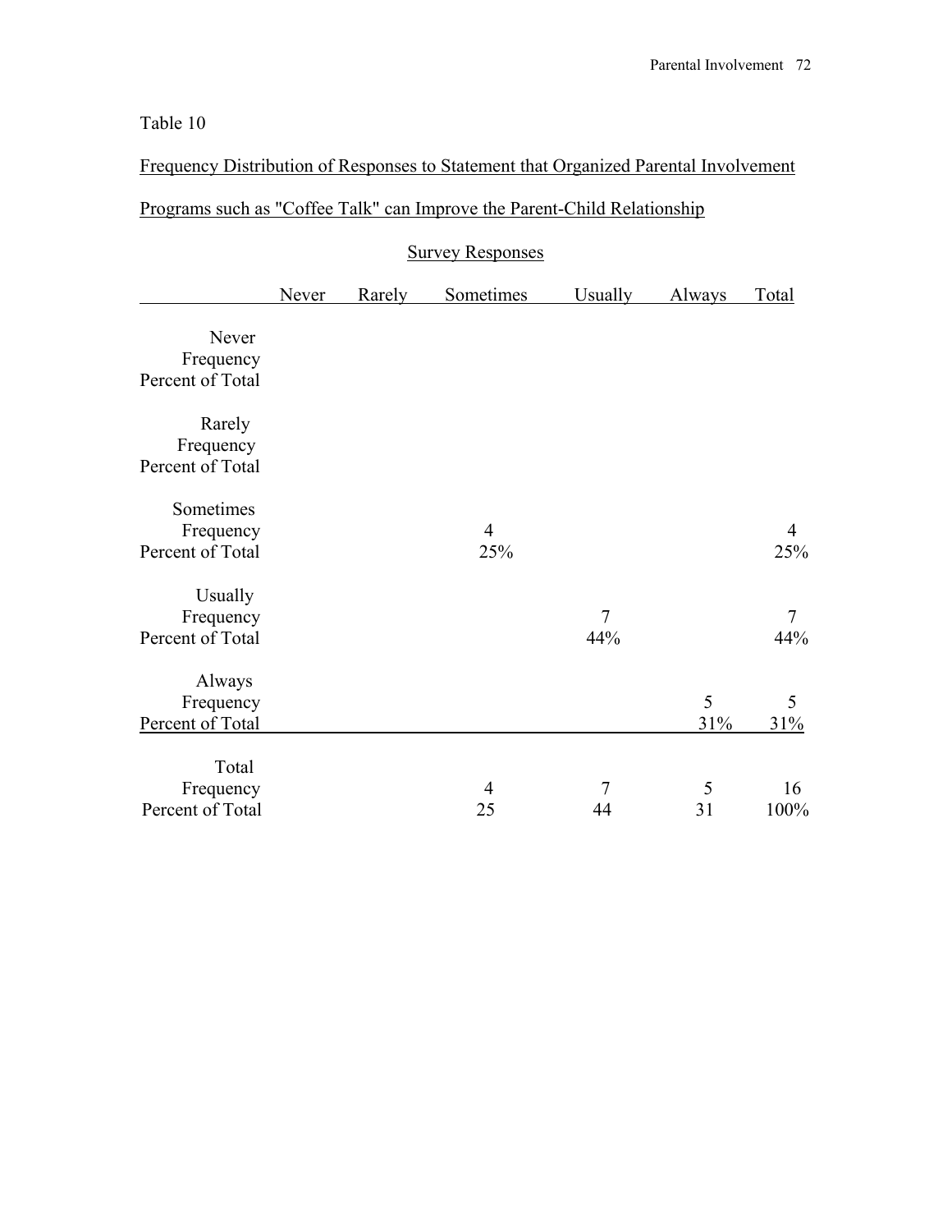Table 10

Frequency Distribution of Responses to Statement that Organized Parental Involvement Programs such as "Coffee Talk" can Improve the Parent-Child Relationship

| | Survey Responses | | | | | |
|---|---|---|---|---|---|---|
| | Never | Rarely | Sometimes | Usually | Always | Total |
| **Never** | | | | | | |
| Frequency | | | | | | |
| Percent of Total | | | | | | |
| **Rarely** | | | | | | |
| Frequency | | | | | | |
| Percent of Total | | | | | | |
| **Sometimes** | | | | | | |
| Frequency | | | 4 | | | 4 |
| Percent of Total | | | 25% | | | 25% |
| **Usually** | | | | | | |
| Frequency | | | | 7 | | 7 |
| Percent of Total | | | | 44% | | 44% |
| **Always** | | | | | | |
| Frequency | | | | | 5 | 5 |
| Percent of Total | | | | | 31% | 31% |
| **Total** | | | | | | |
| Frequency | | | 4 | 7 | 5 | 16 |
| Percent of Total | | | 25 | 44 | 31 | 100% |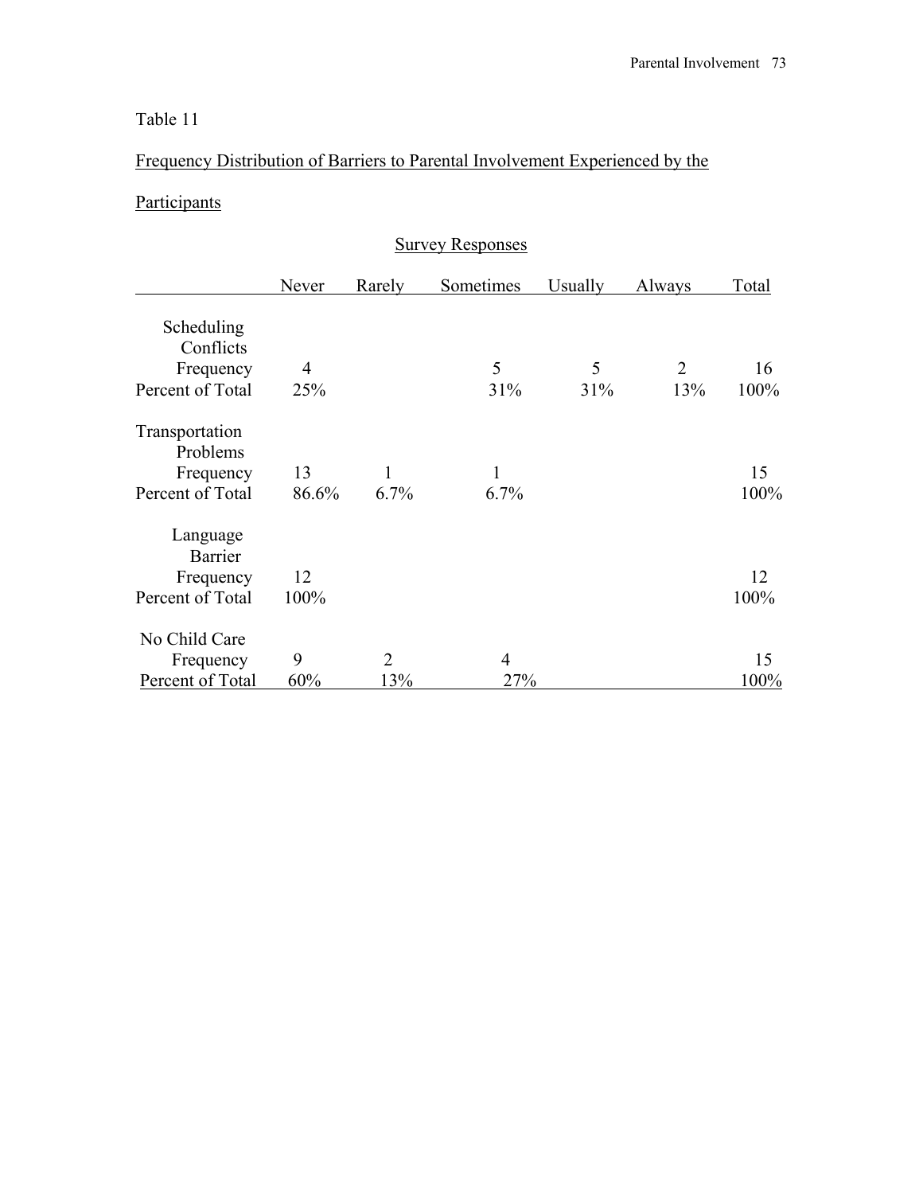Table 11

Frequency Distribution of Barriers to Parental Involvement Experienced by the Participants

| | Survey Responses | | | | | |
|---|---|---|---|---|---|---|
| | Never | Rarely | Sometimes | Usually | Always | Total |
| **Scheduling Conflicts** | | | | | | |
| Frequency | 4 | | 5 | 5 | 2 | 16 |
| Percent of Total | 25% | | 31% | 31% | 13% | 100% |
| **Transportation Problems** | | | | | | |
| Frequency | 13 | 1 | 1 | | | 15 |
| Percent of Total | 86.6% | 6.7% | 6.7% | | | 100% |
| **Language Barrier** | | | | | | |
| Frequency | 12 | | | | | 12 |
| Percent of Total | 100% | | | | | 100% |
| **No Child Care** | | | | | | |
| Frequency | 9 | 2 | 4 | | | 15 |
| Percent of Total | 60% | 13% | 27% | | | 100% |